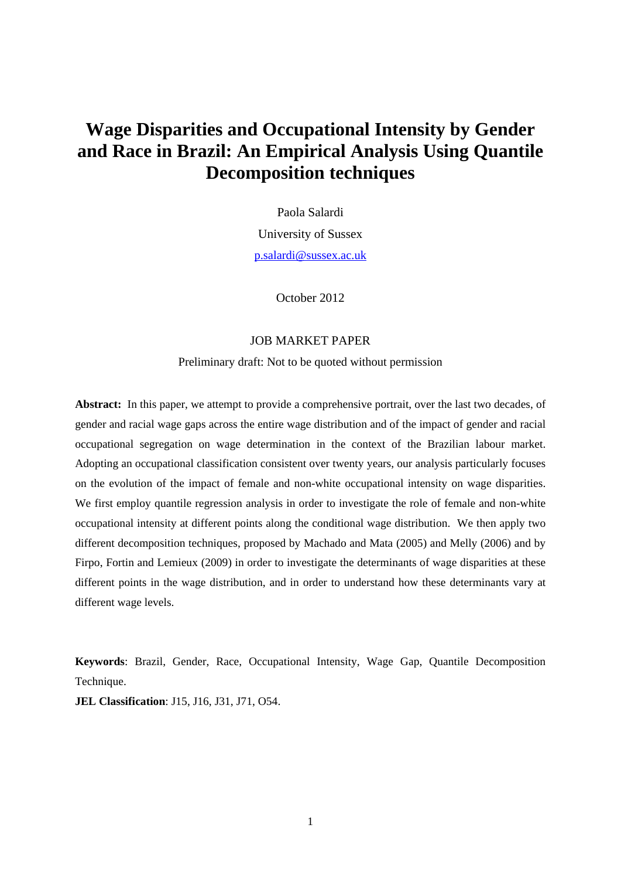# Wage Disparities and Occupational Intensity by Gender and Race in Brazil: An Empirical Analysis Using Quantile Decomposition techniques

Paola Salardi

University of Sussex

p.salardi@sussex.ac.uk

October 2012

JOB MARKET PAPER

Preliminary draft: Not to be quoted without permission

**Abstract:** In this paper, we attempt to provide a comprehensive portrait, over the last two decades, of gender and racial wage gaps across the entire wage distribution and of the impact of gender and racial occupational segregation on wage determination in the context of the Brazilian labour market. Adopting an occupational classification consistent over twenty years, our analysis particularly focuses on the evolution of the impact of female and non-white occupational intensity on wage disparities. We first employ quantile regression analysis in order to investigate the role of female and non-white occupational intensity at different points along the conditional wage distribution. We then apply two different decomposition techniques, proposed by Machado and Mata (2005) and Melly (2006) and by Firpo, Fortin and Lemieux (2009) in order to investigate the determinants of wage disparities at these different points in the wage distribution, and in order to understand how these determinants vary at different wage levels.

**Keywords**: Brazil, Gender, Race, Occupational Intensity, Wage Gap, Quantile Decomposition Technique.

**JEL Classification**: J15, J16, J31, J71, O54.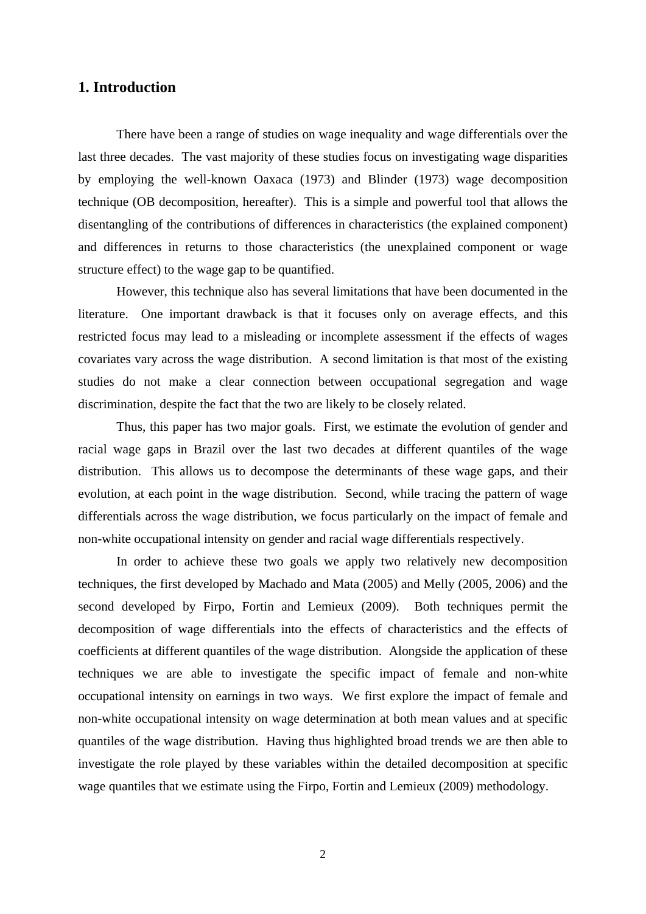## 1. Introduction

There have been a range of studies on wage inequality and wage differentials over the last three decades. The vast majority of these studies focus on investigating wage disparities by employing the well-known Oaxaca (1973) and Blinder (1973) wage decomposition technique (OB decomposition, hereafter). This is a simple and powerful tool that allows the disentangling of the contributions of differences in characteristics (the explained component) and differences in returns to those characteristics (the unexplained component or wage structure effect) to the wage gap to be quantified.

However, this technique also has several limitations that have been documented in the literature. One important drawback is that it focuses only on average effects, and this restricted focus may lead to a misleading or incomplete assessment if the effects of wages covariates vary across the wage distribution. A second limitation is that most of the existing studies do not make a clear connection between occupational segregation and wage discrimination, despite the fact that the two are likely to be closely related.

Thus, this paper has two major goals. First, we estimate the evolution of gender and racial wage gaps in Brazil over the last two decades at different quantiles of the wage distribution. This allows us to decompose the determinants of these wage gaps, and their evolution, at each point in the wage distribution. Second, while tracing the pattern of wage differentials across the wage distribution, we focus particularly on the impact of female and non-white occupational intensity on gender and racial wage differentials respectively.

In order to achieve these two goals we apply two relatively new decomposition techniques, the first developed by Machado and Mata (2005) and Melly (2005, 2006) and the second developed by Firpo, Fortin and Lemieux (2009). Both techniques permit the decomposition of wage differentials into the effects of characteristics and the effects of coefficients at different quantiles of the wage distribution. Alongside the application of these techniques we are able to investigate the specific impact of female and non-white occupational intensity on earnings in two ways. We first explore the impact of female and non-white occupational intensity on wage determination at both mean values and at specific quantiles of the wage distribution. Having thus highlighted broad trends we are then able to investigate the role played by these variables within the detailed decomposition at specific wage quantiles that we estimate using the Firpo, Fortin and Lemieux (2009) methodology.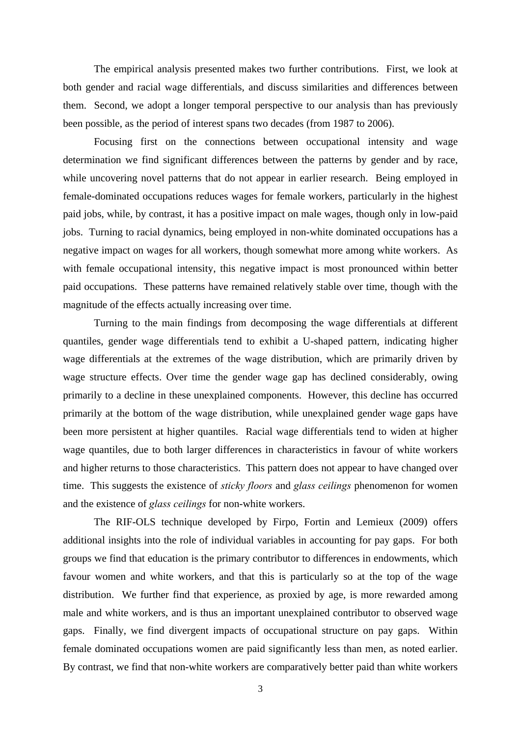The empirical analysis presented makes two further contributions. First, we look at both gender and racial wage differentials, and discuss similarities and differences between them. Second, we adopt a longer temporal perspective to our analysis than has previously been possible, as the period of interest spans two decades (from 1987 to 2006).

Focusing first on the connections between occupational intensity and wage determination we find significant differences between the patterns by gender and by race, while uncovering novel patterns that do not appear in earlier research. Being employed in female-dominated occupations reduces wages for female workers, particularly in the highest paid jobs, while, by contrast, it has a positive impact on male wages, though only in low-paid jobs. Turning to racial dynamics, being employed in non-white dominated occupations has a negative impact on wages for all workers, though somewhat more among white workers. As with female occupational intensity, this negative impact is most pronounced within better paid occupations. These patterns have remained relatively stable over time, though with the magnitude of the effects actually increasing over time.

Turning to the main findings from decomposing the wage differentials at different quantiles, gender wage differentials tend to exhibit a U-shaped pattern, indicating higher wage differentials at the extremes of the wage distribution, which are primarily driven by wage structure effects. Over time the gender wage gap has declined considerably, owing primarily to a decline in these unexplained components. However, this decline has occurred primarily at the bottom of the wage distribution, while unexplained gender wage gaps have been more persistent at higher quantiles. Racial wage differentials tend to widen at higher wage quantiles, due to both larger differences in characteristics in favour of white workers and higher returns to those characteristics. This pattern does not appear to have changed over time. This suggests the existence of *sticky floors* and *glass ceilings* phenomenon for women and the existence of *glass ceilings* for non-white workers.

The RIF-OLS technique developed by Firpo, Fortin and Lemieux (2009) offers additional insights into the role of individual variables in accounting for pay gaps. For both groups we find that education is the primary contributor to differences in endowments, which favour women and white workers, and that this is particularly so at the top of the wage distribution. We further find that experience, as proxied by age, is more rewarded among male and white workers, and is thus an important unexplained contributor to observed wage gaps. Finally, we find divergent impacts of occupational structure on pay gaps. Within female dominated occupations women are paid significantly less than men, as noted earlier. By contrast, we find that non-white workers are comparatively better paid than white workers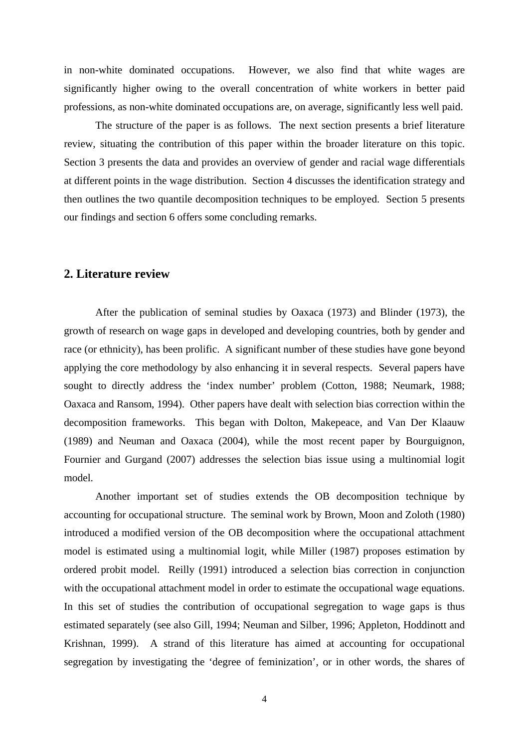in non-white dominated occupations. However, we also find that white wages are significantly higher owing to the overall concentration of white workers in better paid professions, as non-white dominated occupations are, on average, significantly less well paid.

The structure of the paper is as follows. The next section presents a brief literature review, situating the contribution of this paper within the broader literature on this topic. Section 3 presents the data and provides an overview of gender and racial wage differentials at different points in the wage distribution. Section 4 discusses the identification strategy and then outlines the two quantile decomposition techniques to be employed. Section 5 presents our findings and section 6 offers some concluding remarks.

## 2. Literature review

After the publication of seminal studies by Oaxaca (1973) and Blinder (1973), the growth of research on wage gaps in developed and developing countries, both by gender and race (or ethnicity), has been prolific. A significant number of these studies have gone beyond applying the core methodology by also enhancing it in several respects. Several papers have sought to directly address the 'index number' problem (Cotton, 1988; Neumark, 1988; Oaxaca and Ransom, 1994). Other papers have dealt with selection bias correction within the decomposition frameworks. This began with Dolton, Makepeace, and Van Der Klaauw (1989) and Neuman and Oaxaca (2004), while the most recent paper by Bourguignon, Fournier and Gurgand (2007) addresses the selection bias issue using a multinomial logit model.

Another important set of studies extends the OB decomposition technique by accounting for occupational structure. The seminal work by Brown, Moon and Zoloth (1980) introduced a modified version of the OB decomposition where the occupational attachment model is estimated using a multinomial logit, while Miller (1987) proposes estimation by ordered probit model. Reilly (1991) introduced a selection bias correction in conjunction with the occupational attachment model in order to estimate the occupational wage equations. In this set of studies the contribution of occupational segregation to wage gaps is thus estimated separately (see also Gill, 1994; Neuman and Silber, 1996; Appleton, Hoddinott and Krishnan, 1999). A strand of this literature has aimed at accounting for occupational segregation by investigating the 'degree of feminization', or in other words, the shares of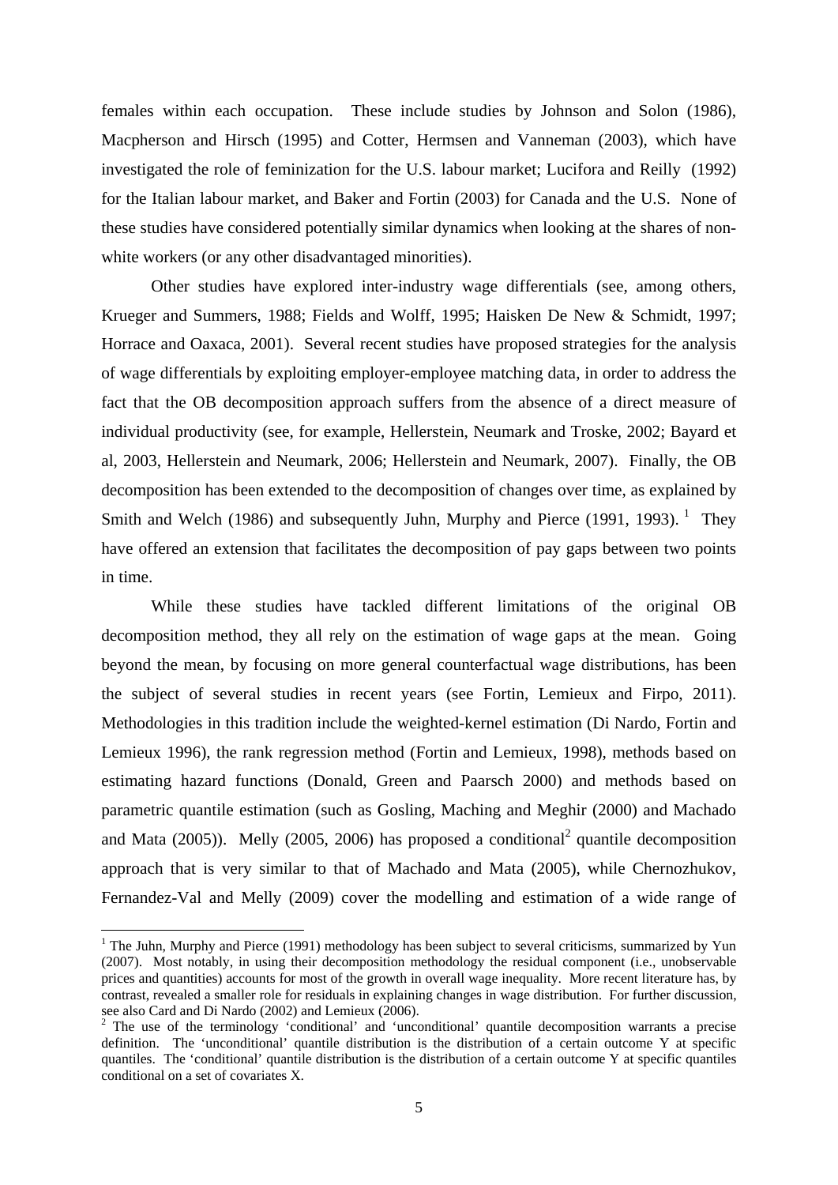females within each occupation. These include studies by Johnson and Solon (1986), Macpherson and Hirsch (1995) and Cotter, Hermsen and Vanneman (2003), which have investigated the role of feminization for the U.S. labour market; Lucifora and Reilly (1992) for the Italian labour market, and Baker and Fortin (2003) for Canada and the U.S. None of these studies have considered potentially similar dynamics when looking at the shares of non-white workers (or any other disadvantaged minorities).

Other studies have explored inter-industry wage differentials (see, among others, Krueger and Summers, 1988; Fields and Wolff, 1995; Haisken De New & Schmidt, 1997; Horrace and Oaxaca, 2001). Several recent studies have proposed strategies for the analysis of wage differentials by exploiting employer-employee matching data, in order to address the fact that the OB decomposition approach suffers from the absence of a direct measure of individual productivity (see, for example, Hellerstein, Neumark and Troske, 2002; Bayard et al, 2003, Hellerstein and Neumark, 2006; Hellerstein and Neumark, 2007). Finally, the OB decomposition has been extended to the decomposition of changes over time, as explained by Smith and Welch (1986) and subsequently Juhn, Murphy and Pierce (1991, 1993). [1] They have offered an extension that facilitates the decomposition of pay gaps between two points in time.

While these studies have tackled different limitations of the original OB decomposition method, they all rely on the estimation of wage gaps at the mean. Going beyond the mean, by focusing on more general counterfactual wage distributions, has been the subject of several studies in recent years (see Fortin, Lemieux and Firpo, 2011). Methodologies in this tradition include the weighted-kernel estimation (Di Nardo, Fortin and Lemieux 1996), the rank regression method (Fortin and Lemieux, 1998), methods based on estimating hazard functions (Donald, Green and Paarsch 2000) and methods based on parametric quantile estimation (such as Gosling, Maching and Meghir (2000) and Machado and Mata (2005)). Melly (2005, 2006) has proposed a conditional[2] quantile decomposition approach that is very similar to that of Machado and Mata (2005), while Chernozhukov, Fernandez-Val and Melly (2009) cover the modelling and estimation of a wide range of

---

[1] The Juhn, Murphy and Pierce (1991) methodology has been subject to several criticisms, summarized by Yun (2007). Most notably, in using their decomposition methodology the residual component (i.e., unobservable prices and quantities) accounts for most of the growth in overall wage inequality. More recent literature has, by contrast, revealed a smaller role for residuals in explaining changes in wage distribution. For further discussion, see also Card and Di Nardo (2002) and Lemieux (2006).

[2] The use of the terminology 'conditional' and 'unconditional' quantile decomposition warrants a precise definition. The 'unconditional' quantile distribution is the distribution of a certain outcome Y at specific quantiles. The 'conditional' quantile distribution is the distribution of a certain outcome Y at specific quantiles conditional on a set of covariates X.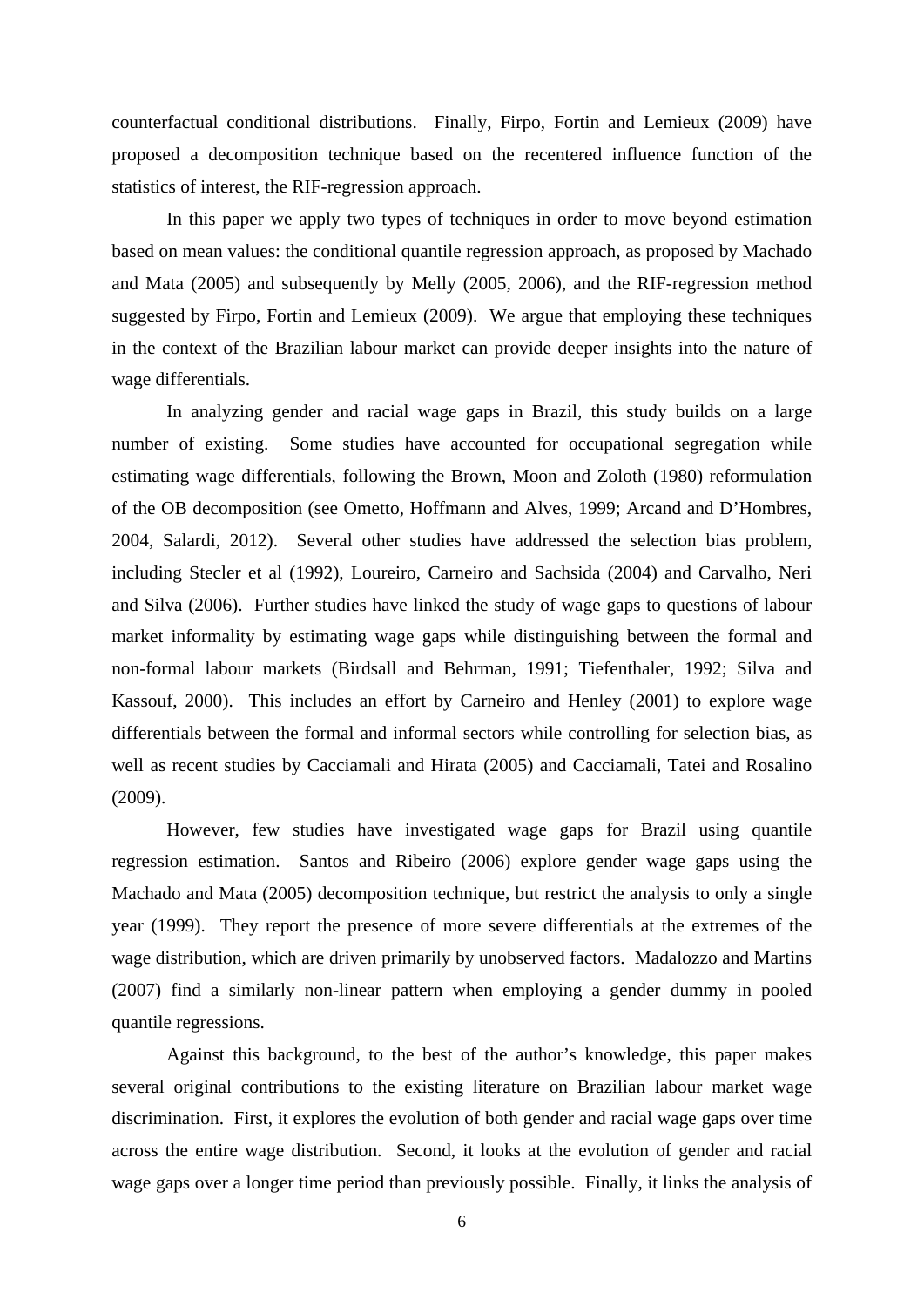counterfactual conditional distributions. Finally, Firpo, Fortin and Lemieux (2009) have proposed a decomposition technique based on the recentered influence function of the statistics of interest, the RIF-regression approach.

In this paper we apply two types of techniques in order to move beyond estimation based on mean values: the conditional quantile regression approach, as proposed by Machado and Mata (2005) and subsequently by Melly (2005, 2006), and the RIF-regression method suggested by Firpo, Fortin and Lemieux (2009). We argue that employing these techniques in the context of the Brazilian labour market can provide deeper insights into the nature of wage differentials.

In analyzing gender and racial wage gaps in Brazil, this study builds on a large number of existing. Some studies have accounted for occupational segregation while estimating wage differentials, following the Brown, Moon and Zoloth (1980) reformulation of the OB decomposition (see Ometto, Hoffmann and Alves, 1999; Arcand and D'Hombres, 2004, Salardi, 2012). Several other studies have addressed the selection bias problem, including Stecler et al (1992), Loureiro, Carneiro and Sachsida (2004) and Carvalho, Neri and Silva (2006). Further studies have linked the study of wage gaps to questions of labour market informality by estimating wage gaps while distinguishing between the formal and non-formal labour markets (Birdsall and Behrman, 1991; Tiefenthaler, 1992; Silva and Kassouf, 2000). This includes an effort by Carneiro and Henley (2001) to explore wage differentials between the formal and informal sectors while controlling for selection bias, as well as recent studies by Cacciamali and Hirata (2005) and Cacciamali, Tatei and Rosalino (2009).

However, few studies have investigated wage gaps for Brazil using quantile regression estimation. Santos and Ribeiro (2006) explore gender wage gaps using the Machado and Mata (2005) decomposition technique, but restrict the analysis to only a single year (1999). They report the presence of more severe differentials at the extremes of the wage distribution, which are driven primarily by unobserved factors. Madalozzo and Martins (2007) find a similarly non-linear pattern when employing a gender dummy in pooled quantile regressions.

Against this background, to the best of the author's knowledge, this paper makes several original contributions to the existing literature on Brazilian labour market wage discrimination. First, it explores the evolution of both gender and racial wage gaps over time across the entire wage distribution. Second, it looks at the evolution of gender and racial wage gaps over a longer time period than previously possible. Finally, it links the analysis of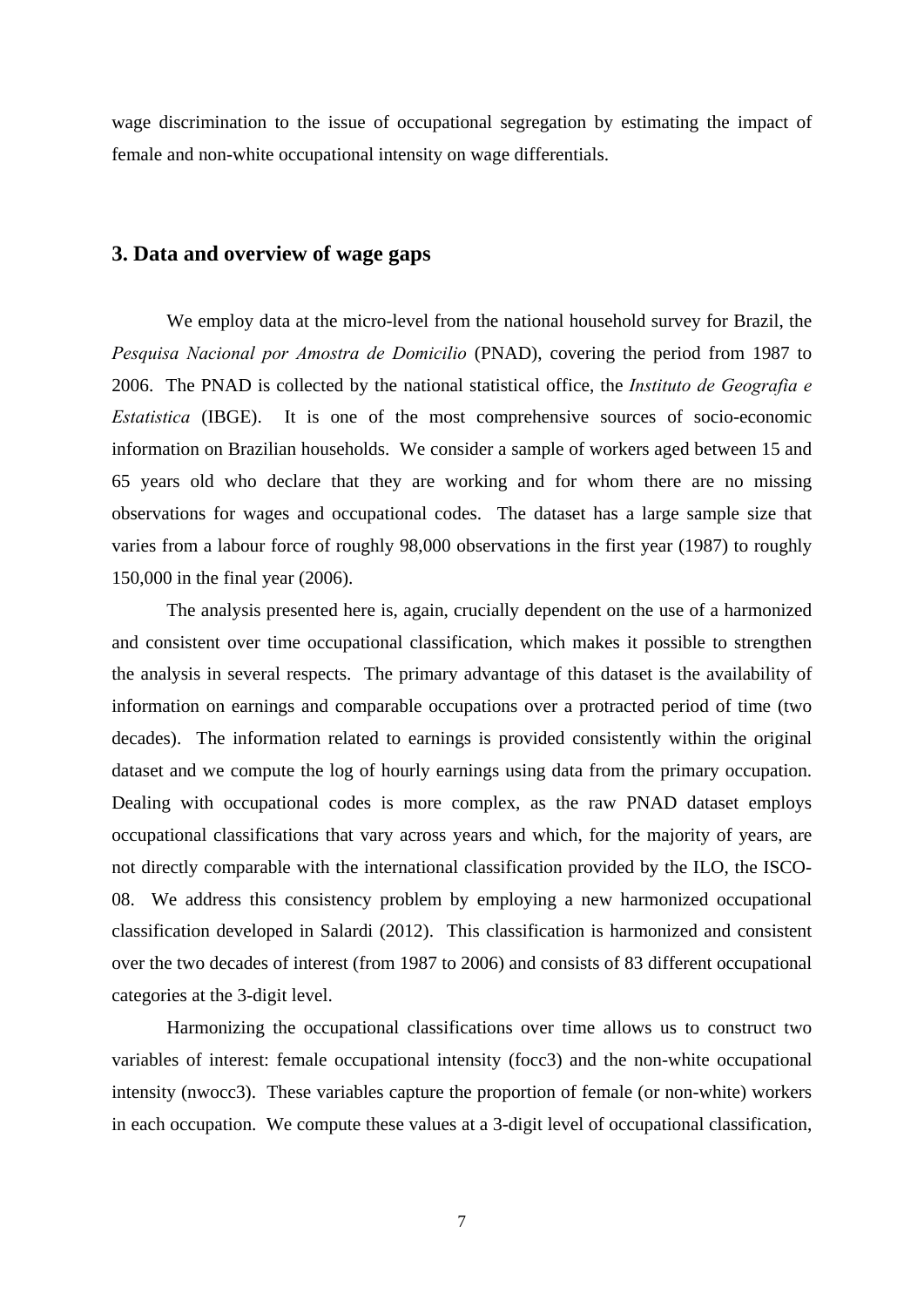wage discrimination to the issue of occupational segregation by estimating the impact of female and non-white occupational intensity on wage differentials.

## 3. Data and overview of wage gaps

We employ data at the micro-level from the national household survey for Brazil, the *Pesquisa Nacional por Amostra de Domicilio* (PNAD), covering the period from 1987 to 2006. The PNAD is collected by the national statistical office, the *Instituto de Geografia e Estatistica* (IBGE). It is one of the most comprehensive sources of socio-economic information on Brazilian households. We consider a sample of workers aged between 15 and 65 years old who declare that they are working and for whom there are no missing observations for wages and occupational codes. The dataset has a large sample size that varies from a labour force of roughly 98,000 observations in the first year (1987) to roughly 150,000 in the final year (2006).

The analysis presented here is, again, crucially dependent on the use of a harmonized and consistent over time occupational classification, which makes it possible to strengthen the analysis in several respects. The primary advantage of this dataset is the availability of information on earnings and comparable occupations over a protracted period of time (two decades). The information related to earnings is provided consistently within the original dataset and we compute the log of hourly earnings using data from the primary occupation. Dealing with occupational codes is more complex, as the raw PNAD dataset employs occupational classifications that vary across years and which, for the majority of years, are not directly comparable with the international classification provided by the ILO, the ISCO-08. We address this consistency problem by employing a new harmonized occupational classification developed in Salardi (2012). This classification is harmonized and consistent over the two decades of interest (from 1987 to 2006) and consists of 83 different occupational categories at the 3-digit level.

Harmonizing the occupational classifications over time allows us to construct two variables of interest: female occupational intensity (focc3) and the non-white occupational intensity (nwocc3). These variables capture the proportion of female (or non-white) workers in each occupation. We compute these values at a 3-digit level of occupational classification,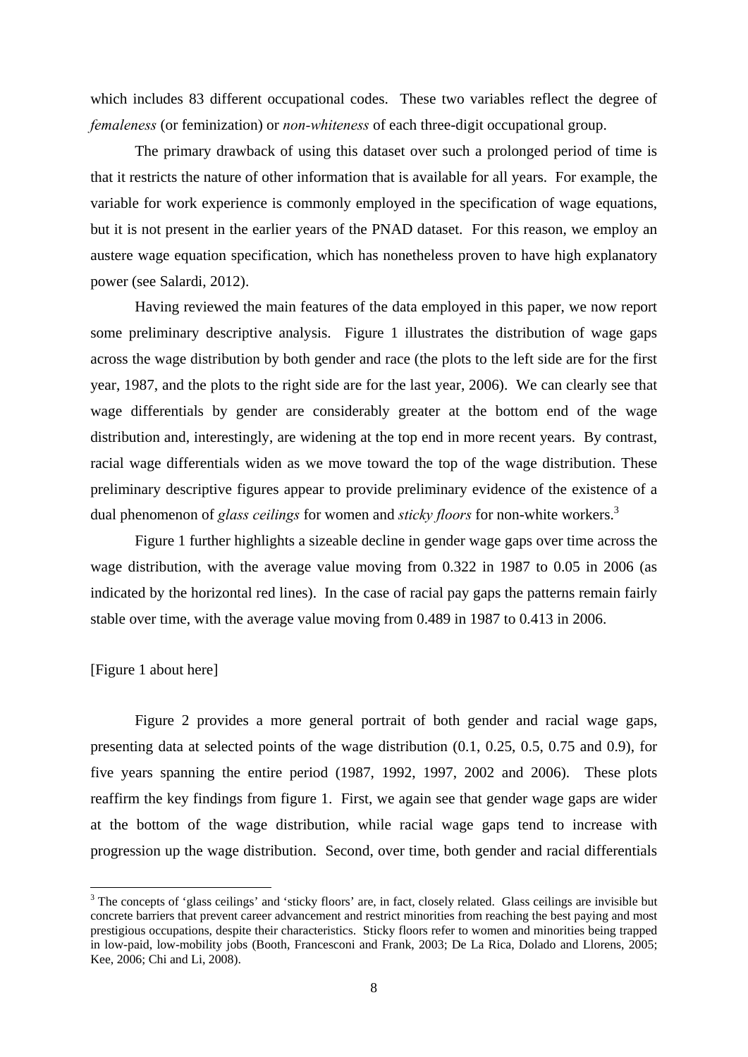which includes 83 different occupational codes. These two variables reflect the degree of *femaleness* (or feminization) or *non-whiteness* of each three-digit occupational group.

The primary drawback of using this dataset over such a prolonged period of time is that it restricts the nature of other information that is available for all years. For example, the variable for work experience is commonly employed in the specification of wage equations, but it is not present in the earlier years of the PNAD dataset. For this reason, we employ an austere wage equation specification, which has nonetheless proven to have high explanatory power (see Salardi, 2012).

Having reviewed the main features of the data employed in this paper, we now report some preliminary descriptive analysis. Figure 1 illustrates the distribution of wage gaps across the wage distribution by both gender and race (the plots to the left side are for the first year, 1987, and the plots to the right side are for the last year, 2006). We can clearly see that wage differentials by gender are considerably greater at the bottom end of the wage distribution and, interestingly, are widening at the top end in more recent years. By contrast, racial wage differentials widen as we move toward the top of the wage distribution. These preliminary descriptive figures appear to provide preliminary evidence of the existence of a dual phenomenon of *glass ceilings* for women and *sticky floors* for non-white workers.[3]

Figure 1 further highlights a sizeable decline in gender wage gaps over time across the wage distribution, with the average value moving from 0.322 in 1987 to 0.05 in 2006 (as indicated by the horizontal red lines). In the case of racial pay gaps the patterns remain fairly stable over time, with the average value moving from 0.489 in 1987 to 0.413 in 2006.

[Figure 1 about here]

Figure 2 provides a more general portrait of both gender and racial wage gaps, presenting data at selected points of the wage distribution (0.1, 0.25, 0.5, 0.75 and 0.9), for five years spanning the entire period (1987, 1992, 1997, 2002 and 2006). These plots reaffirm the key findings from figure 1. First, we again see that gender wage gaps are wider at the bottom of the wage distribution, while racial wage gaps tend to increase with progression up the wage distribution. Second, over time, both gender and racial differentials

[3] The concepts of 'glass ceilings' and 'sticky floors' are, in fact, closely related. Glass ceilings are invisible but concrete barriers that prevent career advancement and restrict minorities from reaching the best paying and most prestigious occupations, despite their characteristics. Sticky floors refer to women and minorities being trapped in low-paid, low-mobility jobs (Booth, Francesconi and Frank, 2003; De La Rica, Dolado and Llorens, 2005; Kee, 2006; Chi and Li, 2008).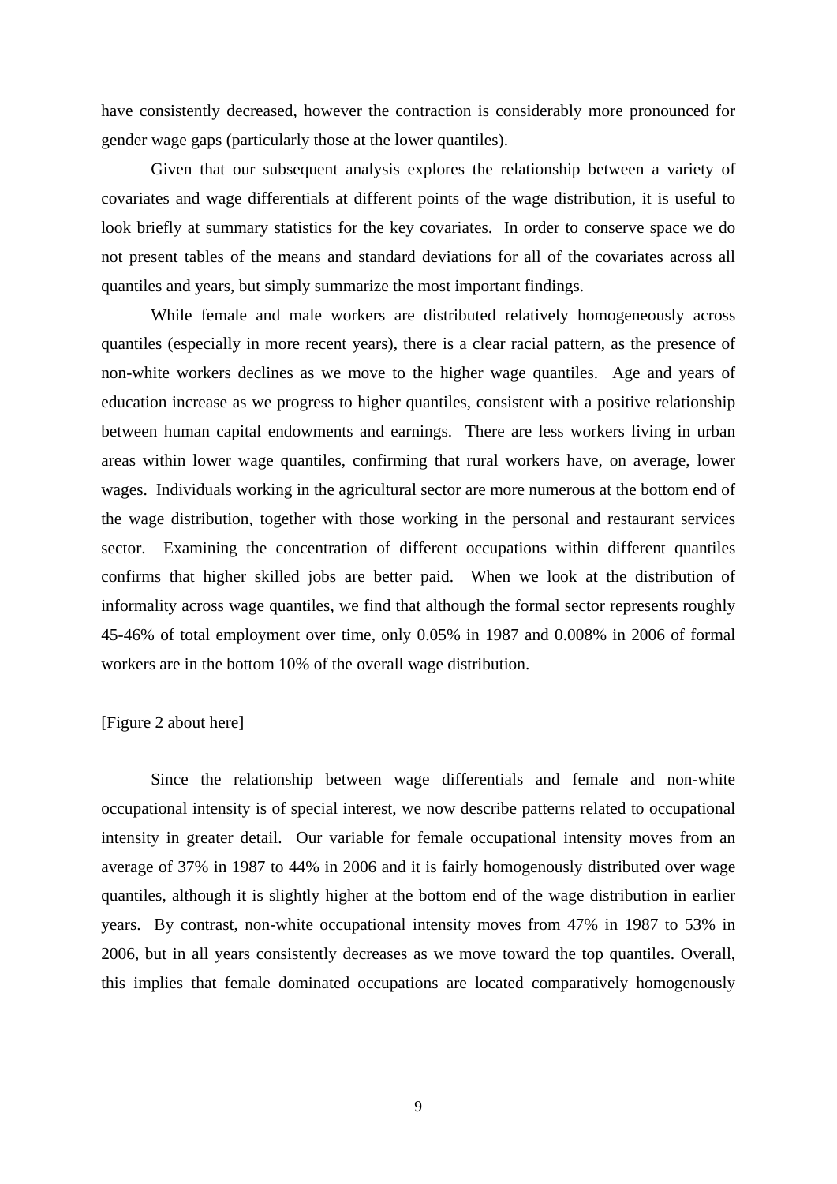have consistently decreased, however the contraction is considerably more pronounced for gender wage gaps (particularly those at the lower quantiles).

Given that our subsequent analysis explores the relationship between a variety of covariates and wage differentials at different points of the wage distribution, it is useful to look briefly at summary statistics for the key covariates. In order to conserve space we do not present tables of the means and standard deviations for all of the covariates across all quantiles and years, but simply summarize the most important findings.

While female and male workers are distributed relatively homogeneously across quantiles (especially in more recent years), there is a clear racial pattern, as the presence of non-white workers declines as we move to the higher wage quantiles. Age and years of education increase as we progress to higher quantiles, consistent with a positive relationship between human capital endowments and earnings. There are less workers living in urban areas within lower wage quantiles, confirming that rural workers have, on average, lower wages. Individuals working in the agricultural sector are more numerous at the bottom end of the wage distribution, together with those working in the personal and restaurant services sector. Examining the concentration of different occupations within different quantiles confirms that higher skilled jobs are better paid. When we look at the distribution of informality across wage quantiles, we find that although the formal sector represents roughly 45-46% of total employment over time, only 0.05% in 1987 and 0.008% in 2006 of formal workers are in the bottom 10% of the overall wage distribution.

[Figure 2 about here]

Since the relationship between wage differentials and female and non-white occupational intensity is of special interest, we now describe patterns related to occupational intensity in greater detail. Our variable for female occupational intensity moves from an average of 37% in 1987 to 44% in 2006 and it is fairly homogenously distributed over wage quantiles, although it is slightly higher at the bottom end of the wage distribution in earlier years. By contrast, non-white occupational intensity moves from 47% in 1987 to 53% in 2006, but in all years consistently decreases as we move toward the top quantiles. Overall, this implies that female dominated occupations are located comparatively homogenously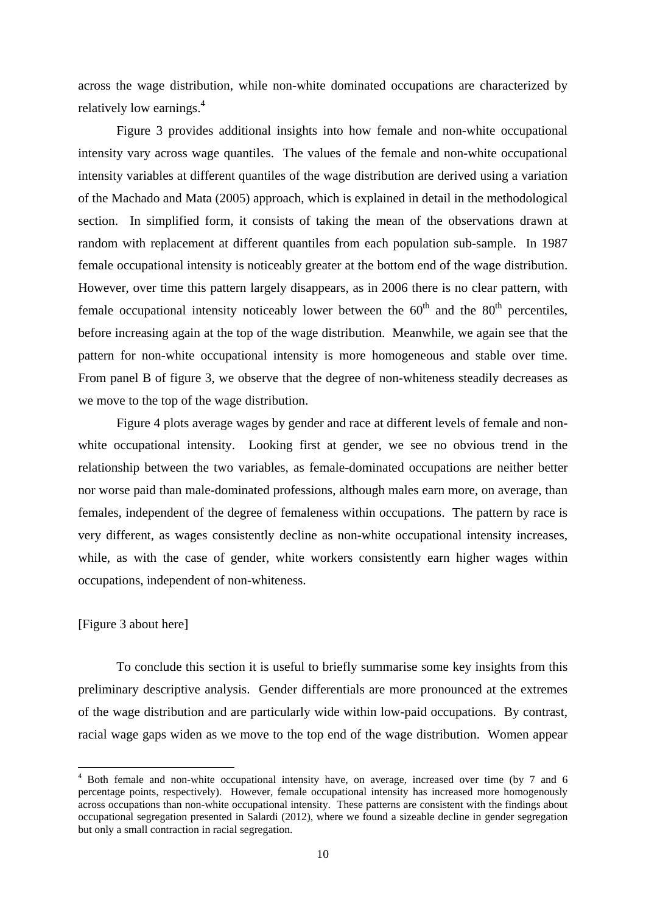across the wage distribution, while non-white dominated occupations are characterized by relatively low earnings.[4]

Figure 3 provides additional insights into how female and non-white occupational intensity vary across wage quantiles. The values of the female and non-white occupational intensity variables at different quantiles of the wage distribution are derived using a variation of the Machado and Mata (2005) approach, which is explained in detail in the methodological section. In simplified form, it consists of taking the mean of the observations drawn at random with replacement at different quantiles from each population sub-sample. In 1987 female occupational intensity is noticeably greater at the bottom end of the wage distribution. However, over time this pattern largely disappears, as in 2006 there is no clear pattern, with female occupational intensity noticeably lower between the 60[th] and the 80[th] percentiles, before increasing again at the top of the wage distribution. Meanwhile, we again see that the pattern for non-white occupational intensity is more homogeneous and stable over time. From panel B of figure 3, we observe that the degree of non-whiteness steadily decreases as we move to the top of the wage distribution.

Figure 4 plots average wages by gender and race at different levels of female and non-white occupational intensity. Looking first at gender, we see no obvious trend in the relationship between the two variables, as female-dominated occupations are neither better nor worse paid than male-dominated professions, although males earn more, on average, than females, independent of the degree of femaleness within occupations. The pattern by race is very different, as wages consistently decline as non-white occupational intensity increases, while, as with the case of gender, white workers consistently earn higher wages within occupations, independent of non-whiteness.

[Figure 3 about here]

To conclude this section it is useful to briefly summarise some key insights from this preliminary descriptive analysis. Gender differentials are more pronounced at the extremes of the wage distribution and are particularly wide within low-paid occupations. By contrast, racial wage gaps widen as we move to the top end of the wage distribution. Women appear

[4] Both female and non-white occupational intensity have, on average, increased over time (by 7 and 6 percentage points, respectively). However, female occupational intensity has increased more homogenously across occupations than non-white occupational intensity. These patterns are consistent with the findings about occupational segregation presented in Salardi (2012), where we found a sizeable decline in gender segregation but only a small contraction in racial segregation.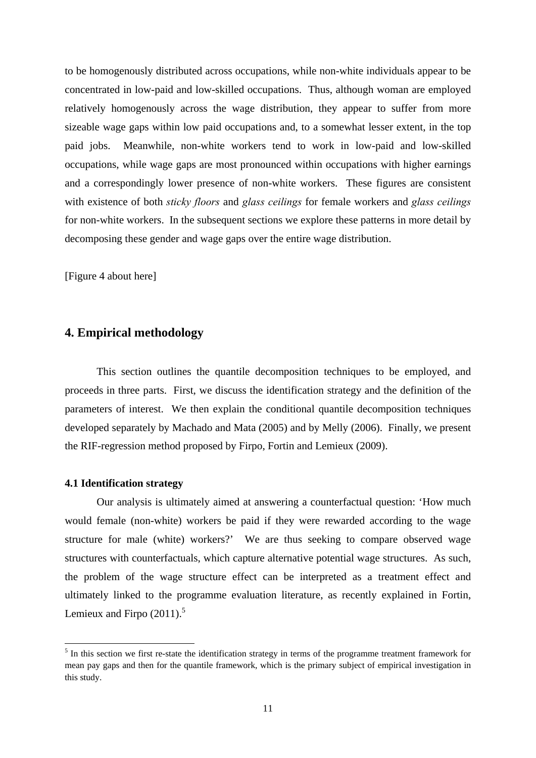to be homogenously distributed across occupations, while non-white individuals appear to be concentrated in low-paid and low-skilled occupations. Thus, although woman are employed relatively homogenously across the wage distribution, they appear to suffer from more sizeable wage gaps within low paid occupations and, to a somewhat lesser extent, in the top paid jobs. Meanwhile, non-white workers tend to work in low-paid and low-skilled occupations, while wage gaps are most pronounced within occupations with higher earnings and a correspondingly lower presence of non-white workers. These figures are consistent with existence of both *sticky floors* and *glass ceilings* for female workers and *glass ceilings* for non-white workers. In the subsequent sections we explore these patterns in more detail by decomposing these gender and wage gaps over the entire wage distribution.

[Figure 4 about here]

## 4. Empirical methodology

This section outlines the quantile decomposition techniques to be employed, and proceeds in three parts. First, we discuss the identification strategy and the definition of the parameters of interest. We then explain the conditional quantile decomposition techniques developed separately by Machado and Mata (2005) and by Melly (2006). Finally, we present the RIF-regression method proposed by Firpo, Fortin and Lemieux (2009).

### 4.1 Identification strategy

Our analysis is ultimately aimed at answering a counterfactual question: 'How much would female (non-white) workers be paid if they were rewarded according to the wage structure for male (white) workers?' We are thus seeking to compare observed wage structures with counterfactuals, which capture alternative potential wage structures. As such, the problem of the wage structure effect can be interpreted as a treatment effect and ultimately linked to the programme evaluation literature, as recently explained in Fortin, Lemieux and Firpo (2011).[5]

[5] In this section we first re-state the identification strategy in terms of the programme treatment framework for mean pay gaps and then for the quantile framework, which is the primary subject of empirical investigation in this study.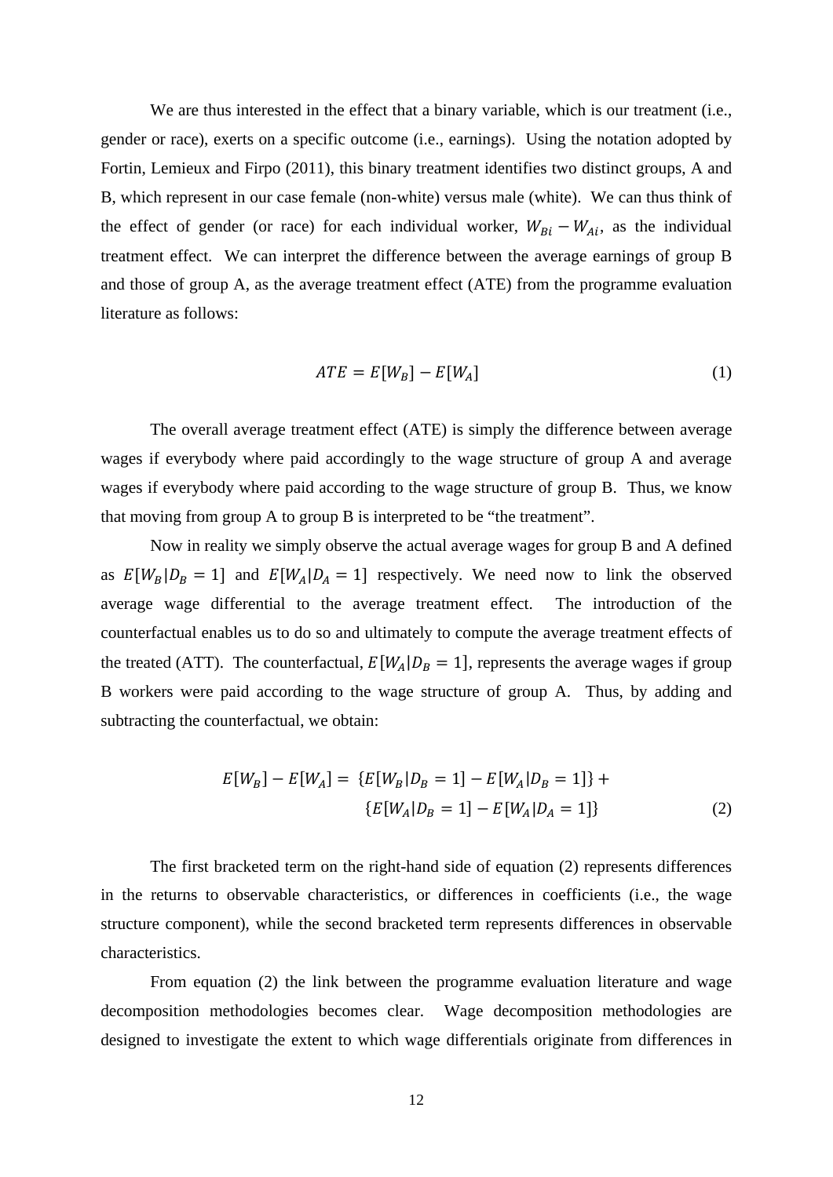We are thus interested in the effect that a binary variable, which is our treatment (i.e., gender or race), exerts on a specific outcome (i.e., earnings). Using the notation adopted by Fortin, Lemieux and Firpo (2011), this binary treatment identifies two distinct groups, A and B, which represent in our case female (non-white) versus male (white). We can thus think of the effect of gender (or race) for each individual worker, $W_{Bi} - W_{Ai}$, as the individual treatment effect. We can interpret the difference between the average earnings of group B and those of group A, as the average treatment effect (ATE) from the programme evaluation literature as follows:

$$ATE = E[W_B] - E[W_A] \tag{1}$$

The overall average treatment effect (ATE) is simply the difference between average wages if everybody where paid accordingly to the wage structure of group A and average wages if everybody where paid according to the wage structure of group B. Thus, we know that moving from group A to group B is interpreted to be "the treatment".

Now in reality we simply observe the actual average wages for group B and A defined as $E[W_B|D_B = 1]$ and $E[W_A|D_A = 1]$ respectively. We need now to link the observed average wage differential to the average treatment effect. The introduction of the counterfactual enables us to do so and ultimately to compute the average treatment effects of the treated (ATT). The counterfactual, $E[W_A|D_B = 1]$, represents the average wages if group B workers were paid according to the wage structure of group A. Thus, by adding and subtracting the counterfactual, we obtain:

$$\begin{aligned} E[W_B] - E[W_A] = \ & \{E[W_B|D_B = 1] - E[W_A|D_B = 1]\} + \\ & \{E[W_A|D_B = 1] - E[W_A|D_A = 1]\} \end{aligned} \tag{2}$$

The first bracketed term on the right-hand side of equation (2) represents differences in the returns to observable characteristics, or differences in coefficients (i.e., the wage structure component), while the second bracketed term represents differences in observable characteristics.

From equation (2) the link between the programme evaluation literature and wage decomposition methodologies becomes clear. Wage decomposition methodologies are designed to investigate the extent to which wage differentials originate from differences in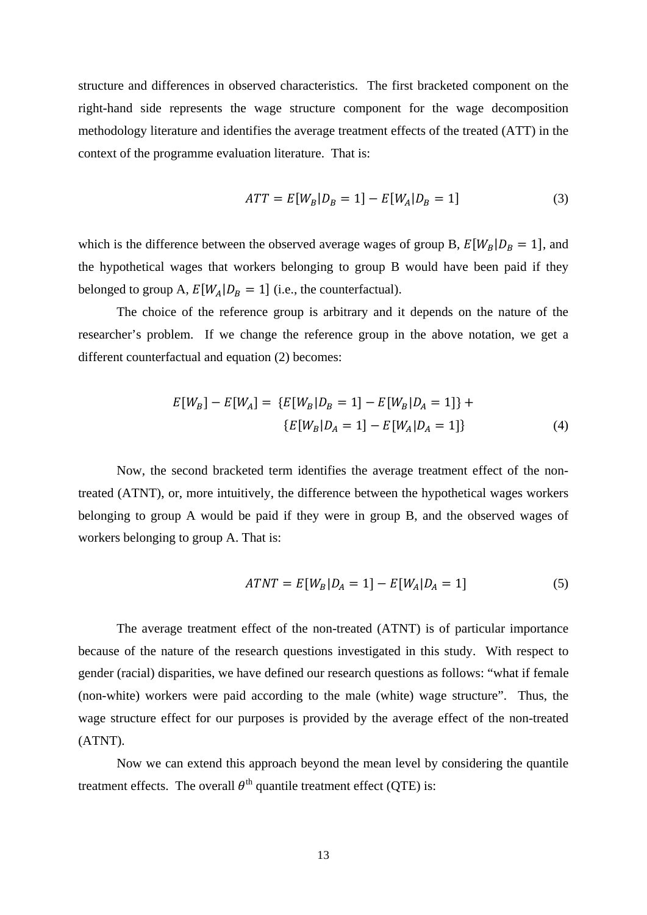structure and differences in observed characteristics. The first bracketed component on the right-hand side represents the wage structure component for the wage decomposition methodology literature and identifies the average treatment effects of the treated (ATT) in the context of the programme evaluation literature. That is:

$$ATT = E[W_B|D_B = 1] - E[W_A|D_B = 1] \tag{3}$$

which is the difference between the observed average wages of group B, $E[W_B|D_B = 1]$, and the hypothetical wages that workers belonging to group B would have been paid if they belonged to group A, $E[W_A|D_B = 1]$ (i.e., the counterfactual).

The choice of the reference group is arbitrary and it depends on the nature of the researcher's problem. If we change the reference group in the above notation, we get a different counterfactual and equation (2) becomes:

$$\begin{aligned} E[W_B] - E[W_A] = \; & \{E[W_B|D_B = 1] - E[W_B|D_A = 1]\} + \\ & \{E[W_B|D_A = 1] - E[W_A|D_A = 1]\} \end{aligned} \tag{4}$$

Now, the second bracketed term identifies the average treatment effect of the non-treated (ATNT), or, more intuitively, the difference between the hypothetical wages workers belonging to group A would be paid if they were in group B, and the observed wages of workers belonging to group A. That is:

$$ATNT = E[W_B|D_A = 1] - E[W_A|D_A = 1] \tag{5}$$

The average treatment effect of the non-treated (ATNT) is of particular importance because of the nature of the research questions investigated in this study. With respect to gender (racial) disparities, we have defined our research questions as follows: "what if female (non-white) workers were paid according to the male (white) wage structure". Thus, the wage structure effect for our purposes is provided by the average effect of the non-treated (ATNT).

Now we can extend this approach beyond the mean level by considering the quantile treatment effects. The overall $\theta^{\text{th}}$ quantile treatment effect (QTE) is: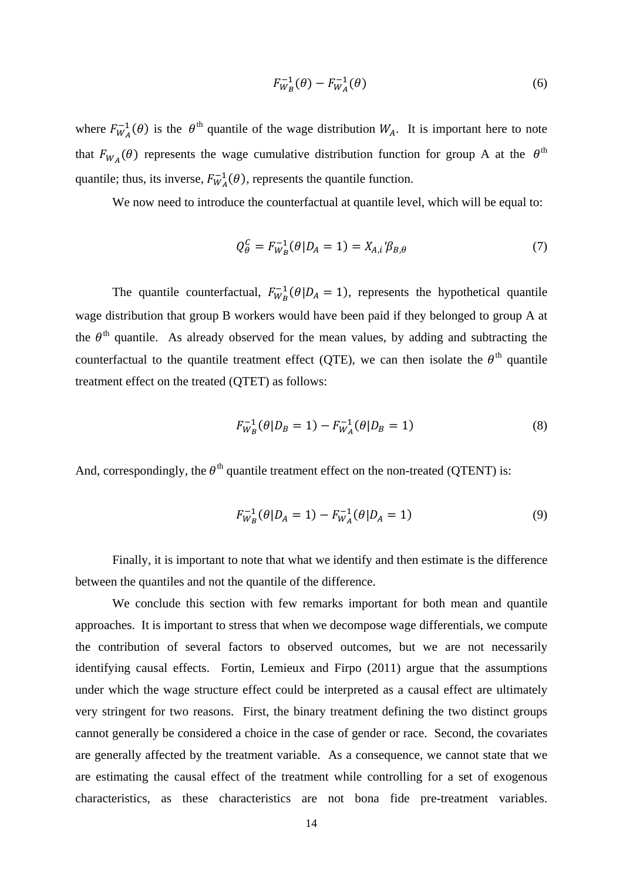$$F_{W_B}^{-1}(\theta) - F_{W_A}^{-1}(\theta) \tag{6}$$

where $F_{W_A}^{-1}(\theta)$ is the $\theta^{\text{th}}$ quantile of the wage distribution $W_A$. It is important here to note that $F_{W_A}(\theta)$ represents the wage cumulative distribution function for group A at the $\theta^{\text{th}}$ quantile; thus, its inverse, $F_{W_A}^{-1}(\theta)$, represents the quantile function.

We now need to introduce the counterfactual at quantile level, which will be equal to:

$$Q_\theta^C = F_{W_B}^{-1}(\theta|D_A = 1) = X_{A,i}{'}\beta_{B,\theta} \tag{7}$$

The quantile counterfactual, $F_{W_B}^{-1}(\theta|D_A = 1)$, represents the hypothetical quantile wage distribution that group B workers would have been paid if they belonged to group A at the $\theta^{\text{th}}$ quantile. As already observed for the mean values, by adding and subtracting the counterfactual to the quantile treatment effect (QTE), we can then isolate the $\theta^{\text{th}}$ quantile treatment effect on the treated (QTET) as follows:

$$F_{W_B}^{-1}(\theta|D_B = 1) - F_{W_A}^{-1}(\theta|D_B = 1) \tag{8}$$

And, correspondingly, the $\theta^{\text{th}}$ quantile treatment effect on the non-treated (QTENT) is:

$$F_{W_B}^{-1}(\theta|D_A = 1) - F_{W_A}^{-1}(\theta|D_A = 1) \tag{9}$$

Finally, it is important to note that what we identify and then estimate is the difference between the quantiles and not the quantile of the difference.

We conclude this section with few remarks important for both mean and quantile approaches. It is important to stress that when we decompose wage differentials, we compute the contribution of several factors to observed outcomes, but we are not necessarily identifying causal effects. Fortin, Lemieux and Firpo (2011) argue that the assumptions under which the wage structure effect could be interpreted as a causal effect are ultimately very stringent for two reasons. First, the binary treatment defining the two distinct groups cannot generally be considered a choice in the case of gender or race. Second, the covariates are generally affected by the treatment variable. As a consequence, we cannot state that we are estimating the causal effect of the treatment while controlling for a set of exogenous characteristics, as these characteristics are not bona fide pre-treatment variables.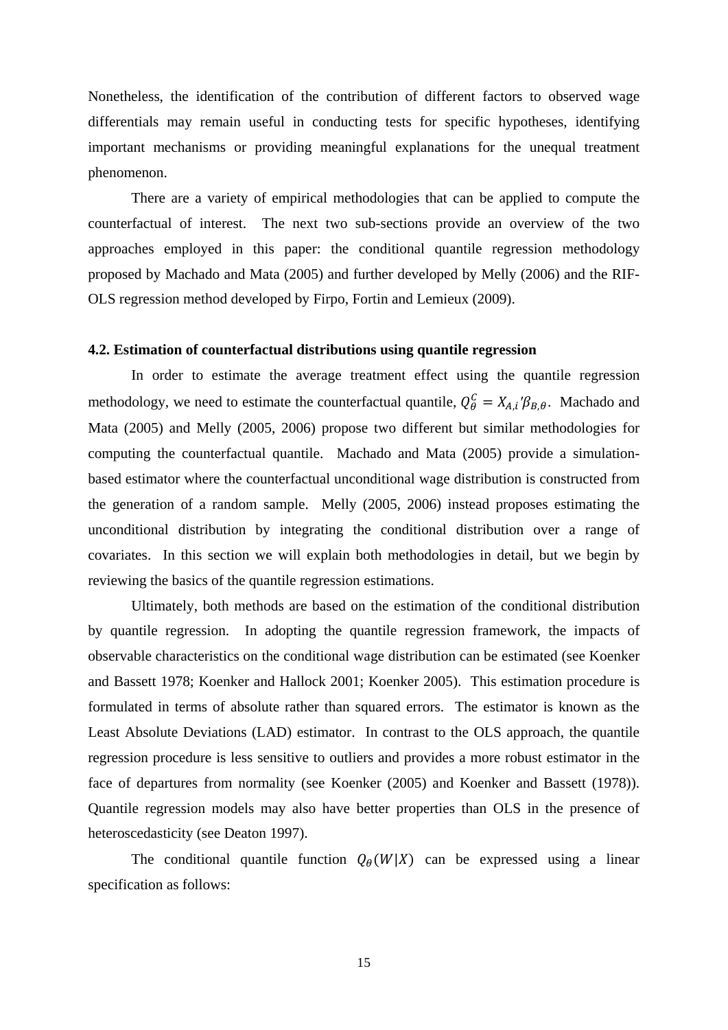Nonetheless, the identification of the contribution of different factors to observed wage differentials may remain useful in conducting tests for specific hypotheses, identifying important mechanisms or providing meaningful explanations for the unequal treatment phenomenon.

There are a variety of empirical methodologies that can be applied to compute the counterfactual of interest. The next two sub-sections provide an overview of the two approaches employed in this paper: the conditional quantile regression methodology proposed by Machado and Mata (2005) and further developed by Melly (2006) and the RIF-OLS regression method developed by Firpo, Fortin and Lemieux (2009).

### 4.2. Estimation of counterfactual distributions using quantile regression

In order to estimate the average treatment effect using the quantile regression methodology, we need to estimate the counterfactual quantile, $Q_{\theta}^{C} = X_{A,i}{}'\beta_{B,\theta}$. Machado and Mata (2005) and Melly (2005, 2006) propose two different but similar methodologies for computing the counterfactual quantile. Machado and Mata (2005) provide a simulation-based estimator where the counterfactual unconditional wage distribution is constructed from the generation of a random sample. Melly (2005, 2006) instead proposes estimating the unconditional distribution by integrating the conditional distribution over a range of covariates. In this section we will explain both methodologies in detail, but we begin by reviewing the basics of the quantile regression estimations.

Ultimately, both methods are based on the estimation of the conditional distribution by quantile regression. In adopting the quantile regression framework, the impacts of observable characteristics on the conditional wage distribution can be estimated (see Koenker and Bassett 1978; Koenker and Hallock 2001; Koenker 2005). This estimation procedure is formulated in terms of absolute rather than squared errors. The estimator is known as the Least Absolute Deviations (LAD) estimator. In contrast to the OLS approach, the quantile regression procedure is less sensitive to outliers and provides a more robust estimator in the face of departures from normality (see Koenker (2005) and Koenker and Bassett (1978)). Quantile regression models may also have better properties than OLS in the presence of heteroscedasticity (see Deaton 1997).

The conditional quantile function $Q_{\theta}(W|X)$ can be expressed using a linear specification as follows: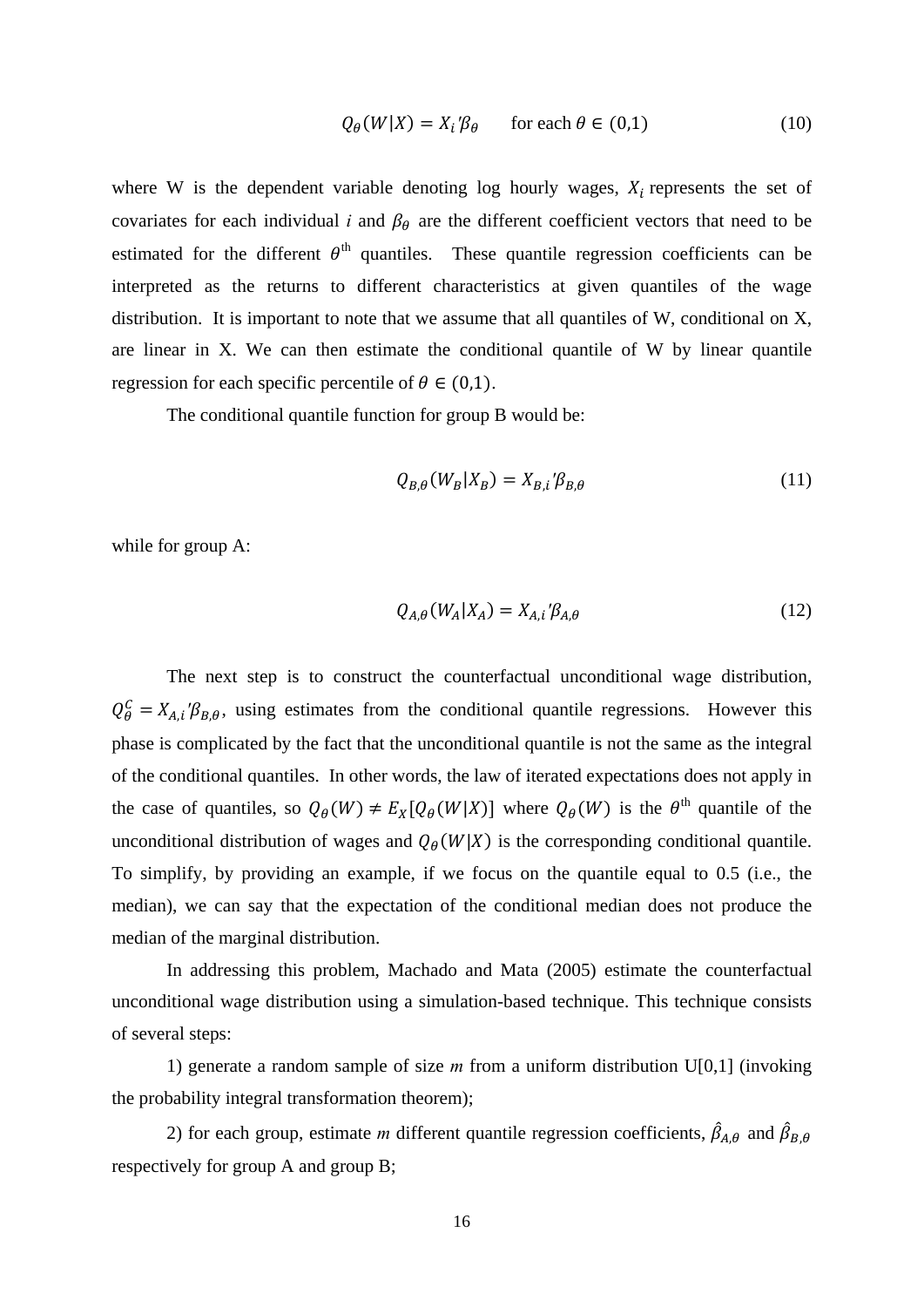$$Q_\theta(W|X) = X_i'\beta_\theta \qquad \text{for each } \theta \in (0,1) \tag{10}$$

where W is the dependent variable denoting log hourly wages, $X_i$ represents the set of covariates for each individual *i* and $\beta_\theta$ are the different coefficient vectors that need to be estimated for the different $\theta^{\text{th}}$ quantiles. These quantile regression coefficients can be interpreted as the returns to different characteristics at given quantiles of the wage distribution. It is important to note that we assume that all quantiles of W, conditional on X, are linear in X. We can then estimate the conditional quantile of W by linear quantile regression for each specific percentile of $\theta \in (0,1)$.

The conditional quantile function for group B would be:

$$Q_{B,\theta}(W_B|X_B) = X_{B,i}'\beta_{B,\theta} \tag{11}$$

while for group A:

$$Q_{A,\theta}(W_A|X_A) = X_{A,i}'\beta_{A,\theta} \tag{12}$$

The next step is to construct the counterfactual unconditional wage distribution, $Q_\theta^C = X_{A,i}'\beta_{B,\theta}$, using estimates from the conditional quantile regressions. However this phase is complicated by the fact that the unconditional quantile is not the same as the integral of the conditional quantiles. In other words, the law of iterated expectations does not apply in the case of quantiles, so $Q_\theta(W) \neq E_X[Q_\theta(W|X)]$ where $Q_\theta(W)$ is the $\theta^{\text{th}}$ quantile of the unconditional distribution of wages and $Q_\theta(W|X)$ is the corresponding conditional quantile. To simplify, by providing an example, if we focus on the quantile equal to 0.5 (i.e., the median), we can say that the expectation of the conditional median does not produce the median of the marginal distribution.

In addressing this problem, Machado and Mata (2005) estimate the counterfactual unconditional wage distribution using a simulation-based technique. This technique consists of several steps:

1) generate a random sample of size *m* from a uniform distribution U[0,1] (invoking the probability integral transformation theorem);

2) for each group, estimate *m* different quantile regression coefficients, $\hat{\beta}_{A,\theta}$ and $\hat{\beta}_{B,\theta}$ respectively for group A and group B;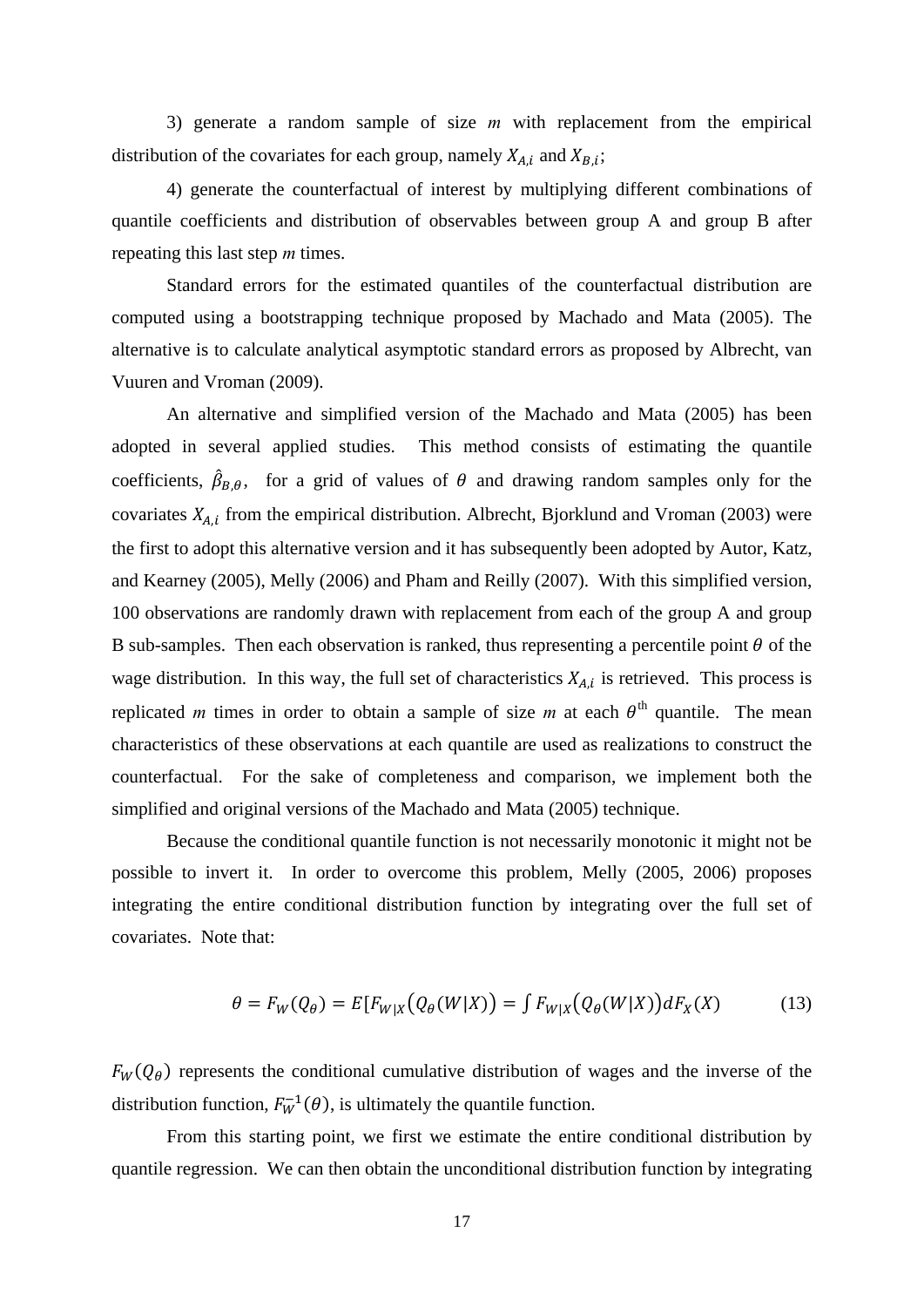3) generate a random sample of size *m* with replacement from the empirical distribution of the covariates for each group, namely $X_{A,i}$ and $X_{B,i}$;

4) generate the counterfactual of interest by multiplying different combinations of quantile coefficients and distribution of observables between group A and group B after repeating this last step *m* times.

Standard errors for the estimated quantiles of the counterfactual distribution are computed using a bootstrapping technique proposed by Machado and Mata (2005). The alternative is to calculate analytical asymptotic standard errors as proposed by Albrecht, van Vuuren and Vroman (2009).

An alternative and simplified version of the Machado and Mata (2005) has been adopted in several applied studies. This method consists of estimating the quantile coefficients, $\hat{\beta}_{B,\theta}$, for a grid of values of $\theta$ and drawing random samples only for the covariates $X_{A,i}$ from the empirical distribution. Albrecht, Bjorklund and Vroman (2003) were the first to adopt this alternative version and it has subsequently been adopted by Autor, Katz, and Kearney (2005), Melly (2006) and Pham and Reilly (2007). With this simplified version, 100 observations are randomly drawn with replacement from each of the group A and group B sub-samples. Then each observation is ranked, thus representing a percentile point $\theta$ of the wage distribution. In this way, the full set of characteristics $X_{A,i}$ is retrieved. This process is replicated *m* times in order to obtain a sample of size *m* at each $\theta^{\text{th}}$ quantile. The mean characteristics of these observations at each quantile are used as realizations to construct the counterfactual. For the sake of completeness and comparison, we implement both the simplified and original versions of the Machado and Mata (2005) technique.

Because the conditional quantile function is not necessarily monotonic it might not be possible to invert it. In order to overcome this problem, Melly (2005, 2006) proposes integrating the entire conditional distribution function by integrating over the full set of covariates. Note that:

$$\theta = F_W(Q_\theta) = E[F_{W|X}\big(Q_\theta(W|X)\big) = \int F_{W|X}\big(Q_\theta(W|X)\big)dF_X(X) \qquad (13)$$

$F_W(Q_\theta)$ represents the conditional cumulative distribution of wages and the inverse of the distribution function, $F_W^{-1}(\theta)$, is ultimately the quantile function.

From this starting point, we first we estimate the entire conditional distribution by quantile regression. We can then obtain the unconditional distribution function by integrating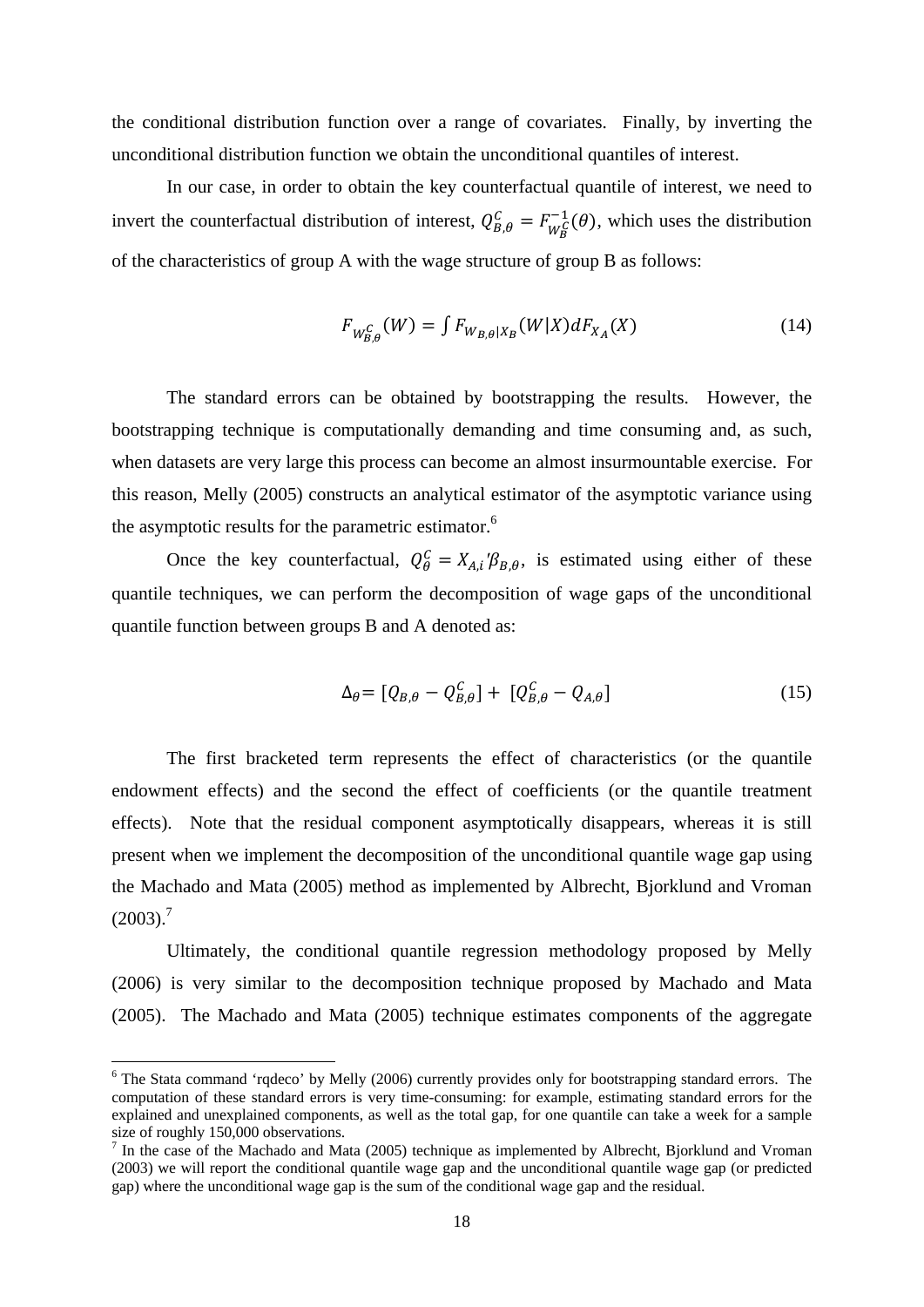the conditional distribution function over a range of covariates. Finally, by inverting the unconditional distribution function we obtain the unconditional quantiles of interest.

In our case, in order to obtain the key counterfactual quantile of interest, we need to invert the counterfactual distribution of interest, $Q_{B,\theta}^{C} = F_{W_B^C}^{-1}(\theta)$, which uses the distribution of the characteristics of group A with the wage structure of group B as follows:

$$F_{W_{B,\theta}^{C}}(W) = \int F_{W_{B,\theta}|X_B}(W|X)dF_{X_A}(X) \tag{14}$$

The standard errors can be obtained by bootstrapping the results. However, the bootstrapping technique is computationally demanding and time consuming and, as such, when datasets are very large this process can become an almost insurmountable exercise. For this reason, Melly (2005) constructs an analytical estimator of the asymptotic variance using the asymptotic results for the parametric estimator.[6]

Once the key counterfactual, $Q_{\theta}^{C} = X_{A,i}{}'\beta_{B,\theta}$, is estimated using either of these quantile techniques, we can perform the decomposition of wage gaps of the unconditional quantile function between groups B and A denoted as:

$$\Delta_{\theta} = [Q_{B,\theta} - Q_{B,\theta}^{C}] + [Q_{B,\theta}^{C} - Q_{A,\theta}] \tag{15}$$

The first bracketed term represents the effect of characteristics (or the quantile endowment effects) and the second the effect of coefficients (or the quantile treatment effects). Note that the residual component asymptotically disappears, whereas it is still present when we implement the decomposition of the unconditional quantile wage gap using the Machado and Mata (2005) method as implemented by Albrecht, Bjorklund and Vroman (2003).[7]

Ultimately, the conditional quantile regression methodology proposed by Melly (2006) is very similar to the decomposition technique proposed by Machado and Mata (2005). The Machado and Mata (2005) technique estimates components of the aggregate

---

[6] The Stata command 'rqdeco' by Melly (2006) currently provides only for bootstrapping standard errors. The computation of these standard errors is very time-consuming: for example, estimating standard errors for the explained and unexplained components, as well as the total gap, for one quantile can take a week for a sample size of roughly 150,000 observations.

[7] In the case of the Machado and Mata (2005) technique as implemented by Albrecht, Bjorklund and Vroman (2003) we will report the conditional quantile wage gap and the unconditional quantile wage gap (or predicted gap) where the unconditional wage gap is the sum of the conditional wage gap and the residual.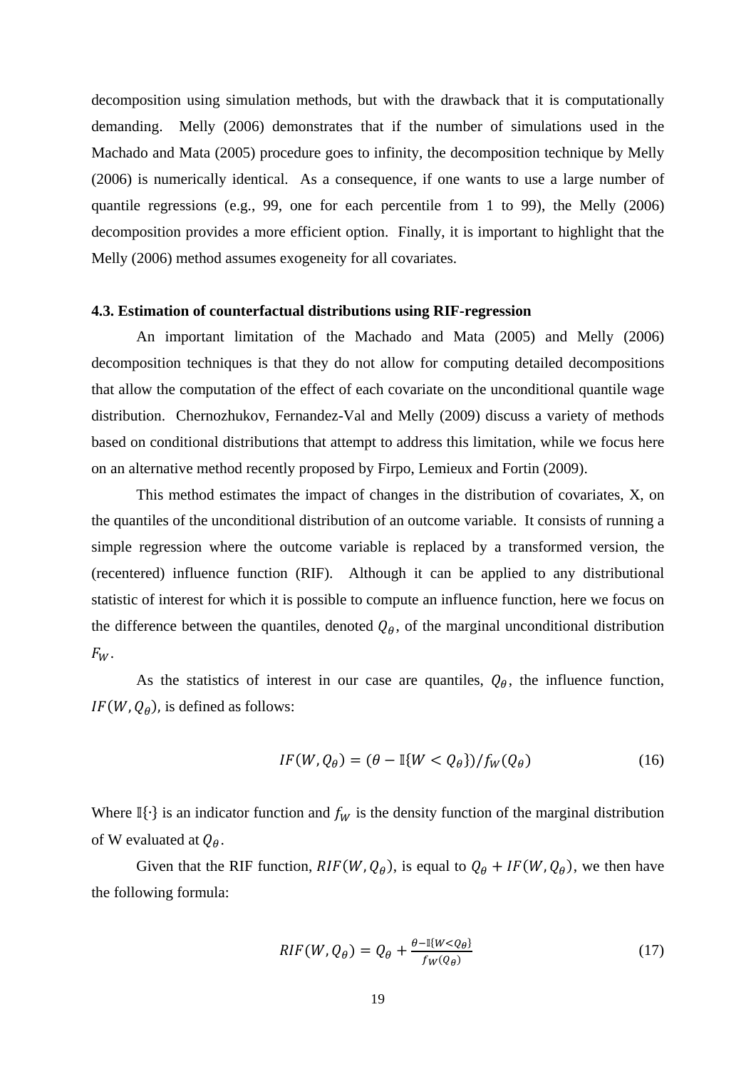decomposition using simulation methods, but with the drawback that it is computationally demanding. Melly (2006) demonstrates that if the number of simulations used in the Machado and Mata (2005) procedure goes to infinity, the decomposition technique by Melly (2006) is numerically identical. As a consequence, if one wants to use a large number of quantile regressions (e.g., 99, one for each percentile from 1 to 99), the Melly (2006) decomposition provides a more efficient option. Finally, it is important to highlight that the Melly (2006) method assumes exogeneity for all covariates.

### 4.3. Estimation of counterfactual distributions using RIF-regression

An important limitation of the Machado and Mata (2005) and Melly (2006) decomposition techniques is that they do not allow for computing detailed decompositions that allow the computation of the effect of each covariate on the unconditional quantile wage distribution. Chernozhukov, Fernandez-Val and Melly (2009) discuss a variety of methods based on conditional distributions that attempt to address this limitation, while we focus here on an alternative method recently proposed by Firpo, Lemieux and Fortin (2009).

This method estimates the impact of changes in the distribution of covariates, X, on the quantiles of the unconditional distribution of an outcome variable. It consists of running a simple regression where the outcome variable is replaced by a transformed version, the (recentered) influence function (RIF). Although it can be applied to any distributional statistic of interest for which it is possible to compute an influence function, here we focus on the difference between the quantiles, denoted $Q_\theta$, of the marginal unconditional distribution $F_W$.

As the statistics of interest in our case are quantiles, $Q_\theta$, the influence function, $IF(W, Q_\theta)$, is defined as follows:

$$IF(W, Q_\theta) = (\theta - \mathbb{I}\{W < Q_\theta\})/f_W(Q_\theta) \qquad (16)$$

Where $\mathbb{I}\{\cdot\}$ is an indicator function and $f_W$ is the density function of the marginal distribution of W evaluated at $Q_\theta$.

Given that the RIF function, $RIF(W, Q_\theta)$, is equal to $Q_\theta + IF(W, Q_\theta)$, we then have the following formula:

$$RIF(W, Q_\theta) = Q_\theta + \frac{\theta - \mathbb{I}\{W < Q_\theta\}}{f_W(Q_\theta)} \qquad (17)$$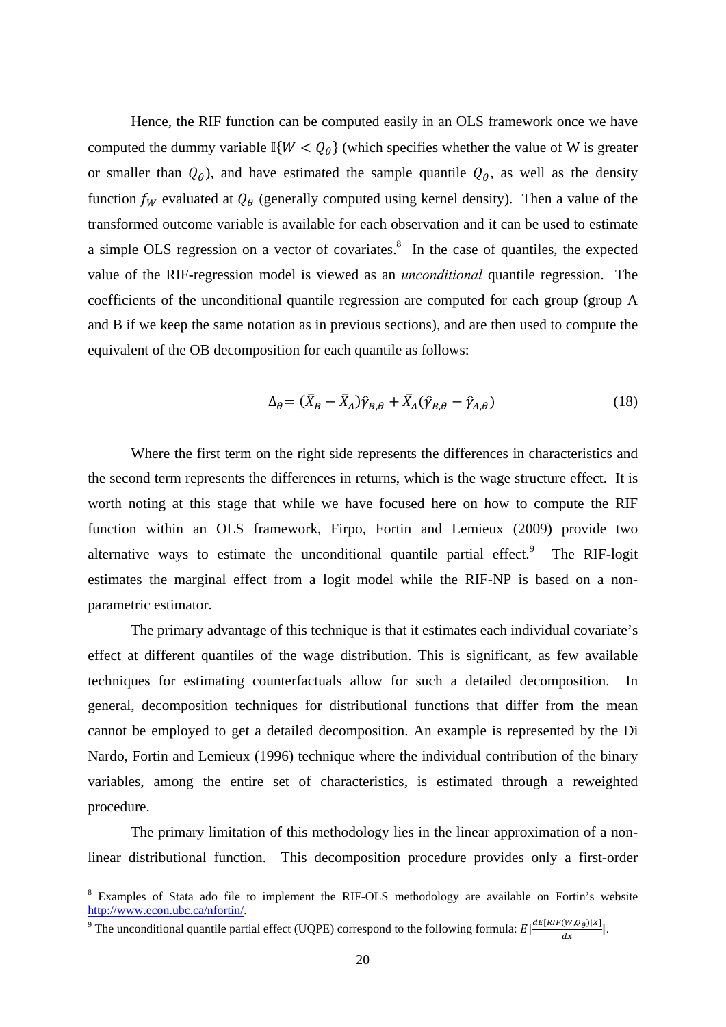Hence, the RIF function can be computed easily in an OLS framework once we have computed the dummy variable $\mathbb{I}\{W < Q_\theta\}$ (which specifies whether the value of W is greater or smaller than $Q_\theta$), and have estimated the sample quantile $Q_\theta$, as well as the density function $f_W$ evaluated at $Q_\theta$ (generally computed using kernel density). Then a value of the transformed outcome variable is available for each observation and it can be used to estimate a simple OLS regression on a vector of covariates.[8] In the case of quantiles, the expected value of the RIF-regression model is viewed as an *unconditional* quantile regression. The coefficients of the unconditional quantile regression are computed for each group (group A and B if we keep the same notation as in previous sections), and are then used to compute the equivalent of the OB decomposition for each quantile as follows:

$$\Delta_\theta = (\bar{X}_B - \bar{X}_A)\hat{\gamma}_{B,\theta} + \bar{X}_A(\hat{\gamma}_{B,\theta} - \hat{\gamma}_{A,\theta}) \tag{18}$$

Where the first term on the right side represents the differences in characteristics and the second term represents the differences in returns, which is the wage structure effect. It is worth noting at this stage that while we have focused here on how to compute the RIF function within an OLS framework, Firpo, Fortin and Lemieux (2009) provide two alternative ways to estimate the unconditional quantile partial effect.[9] The RIF-logit estimates the marginal effect from a logit model while the RIF-NP is based on a non-parametric estimator.

The primary advantage of this technique is that it estimates each individual covariate's effect at different quantiles of the wage distribution. This is significant, as few available techniques for estimating counterfactuals allow for such a detailed decomposition. In general, decomposition techniques for distributional functions that differ from the mean cannot be employed to get a detailed decomposition. An example is represented by the Di Nardo, Fortin and Lemieux (1996) technique where the individual contribution of the binary variables, among the entire set of characteristics, is estimated through a reweighted procedure.

The primary limitation of this methodology lies in the linear approximation of a non-linear distributional function. This decomposition procedure provides only a first-order

---

[8] Examples of Stata ado file to implement the RIF-OLS methodology are available on Fortin's website http://www.econ.ubc.ca/nfortin/.

[9] The unconditional quantile partial effect (UQPE) correspond to the following formula: $E[\frac{dE[RIF(W,Q_\theta)|X]}{dx}]$.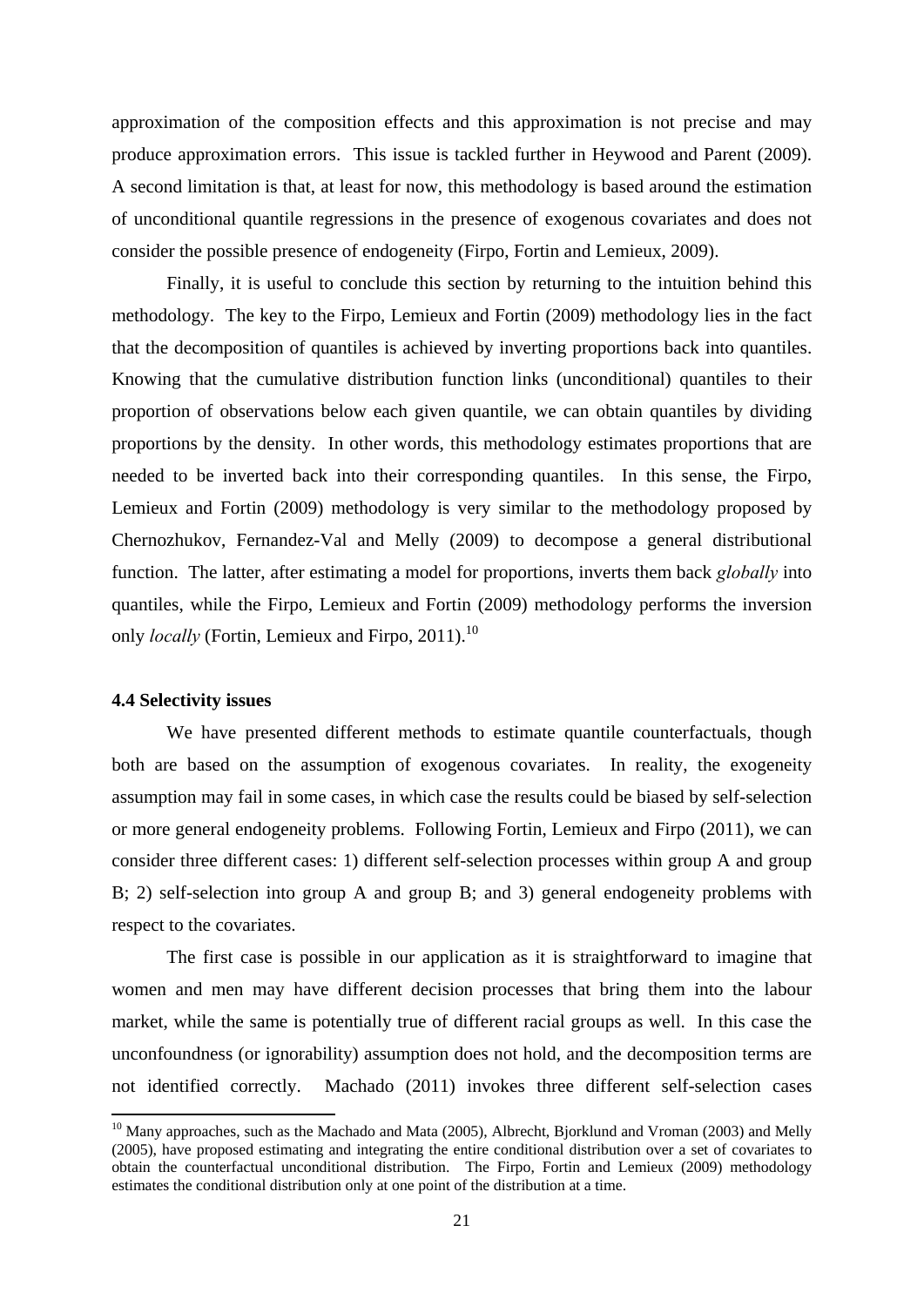approximation of the composition effects and this approximation is not precise and may produce approximation errors. This issue is tackled further in Heywood and Parent (2009). A second limitation is that, at least for now, this methodology is based around the estimation of unconditional quantile regressions in the presence of exogenous covariates and does not consider the possible presence of endogeneity (Firpo, Fortin and Lemieux, 2009).

Finally, it is useful to conclude this section by returning to the intuition behind this methodology. The key to the Firpo, Lemieux and Fortin (2009) methodology lies in the fact that the decomposition of quantiles is achieved by inverting proportions back into quantiles. Knowing that the cumulative distribution function links (unconditional) quantiles to their proportion of observations below each given quantile, we can obtain quantiles by dividing proportions by the density. In other words, this methodology estimates proportions that are needed to be inverted back into their corresponding quantiles. In this sense, the Firpo, Lemieux and Fortin (2009) methodology is very similar to the methodology proposed by Chernozhukov, Fernandez-Val and Melly (2009) to decompose a general distributional function. The latter, after estimating a model for proportions, inverts them back *globally* into quantiles, while the Firpo, Lemieux and Fortin (2009) methodology performs the inversion only *locally* (Fortin, Lemieux and Firpo, 2011).[10]

#### 4.4 Selectivity issues

We have presented different methods to estimate quantile counterfactuals, though both are based on the assumption of exogenous covariates. In reality, the exogeneity assumption may fail in some cases, in which case the results could be biased by self-selection or more general endogeneity problems. Following Fortin, Lemieux and Firpo (2011), we can consider three different cases: 1) different self-selection processes within group A and group B; 2) self-selection into group A and group B; and 3) general endogeneity problems with respect to the covariates.

The first case is possible in our application as it is straightforward to imagine that women and men may have different decision processes that bring them into the labour market, while the same is potentially true of different racial groups as well. In this case the unconfoundness (or ignorability) assumption does not hold, and the decomposition terms are not identified correctly. Machado (2011) invokes three different self-selection cases

[10] Many approaches, such as the Machado and Mata (2005), Albrecht, Bjorklund and Vroman (2003) and Melly (2005), have proposed estimating and integrating the entire conditional distribution over a set of covariates to obtain the counterfactual unconditional distribution. The Firpo, Fortin and Lemieux (2009) methodology estimates the conditional distribution only at one point of the distribution at a time.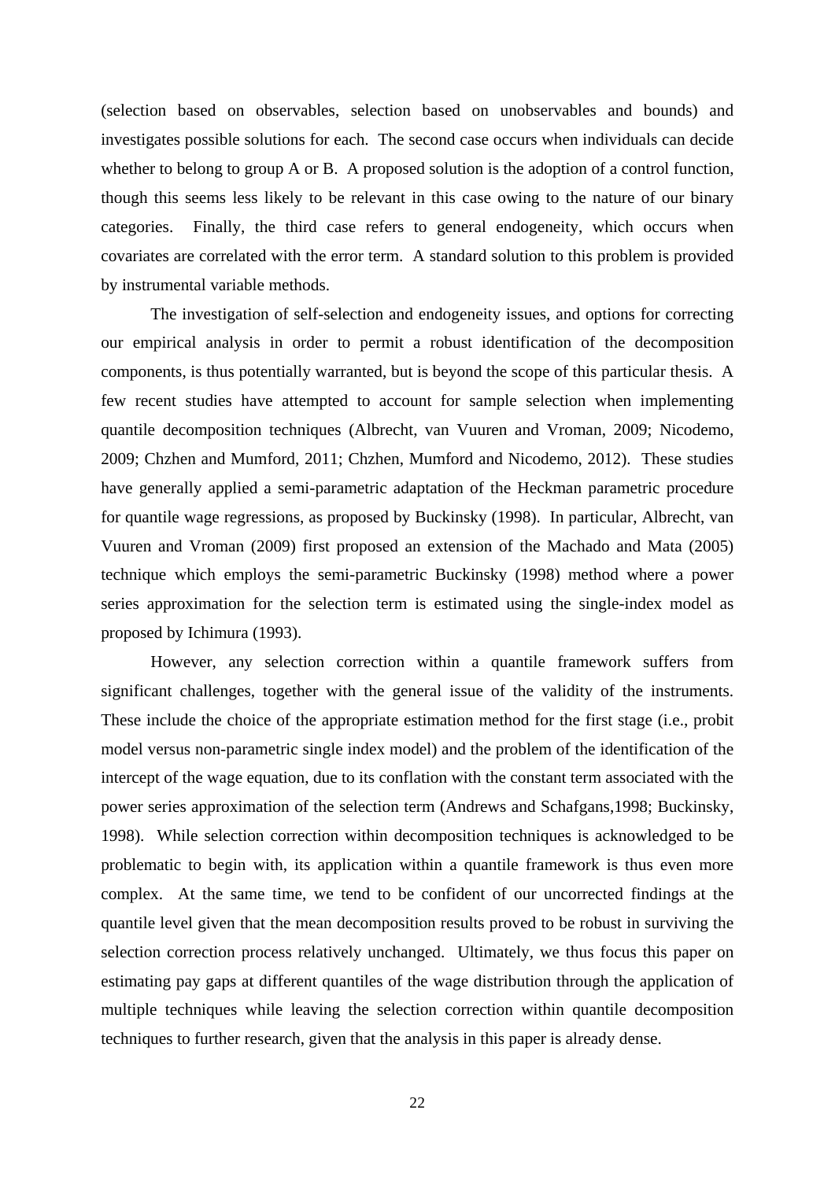(selection based on observables, selection based on unobservables and bounds) and investigates possible solutions for each. The second case occurs when individuals can decide whether to belong to group A or B. A proposed solution is the adoption of a control function, though this seems less likely to be relevant in this case owing to the nature of our binary categories. Finally, the third case refers to general endogeneity, which occurs when covariates are correlated with the error term. A standard solution to this problem is provided by instrumental variable methods.

The investigation of self-selection and endogeneity issues, and options for correcting our empirical analysis in order to permit a robust identification of the decomposition components, is thus potentially warranted, but is beyond the scope of this particular thesis. A few recent studies have attempted to account for sample selection when implementing quantile decomposition techniques (Albrecht, van Vuuren and Vroman, 2009; Nicodemo, 2009; Chzhen and Mumford, 2011; Chzhen, Mumford and Nicodemo, 2012). These studies have generally applied a semi-parametric adaptation of the Heckman parametric procedure for quantile wage regressions, as proposed by Buckinsky (1998). In particular, Albrecht, van Vuuren and Vroman (2009) first proposed an extension of the Machado and Mata (2005) technique which employs the semi-parametric Buckinsky (1998) method where a power series approximation for the selection term is estimated using the single-index model as proposed by Ichimura (1993).

However, any selection correction within a quantile framework suffers from significant challenges, together with the general issue of the validity of the instruments. These include the choice of the appropriate estimation method for the first stage (i.e., probit model versus non-parametric single index model) and the problem of the identification of the intercept of the wage equation, due to its conflation with the constant term associated with the power series approximation of the selection term (Andrews and Schafgans,1998; Buckinsky, 1998). While selection correction within decomposition techniques is acknowledged to be problematic to begin with, its application within a quantile framework is thus even more complex. At the same time, we tend to be confident of our uncorrected findings at the quantile level given that the mean decomposition results proved to be robust in surviving the selection correction process relatively unchanged. Ultimately, we thus focus this paper on estimating pay gaps at different quantiles of the wage distribution through the application of multiple techniques while leaving the selection correction within quantile decomposition techniques to further research, given that the analysis in this paper is already dense.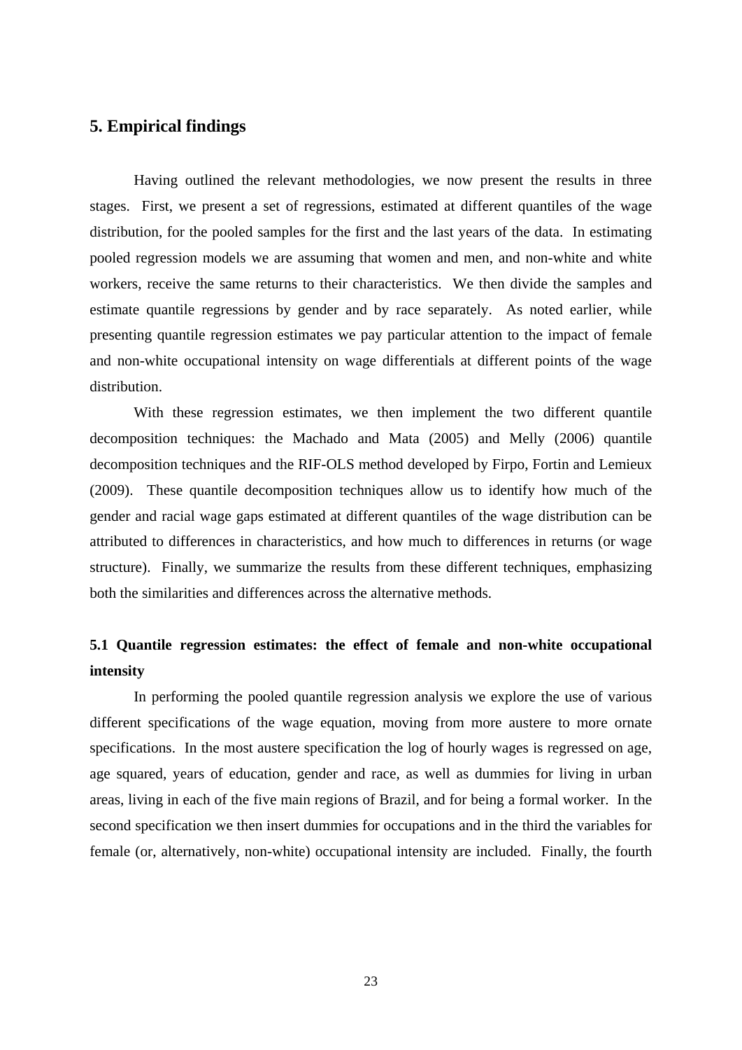## 5. Empirical findings

Having outlined the relevant methodologies, we now present the results in three stages. First, we present a set of regressions, estimated at different quantiles of the wage distribution, for the pooled samples for the first and the last years of the data. In estimating pooled regression models we are assuming that women and men, and non-white and white workers, receive the same returns to their characteristics. We then divide the samples and estimate quantile regressions by gender and by race separately. As noted earlier, while presenting quantile regression estimates we pay particular attention to the impact of female and non-white occupational intensity on wage differentials at different points of the wage distribution.

With these regression estimates, we then implement the two different quantile decomposition techniques: the Machado and Mata (2005) and Melly (2006) quantile decomposition techniques and the RIF-OLS method developed by Firpo, Fortin and Lemieux (2009). These quantile decomposition techniques allow us to identify how much of the gender and racial wage gaps estimated at different quantiles of the wage distribution can be attributed to differences in characteristics, and how much to differences in returns (or wage structure). Finally, we summarize the results from these different techniques, emphasizing both the similarities and differences across the alternative methods.

### 5.1 Quantile regression estimates: the effect of female and non-white occupational intensity

In performing the pooled quantile regression analysis we explore the use of various different specifications of the wage equation, moving from more austere to more ornate specifications. In the most austere specification the log of hourly wages is regressed on age, age squared, years of education, gender and race, as well as dummies for living in urban areas, living in each of the five main regions of Brazil, and for being a formal worker. In the second specification we then insert dummies for occupations and in the third the variables for female (or, alternatively, non-white) occupational intensity are included. Finally, the fourth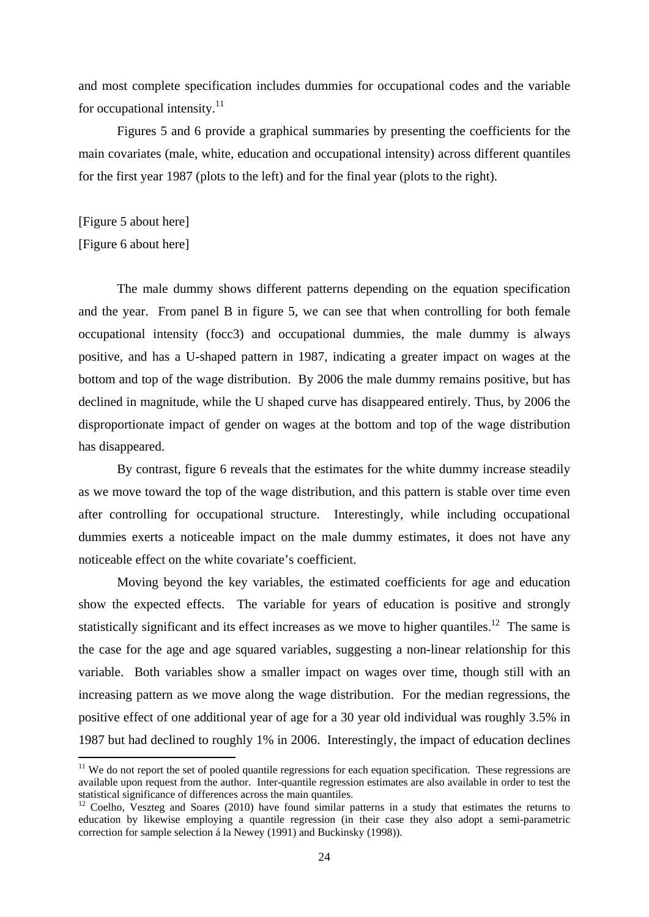and most complete specification includes dummies for occupational codes and the variable for occupational intensity.[11]

Figures 5 and 6 provide a graphical summaries by presenting the coefficients for the main covariates (male, white, education and occupational intensity) across different quantiles for the first year 1987 (plots to the left) and for the final year (plots to the right).

[Figure 5 about here]

[Figure 6 about here]

The male dummy shows different patterns depending on the equation specification and the year. From panel B in figure 5, we can see that when controlling for both female occupational intensity (focc3) and occupational dummies, the male dummy is always positive, and has a U-shaped pattern in 1987, indicating a greater impact on wages at the bottom and top of the wage distribution. By 2006 the male dummy remains positive, but has declined in magnitude, while the U shaped curve has disappeared entirely. Thus, by 2006 the disproportionate impact of gender on wages at the bottom and top of the wage distribution has disappeared.

By contrast, figure 6 reveals that the estimates for the white dummy increase steadily as we move toward the top of the wage distribution, and this pattern is stable over time even after controlling for occupational structure. Interestingly, while including occupational dummies exerts a noticeable impact on the male dummy estimates, it does not have any noticeable effect on the white covariate's coefficient.

Moving beyond the key variables, the estimated coefficients for age and education show the expected effects. The variable for years of education is positive and strongly statistically significant and its effect increases as we move to higher quantiles.[12] The same is the case for the age and age squared variables, suggesting a non-linear relationship for this variable. Both variables show a smaller impact on wages over time, though still with an increasing pattern as we move along the wage distribution. For the median regressions, the positive effect of one additional year of age for a 30 year old individual was roughly 3.5% in 1987 but had declined to roughly 1% in 2006. Interestingly, the impact of education declines

[11] We do not report the set of pooled quantile regressions for each equation specification. These regressions are available upon request from the author. Inter-quantile regression estimates are also available in order to test the statistical significance of differences across the main quantiles.

[12] Coelho, Veszteg and Soares (2010) have found similar patterns in a study that estimates the returns to education by likewise employing a quantile regression (in their case they also adopt a semi-parametric correction for sample selection á la Newey (1991) and Buckinsky (1998)).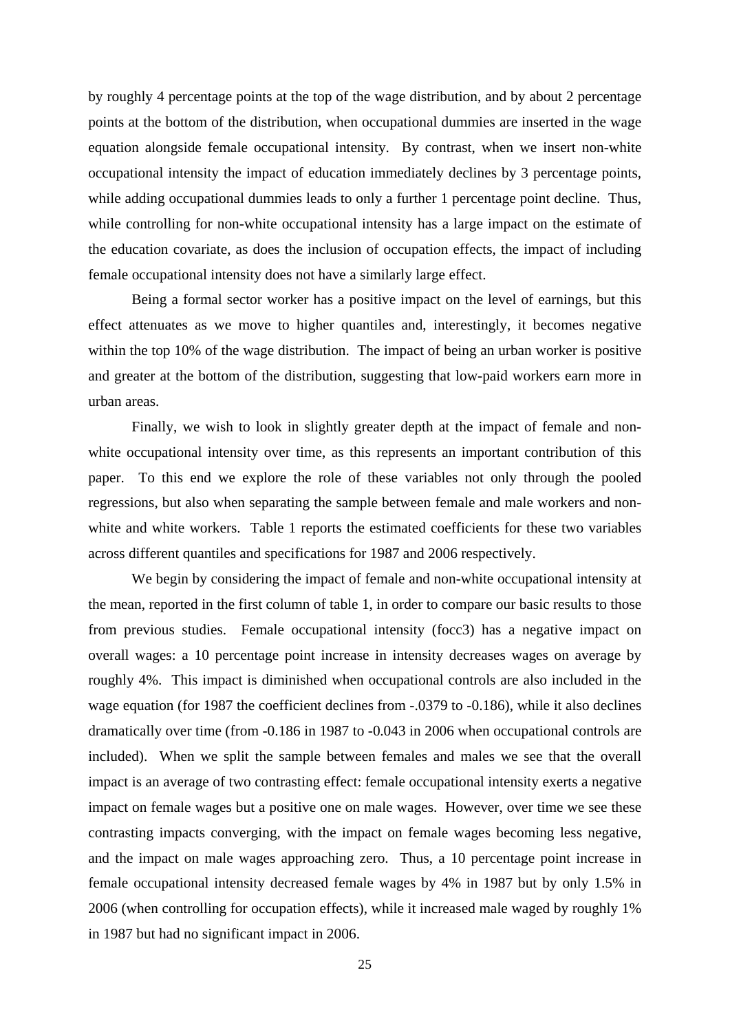by roughly 4 percentage points at the top of the wage distribution, and by about 2 percentage points at the bottom of the distribution, when occupational dummies are inserted in the wage equation alongside female occupational intensity. By contrast, when we insert non-white occupational intensity the impact of education immediately declines by 3 percentage points, while adding occupational dummies leads to only a further 1 percentage point decline. Thus, while controlling for non-white occupational intensity has a large impact on the estimate of the education covariate, as does the inclusion of occupation effects, the impact of including female occupational intensity does not have a similarly large effect.

Being a formal sector worker has a positive impact on the level of earnings, but this effect attenuates as we move to higher quantiles and, interestingly, it becomes negative within the top 10% of the wage distribution. The impact of being an urban worker is positive and greater at the bottom of the distribution, suggesting that low-paid workers earn more in urban areas.

Finally, we wish to look in slightly greater depth at the impact of female and non-white occupational intensity over time, as this represents an important contribution of this paper. To this end we explore the role of these variables not only through the pooled regressions, but also when separating the sample between female and male workers and non-white and white workers. Table 1 reports the estimated coefficients for these two variables across different quantiles and specifications for 1987 and 2006 respectively.

We begin by considering the impact of female and non-white occupational intensity at the mean, reported in the first column of table 1, in order to compare our basic results to those from previous studies. Female occupational intensity (focc3) has a negative impact on overall wages: a 10 percentage point increase in intensity decreases wages on average by roughly 4%. This impact is diminished when occupational controls are also included in the wage equation (for 1987 the coefficient declines from -.0379 to -0.186), while it also declines dramatically over time (from -0.186 in 1987 to -0.043 in 2006 when occupational controls are included). When we split the sample between females and males we see that the overall impact is an average of two contrasting effect: female occupational intensity exerts a negative impact on female wages but a positive one on male wages. However, over time we see these contrasting impacts converging, with the impact on female wages becoming less negative, and the impact on male wages approaching zero. Thus, a 10 percentage point increase in female occupational intensity decreased female wages by 4% in 1987 but by only 1.5% in 2006 (when controlling for occupation effects), while it increased male waged by roughly 1% in 1987 but had no significant impact in 2006.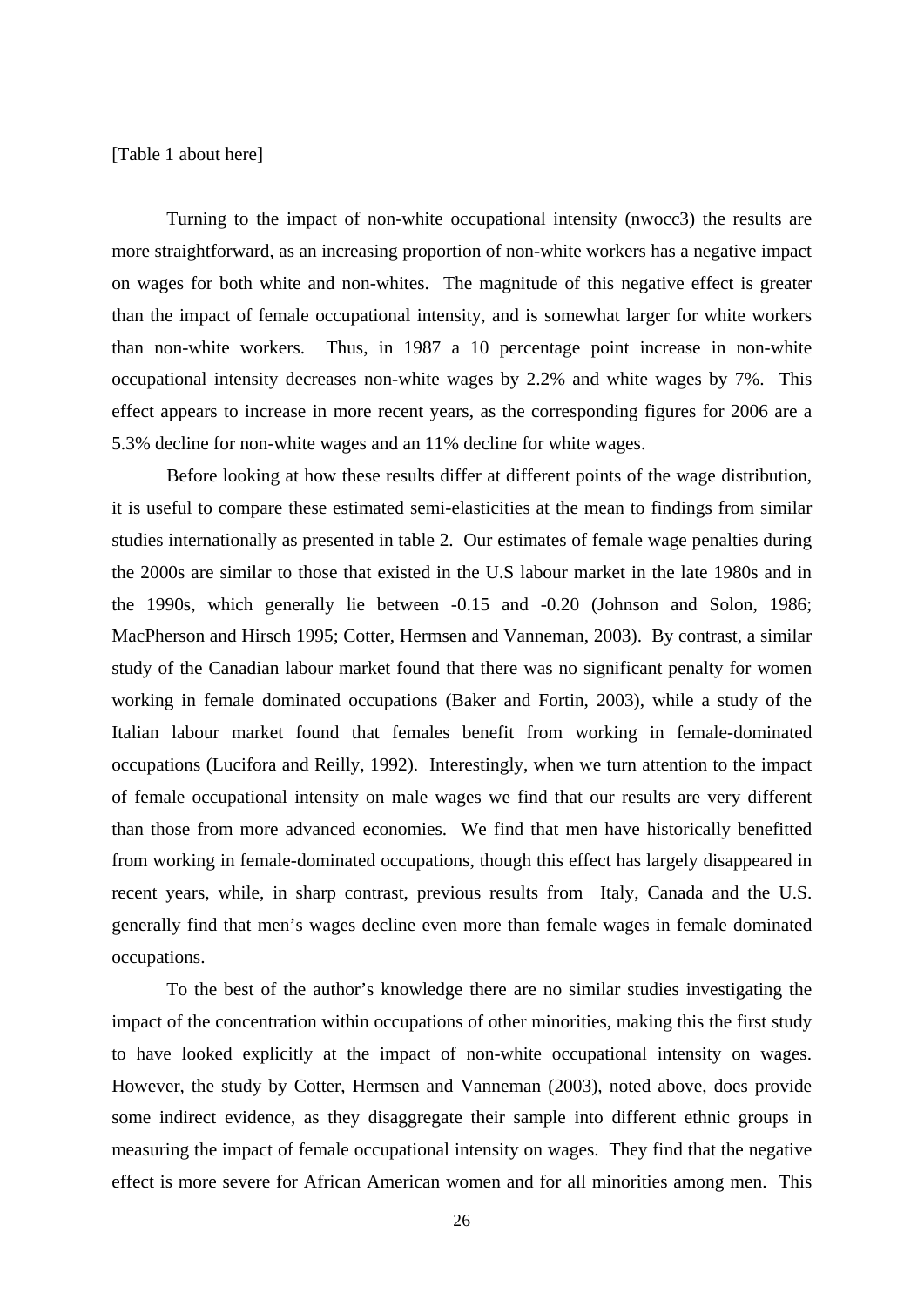[Table 1 about here]

Turning to the impact of non-white occupational intensity (nwocc3) the results are more straightforward, as an increasing proportion of non-white workers has a negative impact on wages for both white and non-whites. The magnitude of this negative effect is greater than the impact of female occupational intensity, and is somewhat larger for white workers than non-white workers. Thus, in 1987 a 10 percentage point increase in non-white occupational intensity decreases non-white wages by 2.2% and white wages by 7%. This effect appears to increase in more recent years, as the corresponding figures for 2006 are a 5.3% decline for non-white wages and an 11% decline for white wages.

Before looking at how these results differ at different points of the wage distribution, it is useful to compare these estimated semi-elasticities at the mean to findings from similar studies internationally as presented in table 2. Our estimates of female wage penalties during the 2000s are similar to those that existed in the U.S labour market in the late 1980s and in the 1990s, which generally lie between -0.15 and -0.20 (Johnson and Solon, 1986; MacPherson and Hirsch 1995; Cotter, Hermsen and Vanneman, 2003). By contrast, a similar study of the Canadian labour market found that there was no significant penalty for women working in female dominated occupations (Baker and Fortin, 2003), while a study of the Italian labour market found that females benefit from working in female-dominated occupations (Lucifora and Reilly, 1992). Interestingly, when we turn attention to the impact of female occupational intensity on male wages we find that our results are very different than those from more advanced economies. We find that men have historically benefitted from working in female-dominated occupations, though this effect has largely disappeared in recent years, while, in sharp contrast, previous results from Italy, Canada and the U.S. generally find that men's wages decline even more than female wages in female dominated occupations.

To the best of the author's knowledge there are no similar studies investigating the impact of the concentration within occupations of other minorities, making this the first study to have looked explicitly at the impact of non-white occupational intensity on wages. However, the study by Cotter, Hermsen and Vanneman (2003), noted above, does provide some indirect evidence, as they disaggregate their sample into different ethnic groups in measuring the impact of female occupational intensity on wages. They find that the negative effect is more severe for African American women and for all minorities among men. This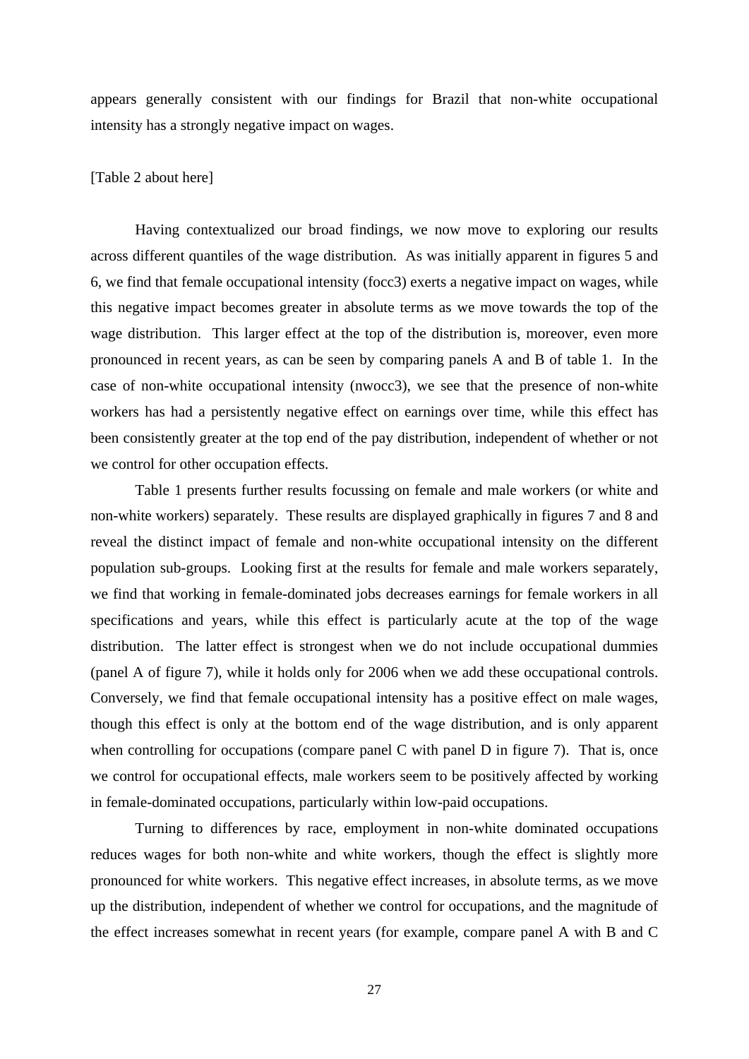appears generally consistent with our findings for Brazil that non-white occupational intensity has a strongly negative impact on wages.

[Table 2 about here]

Having contextualized our broad findings, we now move to exploring our results across different quantiles of the wage distribution. As was initially apparent in figures 5 and 6, we find that female occupational intensity (focc3) exerts a negative impact on wages, while this negative impact becomes greater in absolute terms as we move towards the top of the wage distribution. This larger effect at the top of the distribution is, moreover, even more pronounced in recent years, as can be seen by comparing panels A and B of table 1. In the case of non-white occupational intensity (nwocc3), we see that the presence of non-white workers has had a persistently negative effect on earnings over time, while this effect has been consistently greater at the top end of the pay distribution, independent of whether or not we control for other occupation effects.

Table 1 presents further results focussing on female and male workers (or white and non-white workers) separately. These results are displayed graphically in figures 7 and 8 and reveal the distinct impact of female and non-white occupational intensity on the different population sub-groups. Looking first at the results for female and male workers separately, we find that working in female-dominated jobs decreases earnings for female workers in all specifications and years, while this effect is particularly acute at the top of the wage distribution. The latter effect is strongest when we do not include occupational dummies (panel A of figure 7), while it holds only for 2006 when we add these occupational controls. Conversely, we find that female occupational intensity has a positive effect on male wages, though this effect is only at the bottom end of the wage distribution, and is only apparent when controlling for occupations (compare panel C with panel D in figure 7). That is, once we control for occupational effects, male workers seem to be positively affected by working in female-dominated occupations, particularly within low-paid occupations.

Turning to differences by race, employment in non-white dominated occupations reduces wages for both non-white and white workers, though the effect is slightly more pronounced for white workers. This negative effect increases, in absolute terms, as we move up the distribution, independent of whether we control for occupations, and the magnitude of the effect increases somewhat in recent years (for example, compare panel A with B and C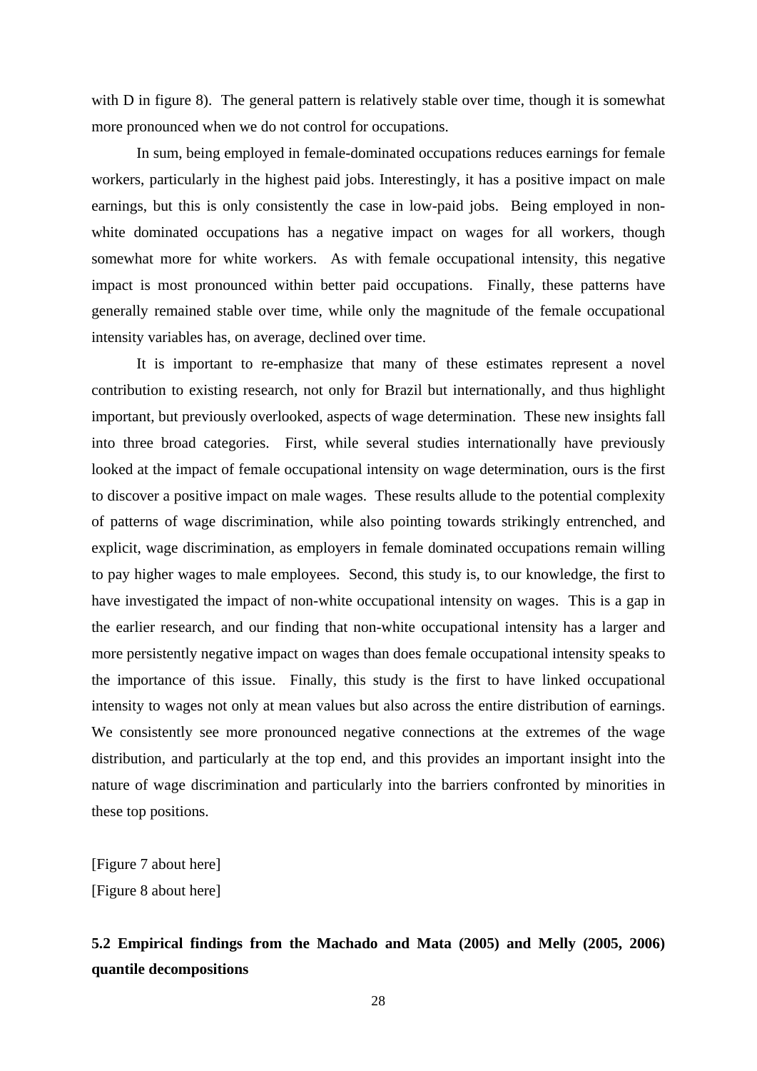with D in figure 8). The general pattern is relatively stable over time, though it is somewhat more pronounced when we do not control for occupations.

In sum, being employed in female-dominated occupations reduces earnings for female workers, particularly in the highest paid jobs. Interestingly, it has a positive impact on male earnings, but this is only consistently the case in low-paid jobs. Being employed in non-white dominated occupations has a negative impact on wages for all workers, though somewhat more for white workers. As with female occupational intensity, this negative impact is most pronounced within better paid occupations. Finally, these patterns have generally remained stable over time, while only the magnitude of the female occupational intensity variables has, on average, declined over time.

It is important to re-emphasize that many of these estimates represent a novel contribution to existing research, not only for Brazil but internationally, and thus highlight important, but previously overlooked, aspects of wage determination. These new insights fall into three broad categories. First, while several studies internationally have previously looked at the impact of female occupational intensity on wage determination, ours is the first to discover a positive impact on male wages. These results allude to the potential complexity of patterns of wage discrimination, while also pointing towards strikingly entrenched, and explicit, wage discrimination, as employers in female dominated occupations remain willing to pay higher wages to male employees. Second, this study is, to our knowledge, the first to have investigated the impact of non-white occupational intensity on wages. This is a gap in the earlier research, and our finding that non-white occupational intensity has a larger and more persistently negative impact on wages than does female occupational intensity speaks to the importance of this issue. Finally, this study is the first to have linked occupational intensity to wages not only at mean values but also across the entire distribution of earnings. We consistently see more pronounced negative connections at the extremes of the wage distribution, and particularly at the top end, and this provides an important insight into the nature of wage discrimination and particularly into the barriers confronted by minorities in these top positions.

[Figure 7 about here]

[Figure 8 about here]

### 5.2 Empirical findings from the Machado and Mata (2005) and Melly (2005, 2006) quantile decompositions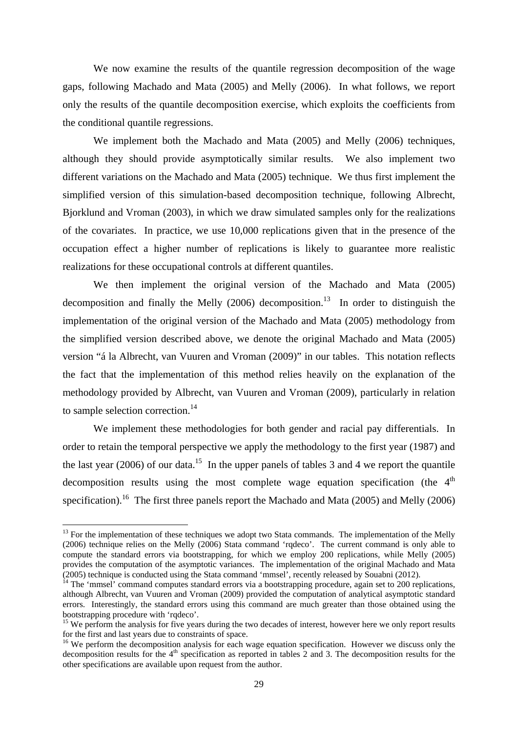We now examine the results of the quantile regression decomposition of the wage gaps, following Machado and Mata (2005) and Melly (2006). In what follows, we report only the results of the quantile decomposition exercise, which exploits the coefficients from the conditional quantile regressions.

We implement both the Machado and Mata (2005) and Melly (2006) techniques, although they should provide asymptotically similar results. We also implement two different variations on the Machado and Mata (2005) technique. We thus first implement the simplified version of this simulation-based decomposition technique, following Albrecht, Bjorklund and Vroman (2003), in which we draw simulated samples only for the realizations of the covariates. In practice, we use 10,000 replications given that in the presence of the occupation effect a higher number of replications is likely to guarantee more realistic realizations for these occupational controls at different quantiles.

We then implement the original version of the Machado and Mata (2005) decomposition and finally the Melly (2006) decomposition.[13] In order to distinguish the implementation of the original version of the Machado and Mata (2005) methodology from the simplified version described above, we denote the original Machado and Mata (2005) version "á la Albrecht, van Vuuren and Vroman (2009)" in our tables. This notation reflects the fact that the implementation of this method relies heavily on the explanation of the methodology provided by Albrecht, van Vuuren and Vroman (2009), particularly in relation to sample selection correction.[14]

We implement these methodologies for both gender and racial pay differentials. In order to retain the temporal perspective we apply the methodology to the first year (1987) and the last year (2006) of our data.[15] In the upper panels of tables 3 and 4 we report the quantile decomposition results using the most complete wage equation specification (the 4th specification).[16] The first three panels report the Machado and Mata (2005) and Melly (2006)

---

[13] For the implementation of these techniques we adopt two Stata commands. The implementation of the Melly (2006) technique relies on the Melly (2006) Stata command 'rqdeco'. The current command is only able to compute the standard errors via bootstrapping, for which we employ 200 replications, while Melly (2005) provides the computation of the asymptotic variances. The implementation of the original Machado and Mata (2005) technique is conducted using the Stata command 'mmsel', recently released by Souabni (2012).

[14] The 'mmsel' command computes standard errors via a bootstrapping procedure, again set to 200 replications, although Albrecht, van Vuuren and Vroman (2009) provided the computation of analytical asymptotic standard errors. Interestingly, the standard errors using this command are much greater than those obtained using the bootstrapping procedure with 'rqdeco'.

[15] We perform the analysis for five years during the two decades of interest, however here we only report results for the first and last years due to constraints of space.

[16] We perform the decomposition analysis for each wage equation specification. However we discuss only the decomposition results for the 4th specification as reported in tables 2 and 3. The decomposition results for the other specifications are available upon request from the author.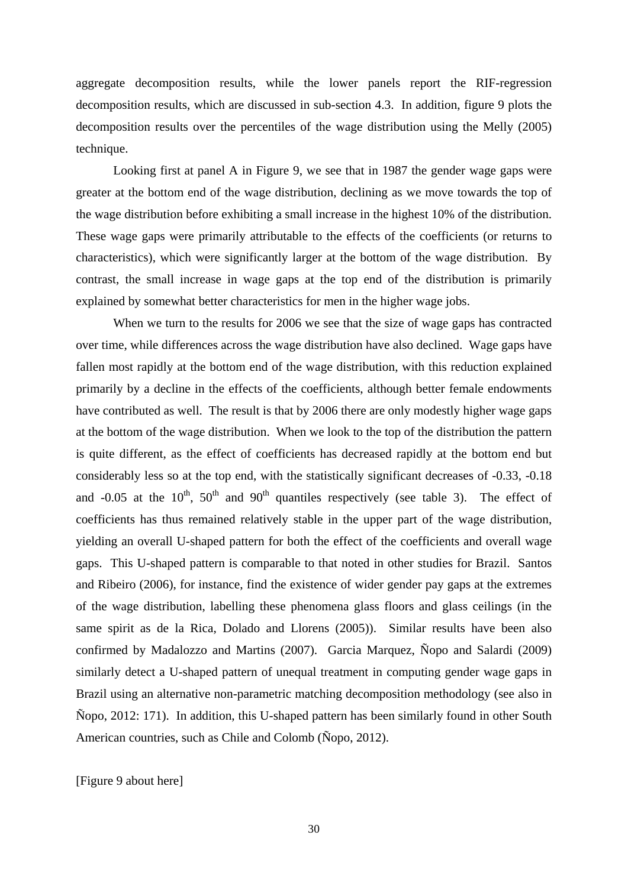aggregate decomposition results, while the lower panels report the RIF-regression decomposition results, which are discussed in sub-section 4.3. In addition, figure 9 plots the decomposition results over the percentiles of the wage distribution using the Melly (2005) technique.

Looking first at panel A in Figure 9, we see that in 1987 the gender wage gaps were greater at the bottom end of the wage distribution, declining as we move towards the top of the wage distribution before exhibiting a small increase in the highest 10% of the distribution. These wage gaps were primarily attributable to the effects of the coefficients (or returns to characteristics), which were significantly larger at the bottom of the wage distribution. By contrast, the small increase in wage gaps at the top end of the distribution is primarily explained by somewhat better characteristics for men in the higher wage jobs.

When we turn to the results for 2006 we see that the size of wage gaps has contracted over time, while differences across the wage distribution have also declined. Wage gaps have fallen most rapidly at the bottom end of the wage distribution, with this reduction explained primarily by a decline in the effects of the coefficients, although better female endowments have contributed as well. The result is that by 2006 there are only modestly higher wage gaps at the bottom of the wage distribution. When we look to the top of the distribution the pattern is quite different, as the effect of coefficients has decreased rapidly at the bottom end but considerably less so at the top end, with the statistically significant decreases of -0.33, -0.18 and -0.05 at the $10^{th}$, $50^{th}$ and $90^{th}$ quantiles respectively (see table 3). The effect of coefficients has thus remained relatively stable in the upper part of the wage distribution, yielding an overall U-shaped pattern for both the effect of the coefficients and overall wage gaps. This U-shaped pattern is comparable to that noted in other studies for Brazil. Santos and Ribeiro (2006), for instance, find the existence of wider gender pay gaps at the extremes of the wage distribution, labelling these phenomena glass floors and glass ceilings (in the same spirit as de la Rica, Dolado and Llorens (2005)). Similar results have been also confirmed by Madalozzo and Martins (2007). Garcia Marquez, Ñopo and Salardi (2009) similarly detect a U-shaped pattern of unequal treatment in computing gender wage gaps in Brazil using an alternative non-parametric matching decomposition methodology (see also in Ñopo, 2012: 171). In addition, this U-shaped pattern has been similarly found in other South American countries, such as Chile and Colomb (Ñopo, 2012).

[Figure 9 about here]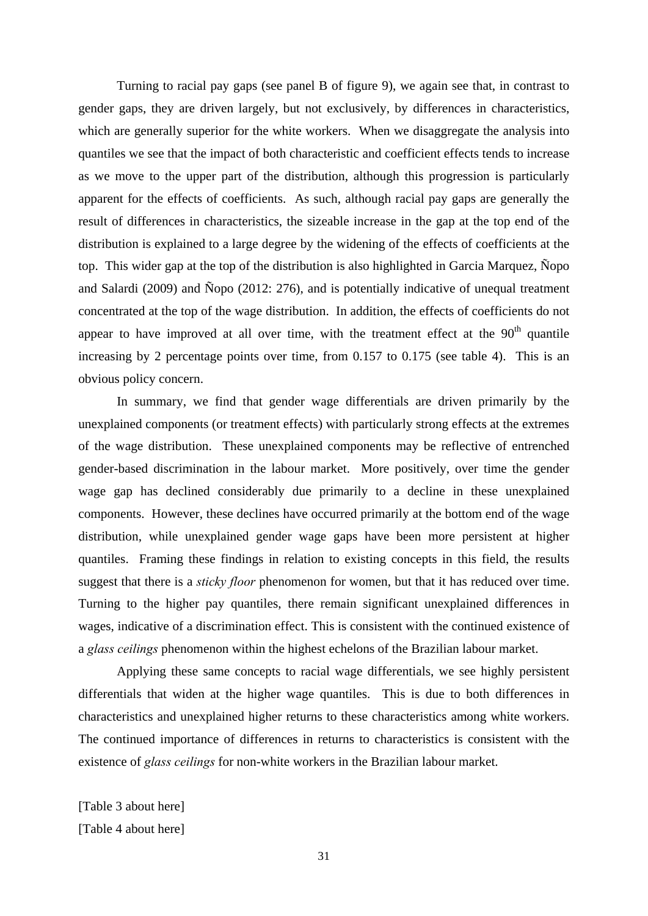Turning to racial pay gaps (see panel B of figure 9), we again see that, in contrast to gender gaps, they are driven largely, but not exclusively, by differences in characteristics, which are generally superior for the white workers. When we disaggregate the analysis into quantiles we see that the impact of both characteristic and coefficient effects tends to increase as we move to the upper part of the distribution, although this progression is particularly apparent for the effects of coefficients. As such, although racial pay gaps are generally the result of differences in characteristics, the sizeable increase in the gap at the top end of the distribution is explained to a large degree by the widening of the effects of coefficients at the top. This wider gap at the top of the distribution is also highlighted in Garcia Marquez, Ñopo and Salardi (2009) and Ñopo (2012: 276), and is potentially indicative of unequal treatment concentrated at the top of the wage distribution. In addition, the effects of coefficients do not appear to have improved at all over time, with the treatment effect at the 90th quantile increasing by 2 percentage points over time, from 0.157 to 0.175 (see table 4). This is an obvious policy concern.

In summary, we find that gender wage differentials are driven primarily by the unexplained components (or treatment effects) with particularly strong effects at the extremes of the wage distribution. These unexplained components may be reflective of entrenched gender-based discrimination in the labour market. More positively, over time the gender wage gap has declined considerably due primarily to a decline in these unexplained components. However, these declines have occurred primarily at the bottom end of the wage distribution, while unexplained gender wage gaps have been more persistent at higher quantiles. Framing these findings in relation to existing concepts in this field, the results suggest that there is a *sticky floor* phenomenon for women, but that it has reduced over time. Turning to the higher pay quantiles, there remain significant unexplained differences in wages, indicative of a discrimination effect. This is consistent with the continued existence of a *glass ceilings* phenomenon within the highest echelons of the Brazilian labour market.

Applying these same concepts to racial wage differentials, we see highly persistent differentials that widen at the higher wage quantiles. This is due to both differences in characteristics and unexplained higher returns to these characteristics among white workers. The continued importance of differences in returns to characteristics is consistent with the existence of *glass ceilings* for non-white workers in the Brazilian labour market.

[Table 3 about here]

[Table 4 about here]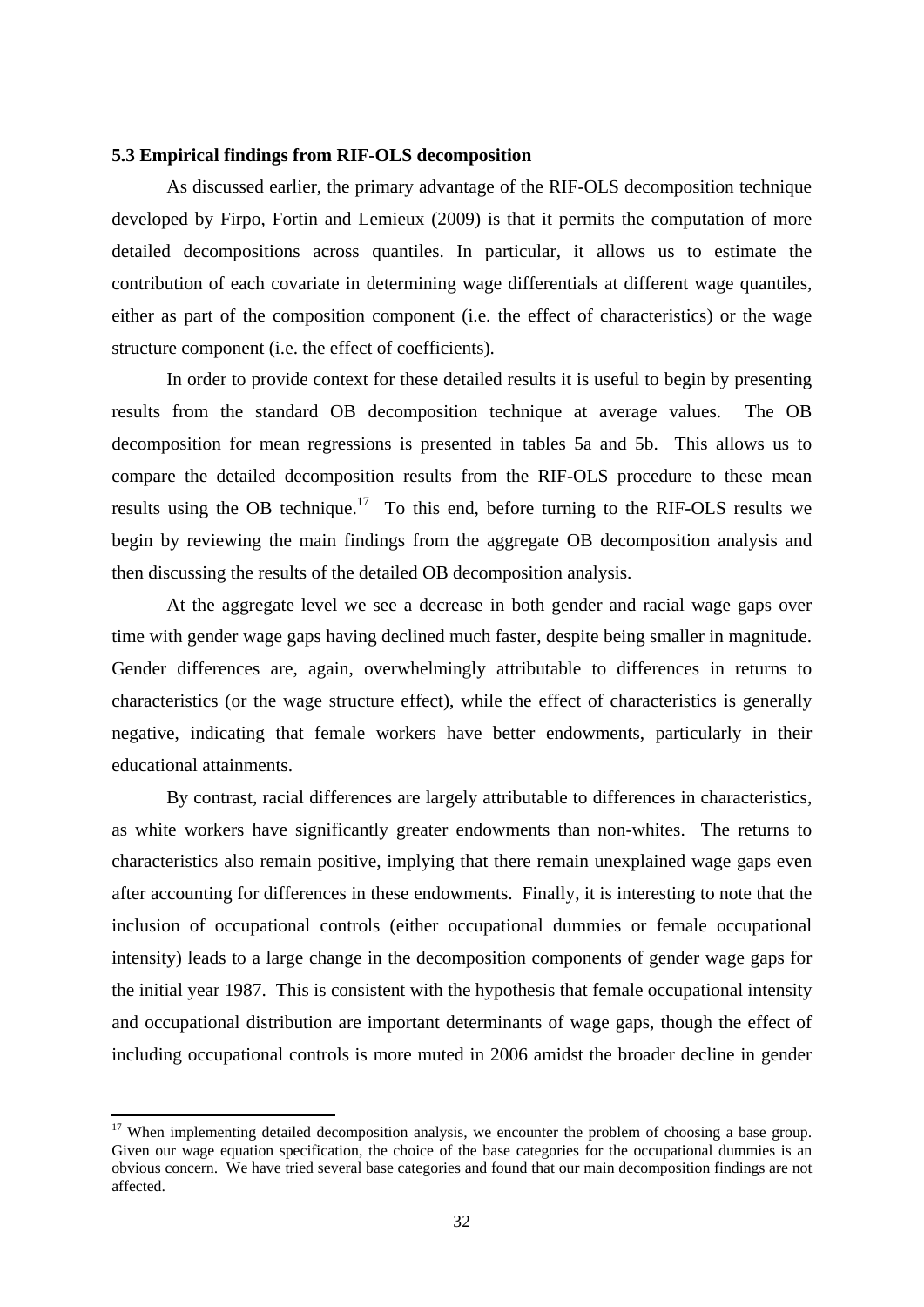### 5.3 Empirical findings from RIF-OLS decomposition

As discussed earlier, the primary advantage of the RIF-OLS decomposition technique developed by Firpo, Fortin and Lemieux (2009) is that it permits the computation of more detailed decompositions across quantiles. In particular, it allows us to estimate the contribution of each covariate in determining wage differentials at different wage quantiles, either as part of the composition component (i.e. the effect of characteristics) or the wage structure component (i.e. the effect of coefficients).

In order to provide context for these detailed results it is useful to begin by presenting results from the standard OB decomposition technique at average values. The OB decomposition for mean regressions is presented in tables 5a and 5b. This allows us to compare the detailed decomposition results from the RIF-OLS procedure to these mean results using the OB technique.[17] To this end, before turning to the RIF-OLS results we begin by reviewing the main findings from the aggregate OB decomposition analysis and then discussing the results of the detailed OB decomposition analysis.

At the aggregate level we see a decrease in both gender and racial wage gaps over time with gender wage gaps having declined much faster, despite being smaller in magnitude. Gender differences are, again, overwhelmingly attributable to differences in returns to characteristics (or the wage structure effect), while the effect of characteristics is generally negative, indicating that female workers have better endowments, particularly in their educational attainments.

By contrast, racial differences are largely attributable to differences in characteristics, as white workers have significantly greater endowments than non-whites. The returns to characteristics also remain positive, implying that there remain unexplained wage gaps even after accounting for differences in these endowments. Finally, it is interesting to note that the inclusion of occupational controls (either occupational dummies or female occupational intensity) leads to a large change in the decomposition components of gender wage gaps for the initial year 1987. This is consistent with the hypothesis that female occupational intensity and occupational distribution are important determinants of wage gaps, though the effect of including occupational controls is more muted in 2006 amidst the broader decline in gender

[17] When implementing detailed decomposition analysis, we encounter the problem of choosing a base group. Given our wage equation specification, the choice of the base categories for the occupational dummies is an obvious concern. We have tried several base categories and found that our main decomposition findings are not affected.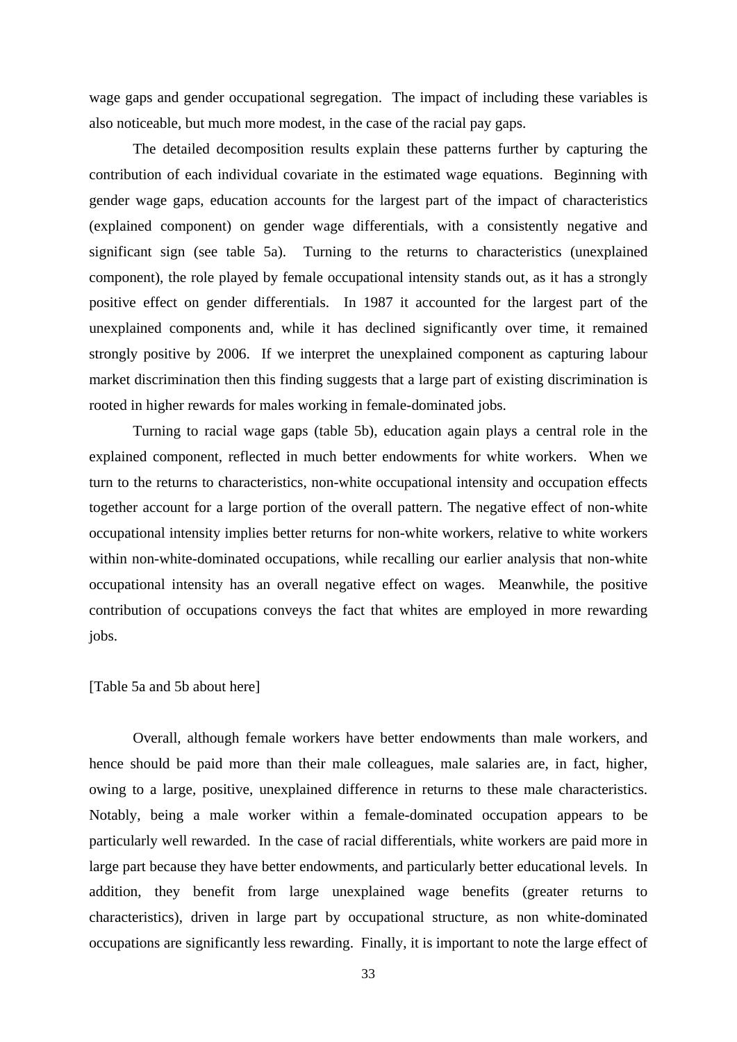wage gaps and gender occupational segregation. The impact of including these variables is also noticeable, but much more modest, in the case of the racial pay gaps.

The detailed decomposition results explain these patterns further by capturing the contribution of each individual covariate in the estimated wage equations. Beginning with gender wage gaps, education accounts for the largest part of the impact of characteristics (explained component) on gender wage differentials, with a consistently negative and significant sign (see table 5a). Turning to the returns to characteristics (unexplained component), the role played by female occupational intensity stands out, as it has a strongly positive effect on gender differentials. In 1987 it accounted for the largest part of the unexplained components and, while it has declined significantly over time, it remained strongly positive by 2006. If we interpret the unexplained component as capturing labour market discrimination then this finding suggests that a large part of existing discrimination is rooted in higher rewards for males working in female-dominated jobs.

Turning to racial wage gaps (table 5b), education again plays a central role in the explained component, reflected in much better endowments for white workers. When we turn to the returns to characteristics, non-white occupational intensity and occupation effects together account for a large portion of the overall pattern. The negative effect of non-white occupational intensity implies better returns for non-white workers, relative to white workers within non-white-dominated occupations, while recalling our earlier analysis that non-white occupational intensity has an overall negative effect on wages. Meanwhile, the positive contribution of occupations conveys the fact that whites are employed in more rewarding jobs.

[Table 5a and 5b about here]

Overall, although female workers have better endowments than male workers, and hence should be paid more than their male colleagues, male salaries are, in fact, higher, owing to a large, positive, unexplained difference in returns to these male characteristics. Notably, being a male worker within a female-dominated occupation appears to be particularly well rewarded. In the case of racial differentials, white workers are paid more in large part because they have better endowments, and particularly better educational levels. In addition, they benefit from large unexplained wage benefits (greater returns to characteristics), driven in large part by occupational structure, as non white-dominated occupations are significantly less rewarding. Finally, it is important to note the large effect of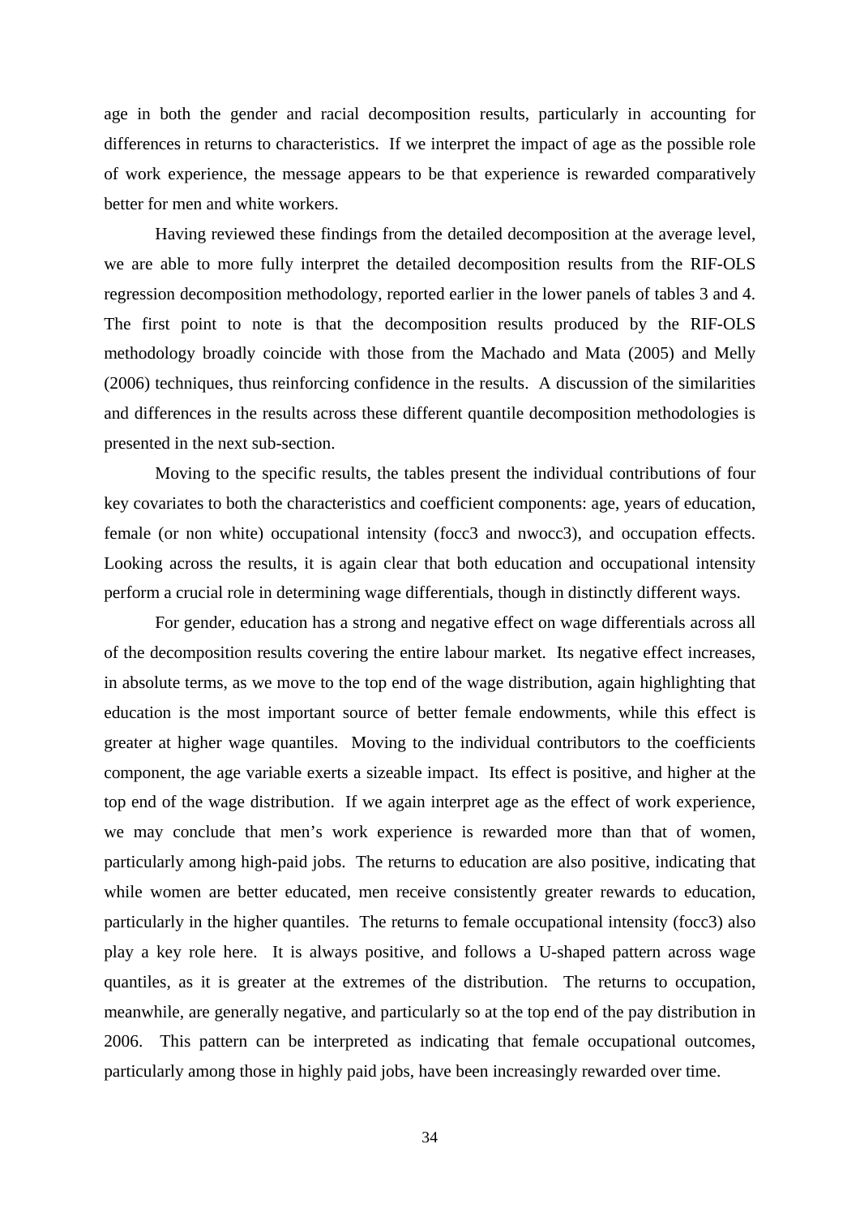age in both the gender and racial decomposition results, particularly in accounting for differences in returns to characteristics. If we interpret the impact of age as the possible role of work experience, the message appears to be that experience is rewarded comparatively better for men and white workers.

Having reviewed these findings from the detailed decomposition at the average level, we are able to more fully interpret the detailed decomposition results from the RIF-OLS regression decomposition methodology, reported earlier in the lower panels of tables 3 and 4. The first point to note is that the decomposition results produced by the RIF-OLS methodology broadly coincide with those from the Machado and Mata (2005) and Melly (2006) techniques, thus reinforcing confidence in the results. A discussion of the similarities and differences in the results across these different quantile decomposition methodologies is presented in the next sub-section.

Moving to the specific results, the tables present the individual contributions of four key covariates to both the characteristics and coefficient components: age, years of education, female (or non white) occupational intensity (focc3 and nwocc3), and occupation effects. Looking across the results, it is again clear that both education and occupational intensity perform a crucial role in determining wage differentials, though in distinctly different ways.

For gender, education has a strong and negative effect on wage differentials across all of the decomposition results covering the entire labour market. Its negative effect increases, in absolute terms, as we move to the top end of the wage distribution, again highlighting that education is the most important source of better female endowments, while this effect is greater at higher wage quantiles. Moving to the individual contributors to the coefficients component, the age variable exerts a sizeable impact. Its effect is positive, and higher at the top end of the wage distribution. If we again interpret age as the effect of work experience, we may conclude that men's work experience is rewarded more than that of women, particularly among high-paid jobs. The returns to education are also positive, indicating that while women are better educated, men receive consistently greater rewards to education, particularly in the higher quantiles. The returns to female occupational intensity (focc3) also play a key role here. It is always positive, and follows a U-shaped pattern across wage quantiles, as it is greater at the extremes of the distribution. The returns to occupation, meanwhile, are generally negative, and particularly so at the top end of the pay distribution in 2006. This pattern can be interpreted as indicating that female occupational outcomes, particularly among those in highly paid jobs, have been increasingly rewarded over time.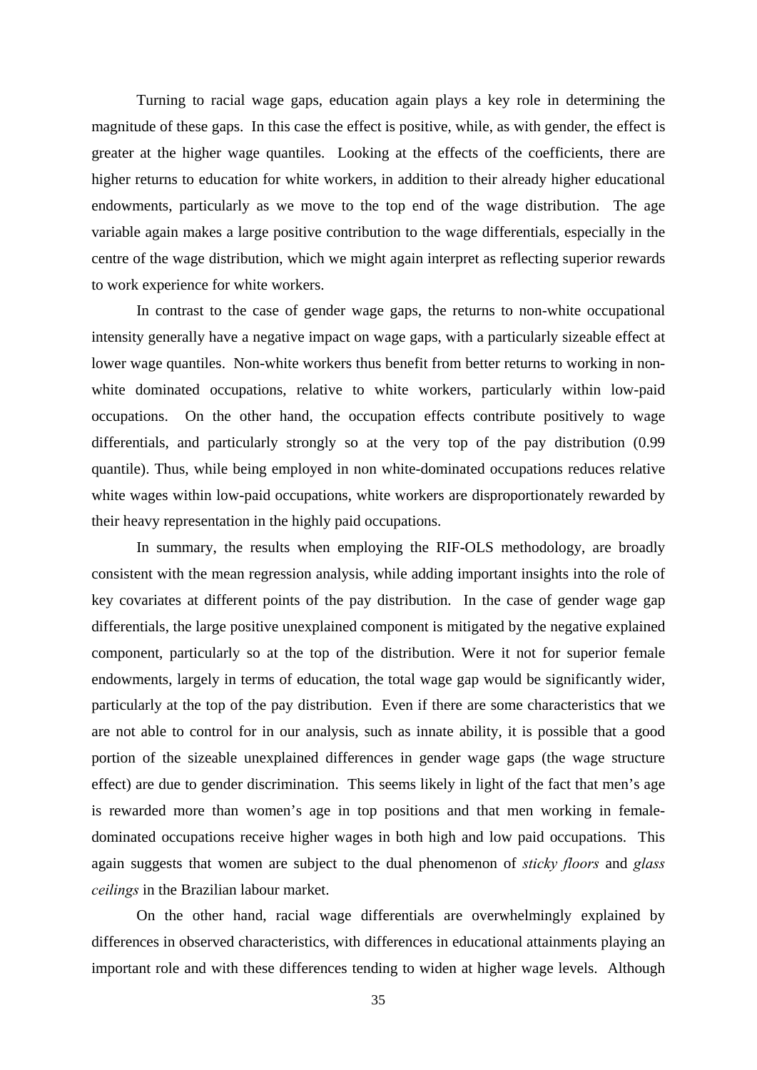Turning to racial wage gaps, education again plays a key role in determining the magnitude of these gaps. In this case the effect is positive, while, as with gender, the effect is greater at the higher wage quantiles. Looking at the effects of the coefficients, there are higher returns to education for white workers, in addition to their already higher educational endowments, particularly as we move to the top end of the wage distribution. The age variable again makes a large positive contribution to the wage differentials, especially in the centre of the wage distribution, which we might again interpret as reflecting superior rewards to work experience for white workers.

In contrast to the case of gender wage gaps, the returns to non-white occupational intensity generally have a negative impact on wage gaps, with a particularly sizeable effect at lower wage quantiles. Non-white workers thus benefit from better returns to working in non-white dominated occupations, relative to white workers, particularly within low-paid occupations. On the other hand, the occupation effects contribute positively to wage differentials, and particularly strongly so at the very top of the pay distribution (0.99 quantile). Thus, while being employed in non white-dominated occupations reduces relative white wages within low-paid occupations, white workers are disproportionately rewarded by their heavy representation in the highly paid occupations.

In summary, the results when employing the RIF-OLS methodology, are broadly consistent with the mean regression analysis, while adding important insights into the role of key covariates at different points of the pay distribution. In the case of gender wage gap differentials, the large positive unexplained component is mitigated by the negative explained component, particularly so at the top of the distribution. Were it not for superior female endowments, largely in terms of education, the total wage gap would be significantly wider, particularly at the top of the pay distribution. Even if there are some characteristics that we are not able to control for in our analysis, such as innate ability, it is possible that a good portion of the sizeable unexplained differences in gender wage gaps (the wage structure effect) are due to gender discrimination. This seems likely in light of the fact that men's age is rewarded more than women's age in top positions and that men working in female-dominated occupations receive higher wages in both high and low paid occupations. This again suggests that women are subject to the dual phenomenon of *sticky floors* and *glass ceilings* in the Brazilian labour market.

On the other hand, racial wage differentials are overwhelmingly explained by differences in observed characteristics, with differences in educational attainments playing an important role and with these differences tending to widen at higher wage levels. Although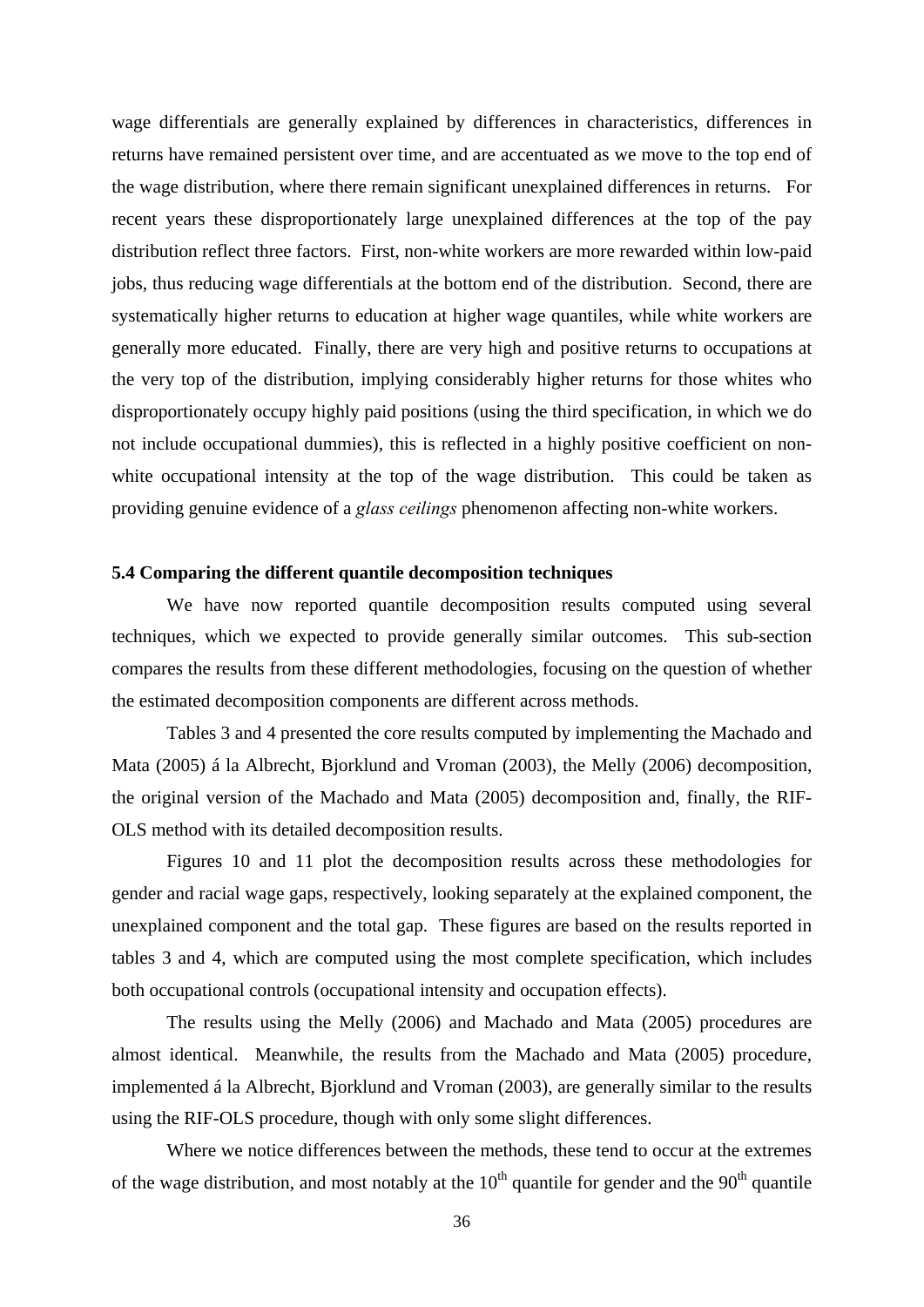wage differentials are generally explained by differences in characteristics, differences in returns have remained persistent over time, and are accentuated as we move to the top end of the wage distribution, where there remain significant unexplained differences in returns. For recent years these disproportionately large unexplained differences at the top of the pay distribution reflect three factors. First, non-white workers are more rewarded within low-paid jobs, thus reducing wage differentials at the bottom end of the distribution. Second, there are systematically higher returns to education at higher wage quantiles, while white workers are generally more educated. Finally, there are very high and positive returns to occupations at the very top of the distribution, implying considerably higher returns for those whites who disproportionately occupy highly paid positions (using the third specification, in which we do not include occupational dummies), this is reflected in a highly positive coefficient on non-white occupational intensity at the top of the wage distribution. This could be taken as providing genuine evidence of a *glass ceilings* phenomenon affecting non-white workers.

### 5.4 Comparing the different quantile decomposition techniques

We have now reported quantile decomposition results computed using several techniques, which we expected to provide generally similar outcomes. This sub-section compares the results from these different methodologies, focusing on the question of whether the estimated decomposition components are different across methods.

Tables 3 and 4 presented the core results computed by implementing the Machado and Mata (2005) á la Albrecht, Bjorklund and Vroman (2003), the Melly (2006) decomposition, the original version of the Machado and Mata (2005) decomposition and, finally, the RIF-OLS method with its detailed decomposition results.

Figures 10 and 11 plot the decomposition results across these methodologies for gender and racial wage gaps, respectively, looking separately at the explained component, the unexplained component and the total gap. These figures are based on the results reported in tables 3 and 4, which are computed using the most complete specification, which includes both occupational controls (occupational intensity and occupation effects).

The results using the Melly (2006) and Machado and Mata (2005) procedures are almost identical. Meanwhile, the results from the Machado and Mata (2005) procedure, implemented á la Albrecht, Bjorklund and Vroman (2003), are generally similar to the results using the RIF-OLS procedure, though with only some slight differences.

Where we notice differences between the methods, these tend to occur at the extremes of the wage distribution, and most notably at the $10^{th}$ quantile for gender and the $90^{th}$ quantile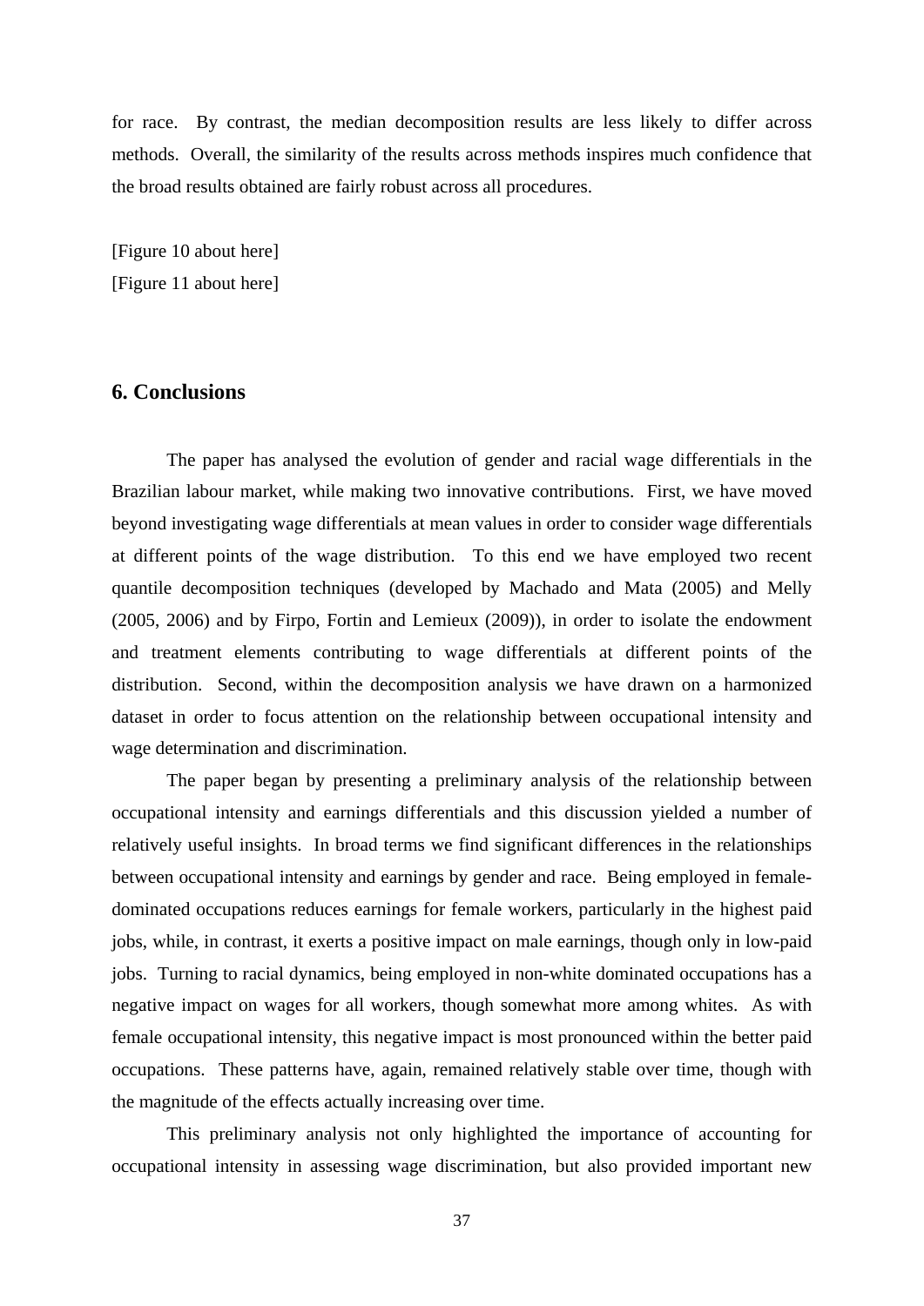for race. By contrast, the median decomposition results are less likely to differ across methods. Overall, the similarity of the results across methods inspires much confidence that the broad results obtained are fairly robust across all procedures.

[Figure 10 about here]
[Figure 11 about here]

## 6. Conclusions

The paper has analysed the evolution of gender and racial wage differentials in the Brazilian labour market, while making two innovative contributions. First, we have moved beyond investigating wage differentials at mean values in order to consider wage differentials at different points of the wage distribution. To this end we have employed two recent quantile decomposition techniques (developed by Machado and Mata (2005) and Melly (2005, 2006) and by Firpo, Fortin and Lemieux (2009)), in order to isolate the endowment and treatment elements contributing to wage differentials at different points of the distribution. Second, within the decomposition analysis we have drawn on a harmonized dataset in order to focus attention on the relationship between occupational intensity and wage determination and discrimination.

The paper began by presenting a preliminary analysis of the relationship between occupational intensity and earnings differentials and this discussion yielded a number of relatively useful insights. In broad terms we find significant differences in the relationships between occupational intensity and earnings by gender and race. Being employed in female-dominated occupations reduces earnings for female workers, particularly in the highest paid jobs, while, in contrast, it exerts a positive impact on male earnings, though only in low-paid jobs. Turning to racial dynamics, being employed in non-white dominated occupations has a negative impact on wages for all workers, though somewhat more among whites. As with female occupational intensity, this negative impact is most pronounced within the better paid occupations. These patterns have, again, remained relatively stable over time, though with the magnitude of the effects actually increasing over time.

This preliminary analysis not only highlighted the importance of accounting for occupational intensity in assessing wage discrimination, but also provided important new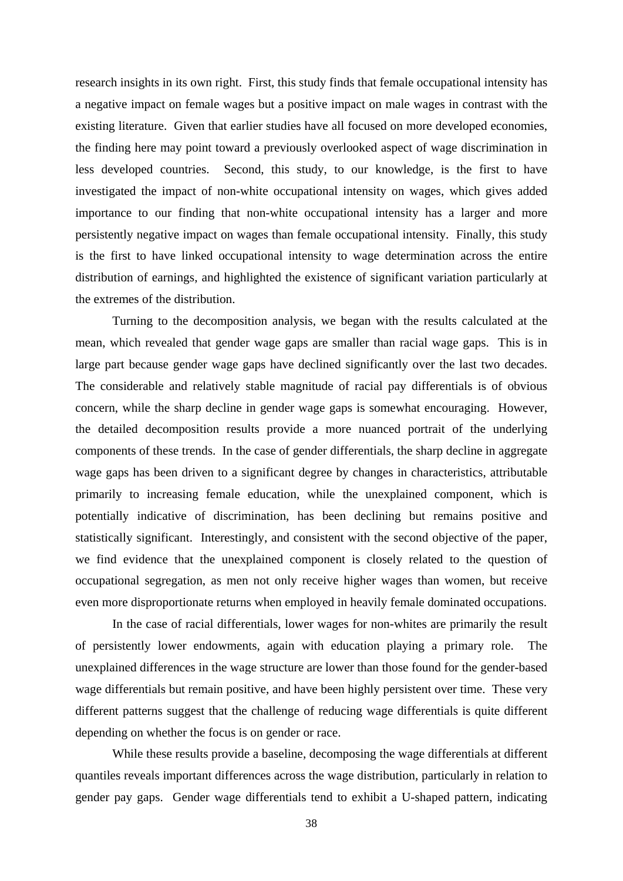research insights in its own right. First, this study finds that female occupational intensity has a negative impact on female wages but a positive impact on male wages in contrast with the existing literature. Given that earlier studies have all focused on more developed economies, the finding here may point toward a previously overlooked aspect of wage discrimination in less developed countries. Second, this study, to our knowledge, is the first to have investigated the impact of non-white occupational intensity on wages, which gives added importance to our finding that non-white occupational intensity has a larger and more persistently negative impact on wages than female occupational intensity. Finally, this study is the first to have linked occupational intensity to wage determination across the entire distribution of earnings, and highlighted the existence of significant variation particularly at the extremes of the distribution.

Turning to the decomposition analysis, we began with the results calculated at the mean, which revealed that gender wage gaps are smaller than racial wage gaps. This is in large part because gender wage gaps have declined significantly over the last two decades. The considerable and relatively stable magnitude of racial pay differentials is of obvious concern, while the sharp decline in gender wage gaps is somewhat encouraging. However, the detailed decomposition results provide a more nuanced portrait of the underlying components of these trends. In the case of gender differentials, the sharp decline in aggregate wage gaps has been driven to a significant degree by changes in characteristics, attributable primarily to increasing female education, while the unexplained component, which is potentially indicative of discrimination, has been declining but remains positive and statistically significant. Interestingly, and consistent with the second objective of the paper, we find evidence that the unexplained component is closely related to the question of occupational segregation, as men not only receive higher wages than women, but receive even more disproportionate returns when employed in heavily female dominated occupations.

In the case of racial differentials, lower wages for non-whites are primarily the result of persistently lower endowments, again with education playing a primary role. The unexplained differences in the wage structure are lower than those found for the gender-based wage differentials but remain positive, and have been highly persistent over time. These very different patterns suggest that the challenge of reducing wage differentials is quite different depending on whether the focus is on gender or race.

While these results provide a baseline, decomposing the wage differentials at different quantiles reveals important differences across the wage distribution, particularly in relation to gender pay gaps. Gender wage differentials tend to exhibit a U-shaped pattern, indicating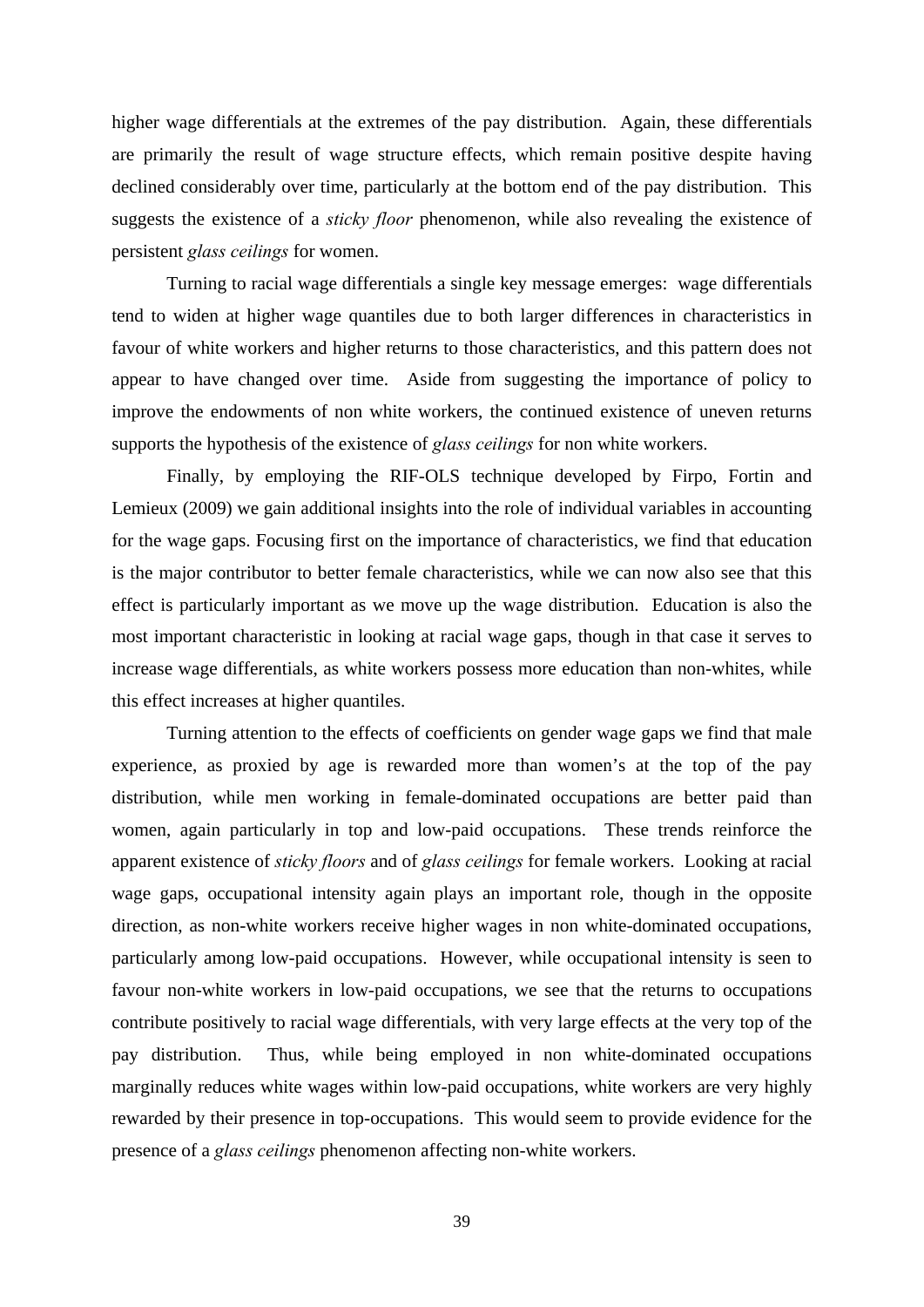higher wage differentials at the extremes of the pay distribution. Again, these differentials are primarily the result of wage structure effects, which remain positive despite having declined considerably over time, particularly at the bottom end of the pay distribution. This suggests the existence of a *sticky floor* phenomenon, while also revealing the existence of persistent *glass ceilings* for women.

Turning to racial wage differentials a single key message emerges: wage differentials tend to widen at higher wage quantiles due to both larger differences in characteristics in favour of white workers and higher returns to those characteristics, and this pattern does not appear to have changed over time. Aside from suggesting the importance of policy to improve the endowments of non white workers, the continued existence of uneven returns supports the hypothesis of the existence of *glass ceilings* for non white workers.

Finally, by employing the RIF-OLS technique developed by Firpo, Fortin and Lemieux (2009) we gain additional insights into the role of individual variables in accounting for the wage gaps. Focusing first on the importance of characteristics, we find that education is the major contributor to better female characteristics, while we can now also see that this effect is particularly important as we move up the wage distribution. Education is also the most important characteristic in looking at racial wage gaps, though in that case it serves to increase wage differentials, as white workers possess more education than non-whites, while this effect increases at higher quantiles.

Turning attention to the effects of coefficients on gender wage gaps we find that male experience, as proxied by age is rewarded more than women's at the top of the pay distribution, while men working in female-dominated occupations are better paid than women, again particularly in top and low-paid occupations. These trends reinforce the apparent existence of *sticky floors* and of *glass ceilings* for female workers. Looking at racial wage gaps, occupational intensity again plays an important role, though in the opposite direction, as non-white workers receive higher wages in non white-dominated occupations, particularly among low-paid occupations. However, while occupational intensity is seen to favour non-white workers in low-paid occupations, we see that the returns to occupations contribute positively to racial wage differentials, with very large effects at the very top of the pay distribution. Thus, while being employed in non white-dominated occupations marginally reduces white wages within low-paid occupations, white workers are very highly rewarded by their presence in top-occupations. This would seem to provide evidence for the presence of a *glass ceilings* phenomenon affecting non-white workers.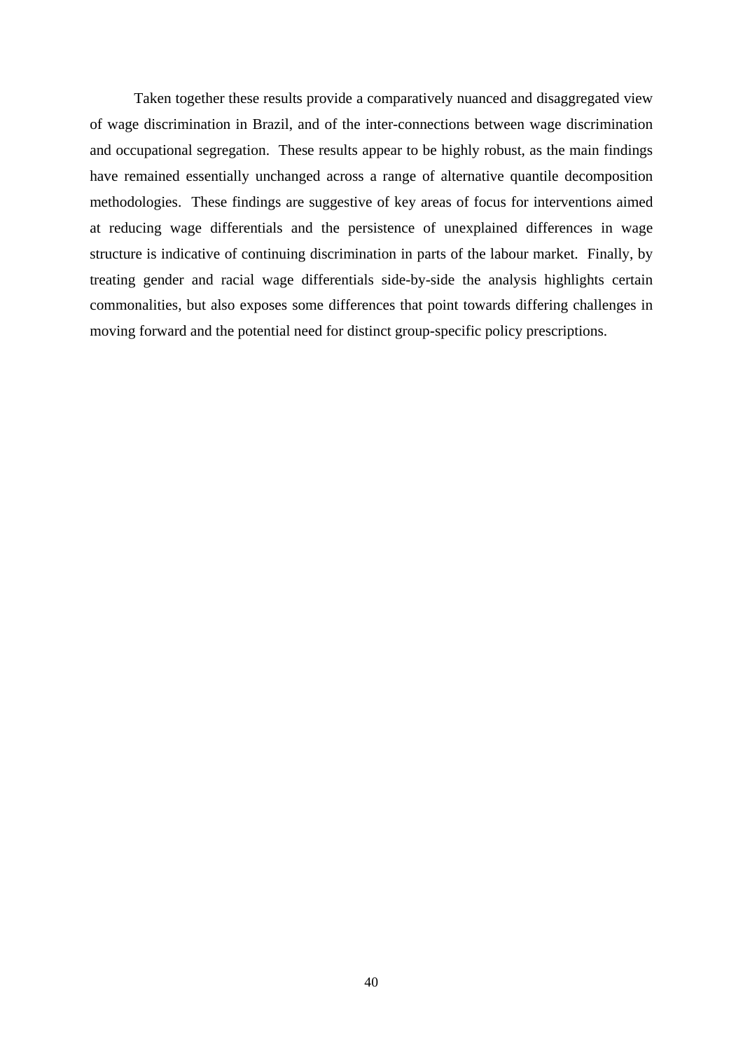Taken together these results provide a comparatively nuanced and disaggregated view of wage discrimination in Brazil, and of the inter-connections between wage discrimination and occupational segregation. These results appear to be highly robust, as the main findings have remained essentially unchanged across a range of alternative quantile decomposition methodologies. These findings are suggestive of key areas of focus for interventions aimed at reducing wage differentials and the persistence of unexplained differences in wage structure is indicative of continuing discrimination in parts of the labour market. Finally, by treating gender and racial wage differentials side-by-side the analysis highlights certain commonalities, but also exposes some differences that point towards differing challenges in moving forward and the potential need for distinct group-specific policy prescriptions.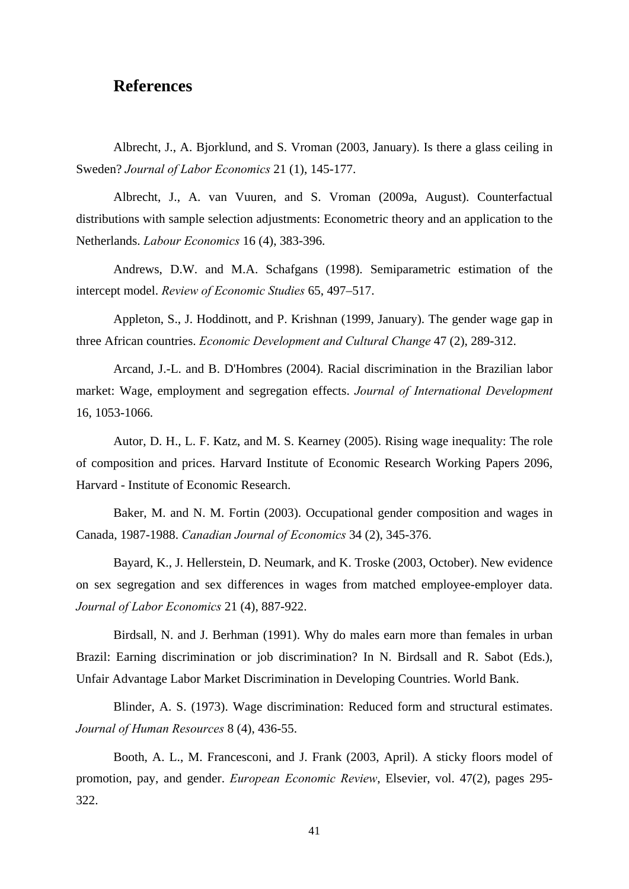## References

Albrecht, J., A. Bjorklund, and S. Vroman (2003, January). Is there a glass ceiling in Sweden? *Journal of Labor Economics* 21 (1), 145-177.

Albrecht, J., A. van Vuuren, and S. Vroman (2009a, August). Counterfactual distributions with sample selection adjustments: Econometric theory and an application to the Netherlands. *Labour Economics* 16 (4), 383-396.

Andrews, D.W. and M.A. Schafgans (1998). Semiparametric estimation of the intercept model. *Review of Economic Studies* 65, 497–517.

Appleton, S., J. Hoddinott, and P. Krishnan (1999, January). The gender wage gap in three African countries. *Economic Development and Cultural Change* 47 (2), 289-312.

Arcand, J.-L. and B. D'Hombres (2004). Racial discrimination in the Brazilian labor market: Wage, employment and segregation effects. *Journal of International Development* 16, 1053-1066.

Autor, D. H., L. F. Katz, and M. S. Kearney (2005). Rising wage inequality: The role of composition and prices. Harvard Institute of Economic Research Working Papers 2096, Harvard - Institute of Economic Research.

Baker, M. and N. M. Fortin (2003). Occupational gender composition and wages in Canada, 1987-1988. *Canadian Journal of Economics* 34 (2), 345-376.

Bayard, K., J. Hellerstein, D. Neumark, and K. Troske (2003, October). New evidence on sex segregation and sex differences in wages from matched employee-employer data. *Journal of Labor Economics* 21 (4), 887-922.

Birdsall, N. and J. Berhman (1991). Why do males earn more than females in urban Brazil: Earning discrimination or job discrimination? In N. Birdsall and R. Sabot (Eds.), Unfair Advantage Labor Market Discrimination in Developing Countries. World Bank.

Blinder, A. S. (1973). Wage discrimination: Reduced form and structural estimates. *Journal of Human Resources* 8 (4), 436-55.

Booth, A. L., M. Francesconi, and J. Frank (2003, April). A sticky floors model of promotion, pay, and gender. *European Economic Review*, Elsevier, vol. 47(2), pages 295-322.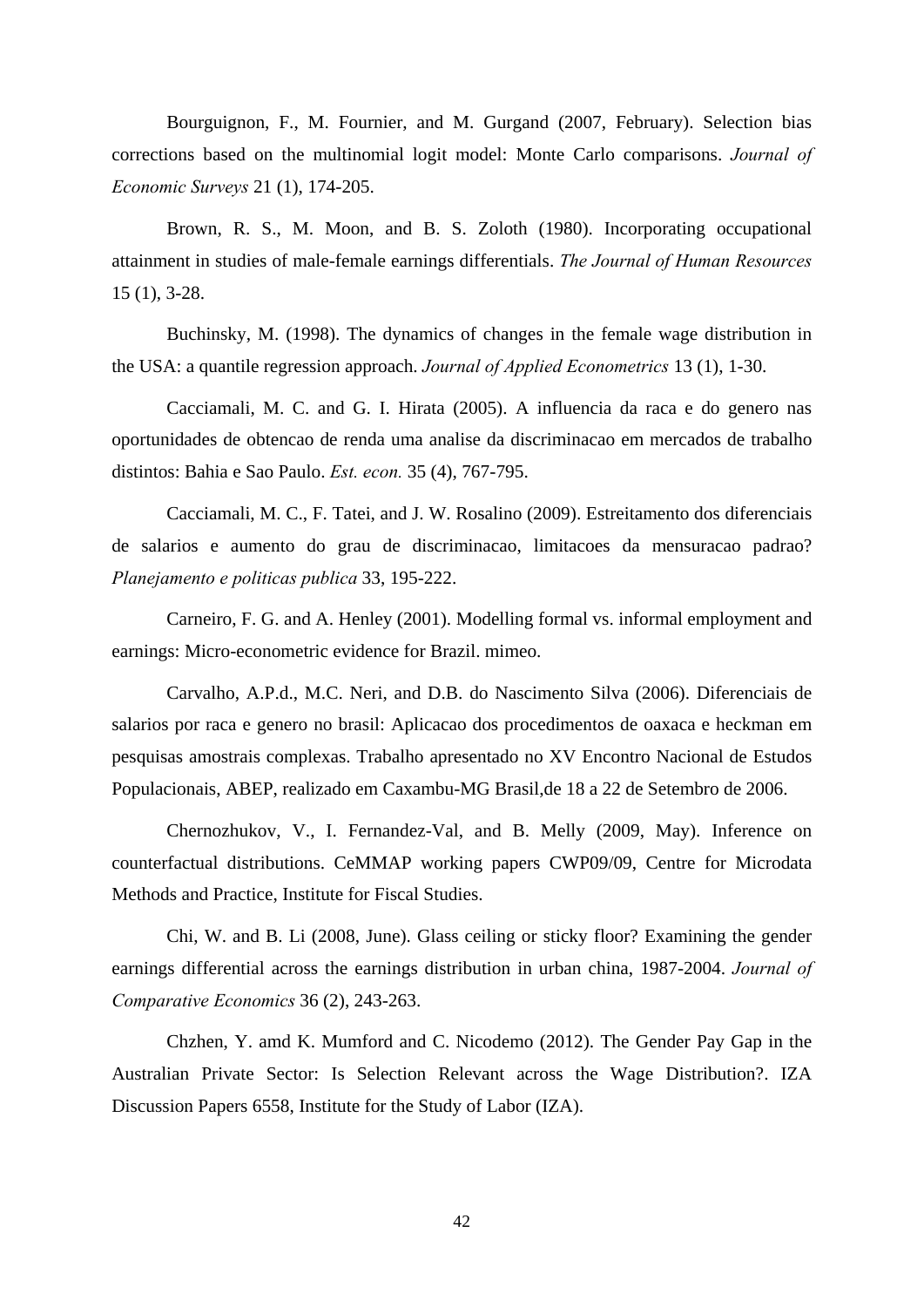Bourguignon, F., M. Fournier, and M. Gurgand (2007, February). Selection bias corrections based on the multinomial logit model: Monte Carlo comparisons. *Journal of Economic Surveys* 21 (1), 174-205.

Brown, R. S., M. Moon, and B. S. Zoloth (1980). Incorporating occupational attainment in studies of male-female earnings differentials. *The Journal of Human Resources* 15 (1), 3-28.

Buchinsky, M. (1998). The dynamics of changes in the female wage distribution in the USA: a quantile regression approach. *Journal of Applied Econometrics* 13 (1), 1-30.

Cacciamali, M. C. and G. I. Hirata (2005). A influencia da raca e do genero nas oportunidades de obtencao de renda uma analise da discriminacao em mercados de trabalho distintos: Bahia e Sao Paulo. *Est. econ.* 35 (4), 767-795.

Cacciamali, M. C., F. Tatei, and J. W. Rosalino (2009). Estreitamento dos diferenciais de salarios e aumento do grau de discriminacao, limitacoes da mensuracao padrao? *Planejamento e politicas publica* 33, 195-222.

Carneiro, F. G. and A. Henley (2001). Modelling formal vs. informal employment and earnings: Micro-econometric evidence for Brazil. mimeo.

Carvalho, A.P.d., M.C. Neri, and D.B. do Nascimento Silva (2006). Diferenciais de salarios por raca e genero no brasil: Aplicacao dos procedimentos de oaxaca e heckman em pesquisas amostrais complexas. Trabalho apresentado no XV Encontro Nacional de Estudos Populacionais, ABEP, realizado em Caxambu-MG Brasil,de 18 a 22 de Setembro de 2006.

Chernozhukov, V., I. Fernandez-Val, and B. Melly (2009, May). Inference on counterfactual distributions. CeMMAP working papers CWP09/09, Centre for Microdata Methods and Practice, Institute for Fiscal Studies.

Chi, W. and B. Li (2008, June). Glass ceiling or sticky floor? Examining the gender earnings differential across the earnings distribution in urban china, 1987-2004. *Journal of Comparative Economics* 36 (2), 243-263.

Chzhen, Y. amd K. Mumford and C. Nicodemo (2012). The Gender Pay Gap in the Australian Private Sector: Is Selection Relevant across the Wage Distribution?. IZA Discussion Papers 6558, Institute for the Study of Labor (IZA).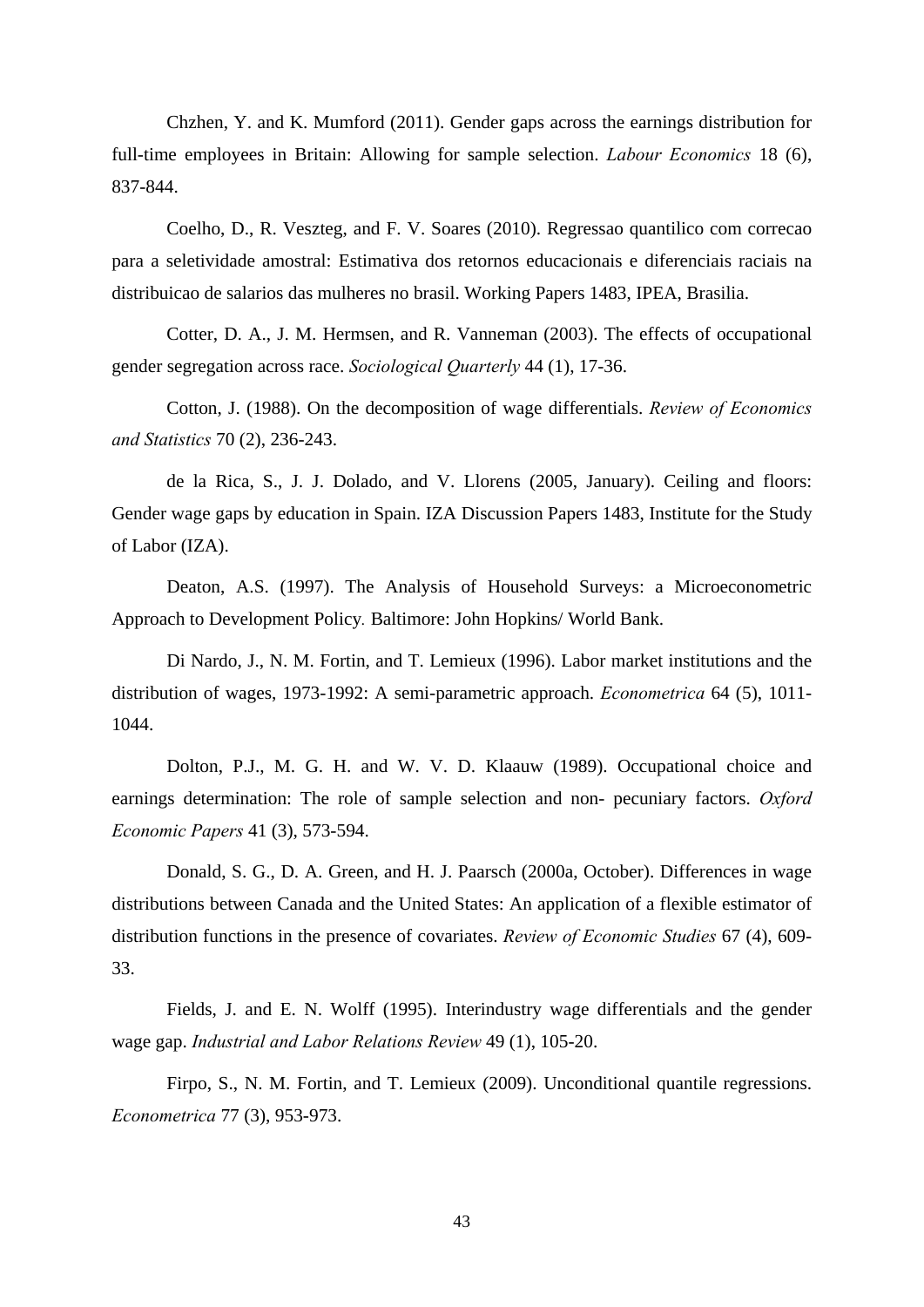Chzhen, Y. and K. Mumford (2011). Gender gaps across the earnings distribution for full-time employees in Britain: Allowing for sample selection. *Labour Economics* 18 (6), 837-844.

Coelho, D., R. Veszteg, and F. V. Soares (2010). Regressao quantilico com correcao para a seletividade amostral: Estimativa dos retornos educacionais e diferenciais raciais na distribuicao de salarios das mulheres no brasil. Working Papers 1483, IPEA, Brasilia.

Cotter, D. A., J. M. Hermsen, and R. Vanneman (2003). The effects of occupational gender segregation across race. *Sociological Quarterly* 44 (1), 17-36.

Cotton, J. (1988). On the decomposition of wage differentials. *Review of Economics and Statistics* 70 (2), 236-243.

de la Rica, S., J. J. Dolado, and V. Llorens (2005, January). Ceiling and floors: Gender wage gaps by education in Spain. IZA Discussion Papers 1483, Institute for the Study of Labor (IZA).

Deaton, A.S. (1997). The Analysis of Household Surveys: a Microeconometric Approach to Development Policy*.* Baltimore: John Hopkins/ World Bank.

Di Nardo, J., N. M. Fortin, and T. Lemieux (1996). Labor market institutions and the distribution of wages, 1973-1992: A semi-parametric approach. *Econometrica* 64 (5), 1011-1044.

Dolton, P.J., M. G. H. and W. V. D. Klaauw (1989). Occupational choice and earnings determination: The role of sample selection and non- pecuniary factors. *Oxford Economic Papers* 41 (3), 573-594.

Donald, S. G., D. A. Green, and H. J. Paarsch (2000a, October). Differences in wage distributions between Canada and the United States: An application of a flexible estimator of distribution functions in the presence of covariates. *Review of Economic Studies* 67 (4), 609-33.

Fields, J. and E. N. Wolff (1995). Interindustry wage differentials and the gender wage gap. *Industrial and Labor Relations Review* 49 (1), 105-20.

Firpo, S., N. M. Fortin, and T. Lemieux (2009). Unconditional quantile regressions. *Econometrica* 77 (3), 953-973.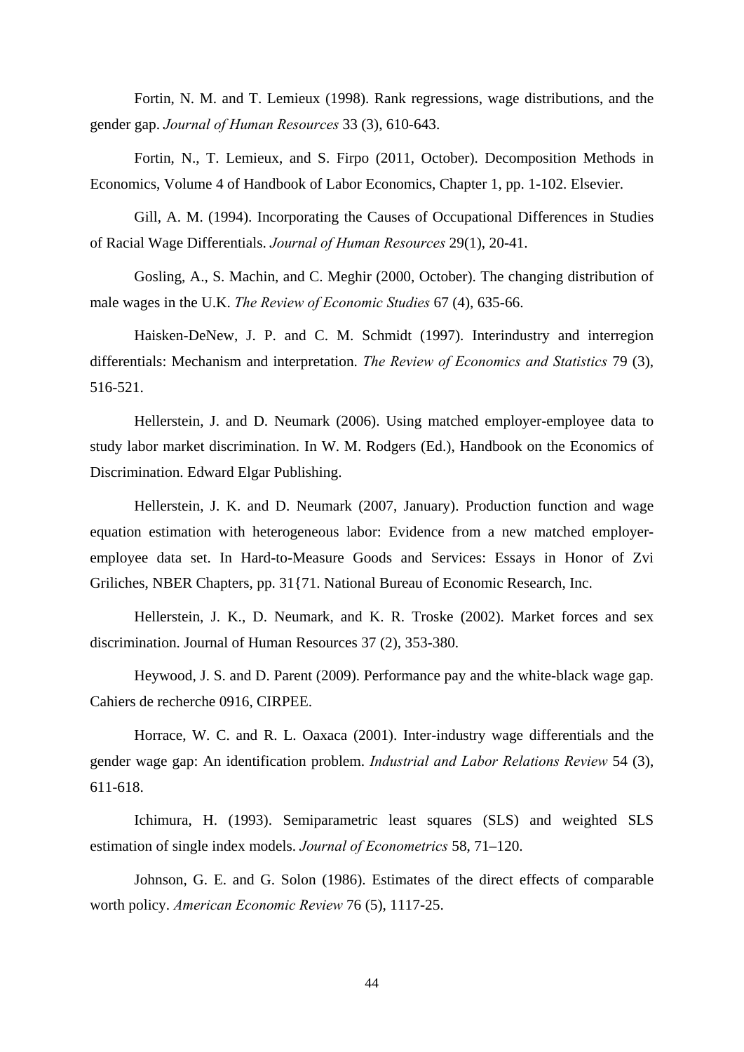Fortin, N. M. and T. Lemieux (1998). Rank regressions, wage distributions, and the gender gap. *Journal of Human Resources* 33 (3), 610-643.

Fortin, N., T. Lemieux, and S. Firpo (2011, October). Decomposition Methods in Economics, Volume 4 of Handbook of Labor Economics, Chapter 1, pp. 1-102. Elsevier.

Gill, A. M. (1994). Incorporating the Causes of Occupational Differences in Studies of Racial Wage Differentials. *Journal of Human Resources* 29(1), 20-41.

Gosling, A., S. Machin, and C. Meghir (2000, October). The changing distribution of male wages in the U.K. *The Review of Economic Studies* 67 (4), 635-66.

Haisken-DeNew, J. P. and C. M. Schmidt (1997). Interindustry and interregion differentials: Mechanism and interpretation. *The Review of Economics and Statistics* 79 (3), 516-521.

Hellerstein, J. and D. Neumark (2006). Using matched employer-employee data to study labor market discrimination. In W. M. Rodgers (Ed.), Handbook on the Economics of Discrimination. Edward Elgar Publishing.

Hellerstein, J. K. and D. Neumark (2007, January). Production function and wage equation estimation with heterogeneous labor: Evidence from a new matched employer-employee data set. In Hard-to-Measure Goods and Services: Essays in Honor of Zvi Griliches, NBER Chapters, pp. 31{71. National Bureau of Economic Research, Inc.

Hellerstein, J. K., D. Neumark, and K. R. Troske (2002). Market forces and sex discrimination. Journal of Human Resources 37 (2), 353-380.

Heywood, J. S. and D. Parent (2009). Performance pay and the white-black wage gap. Cahiers de recherche 0916, CIRPEE.

Horrace, W. C. and R. L. Oaxaca (2001). Inter-industry wage differentials and the gender wage gap: An identification problem. *Industrial and Labor Relations Review* 54 (3), 611-618.

Ichimura, H. (1993). Semiparametric least squares (SLS) and weighted SLS estimation of single index models. *Journal of Econometrics* 58, 71–120.

Johnson, G. E. and G. Solon (1986). Estimates of the direct effects of comparable worth policy. *American Economic Review* 76 (5), 1117-25.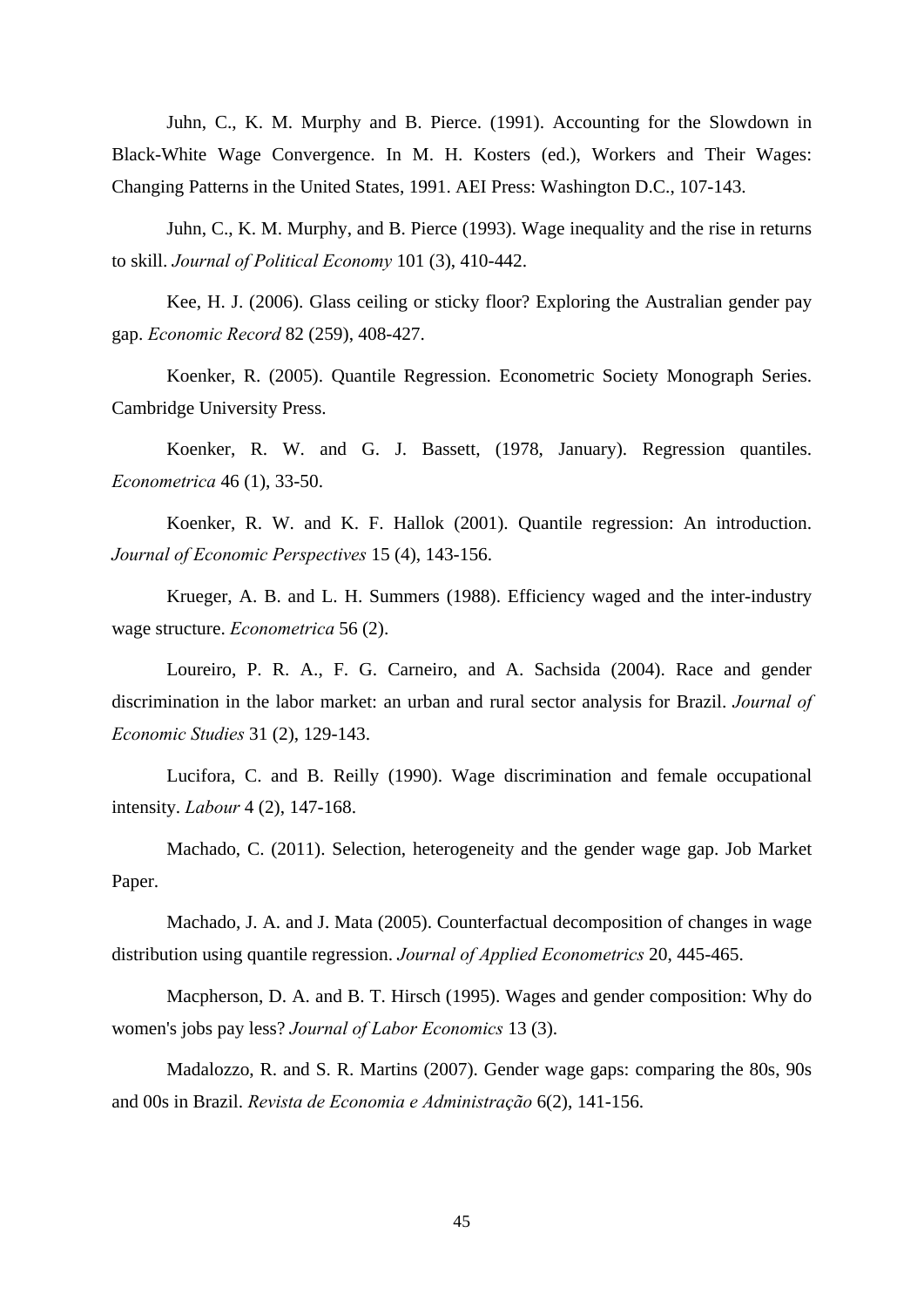Juhn, C., K. M. Murphy and B. Pierce. (1991). Accounting for the Slowdown in Black-White Wage Convergence. In M. H. Kosters (ed.), Workers and Their Wages: Changing Patterns in the United States, 1991. AEI Press: Washington D.C., 107-143.

Juhn, C., K. M. Murphy, and B. Pierce (1993). Wage inequality and the rise in returns to skill. *Journal of Political Economy* 101 (3), 410-442.

Kee, H. J. (2006). Glass ceiling or sticky floor? Exploring the Australian gender pay gap. *Economic Record* 82 (259), 408-427.

Koenker, R. (2005). Quantile Regression. Econometric Society Monograph Series. Cambridge University Press.

Koenker, R. W. and G. J. Bassett, (1978, January). Regression quantiles. *Econometrica* 46 (1), 33-50.

Koenker, R. W. and K. F. Hallok (2001). Quantile regression: An introduction. *Journal of Economic Perspectives* 15 (4), 143-156.

Krueger, A. B. and L. H. Summers (1988). Efficiency waged and the inter-industry wage structure. *Econometrica* 56 (2).

Loureiro, P. R. A., F. G. Carneiro, and A. Sachsida (2004). Race and gender discrimination in the labor market: an urban and rural sector analysis for Brazil. *Journal of Economic Studies* 31 (2), 129-143.

Lucifora, C. and B. Reilly (1990). Wage discrimination and female occupational intensity. *Labour* 4 (2), 147-168.

Machado, C. (2011). Selection, heterogeneity and the gender wage gap. Job Market Paper.

Machado, J. A. and J. Mata (2005). Counterfactual decomposition of changes in wage distribution using quantile regression. *Journal of Applied Econometrics* 20, 445-465.

Macpherson, D. A. and B. T. Hirsch (1995). Wages and gender composition: Why do women's jobs pay less? *Journal of Labor Economics* 13 (3).

Madalozzo, R. and S. R. Martins (2007). Gender wage gaps: comparing the 80s, 90s and 00s in Brazil. *Revista de Economia e Administração* 6(2), 141-156.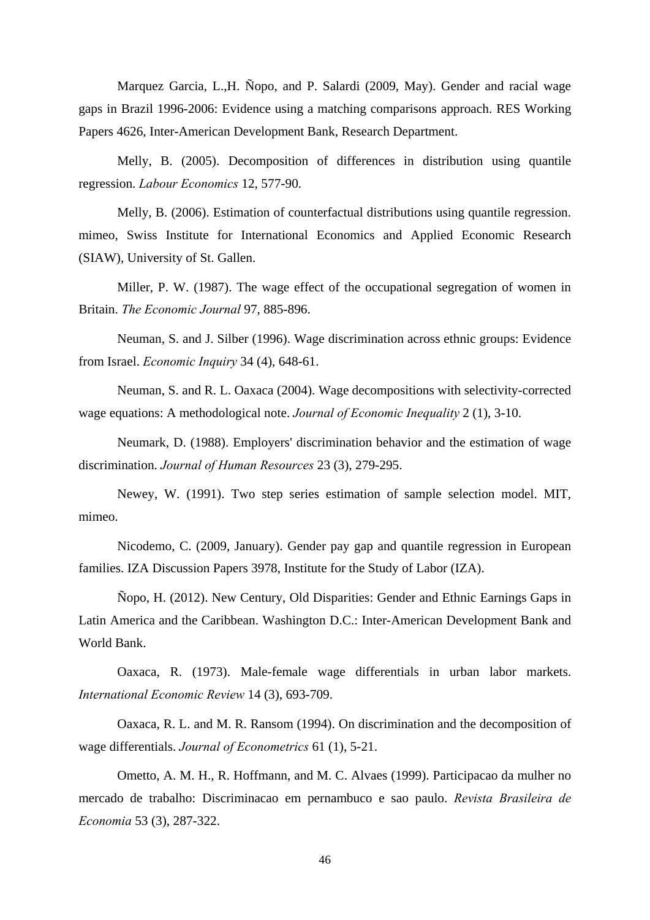Marquez Garcia, L.,H. Ñopo, and P. Salardi (2009, May). Gender and racial wage gaps in Brazil 1996-2006: Evidence using a matching comparisons approach. RES Working Papers 4626, Inter-American Development Bank, Research Department.

Melly, B. (2005). Decomposition of differences in distribution using quantile regression. *Labour Economics* 12, 577-90.

Melly, B. (2006). Estimation of counterfactual distributions using quantile regression. mimeo, Swiss Institute for International Economics and Applied Economic Research (SIAW), University of St. Gallen.

Miller, P. W. (1987). The wage effect of the occupational segregation of women in Britain. *The Economic Journal* 97, 885-896.

Neuman, S. and J. Silber (1996). Wage discrimination across ethnic groups: Evidence from Israel. *Economic Inquiry* 34 (4), 648-61.

Neuman, S. and R. L. Oaxaca (2004). Wage decompositions with selectivity-corrected wage equations: A methodological note. *Journal of Economic Inequality* 2 (1), 3-10.

Neumark, D. (1988). Employers' discrimination behavior and the estimation of wage discrimination. *Journal of Human Resources* 23 (3), 279-295.

Newey, W. (1991). Two step series estimation of sample selection model. MIT, mimeo.

Nicodemo, C. (2009, January). Gender pay gap and quantile regression in European families. IZA Discussion Papers 3978, Institute for the Study of Labor (IZA).

Ñopo, H. (2012). New Century, Old Disparities: Gender and Ethnic Earnings Gaps in Latin America and the Caribbean. Washington D.C.: Inter-American Development Bank and World Bank.

Oaxaca, R. (1973). Male-female wage differentials in urban labor markets. *International Economic Review* 14 (3), 693-709.

Oaxaca, R. L. and M. R. Ransom (1994). On discrimination and the decomposition of wage differentials. *Journal of Econometrics* 61 (1), 5-21.

Ometto, A. M. H., R. Hoffmann, and M. C. Alvaes (1999). Participacao da mulher no mercado de trabalho: Discriminacao em pernambuco e sao paulo. *Revista Brasileira de Economia* 53 (3), 287-322.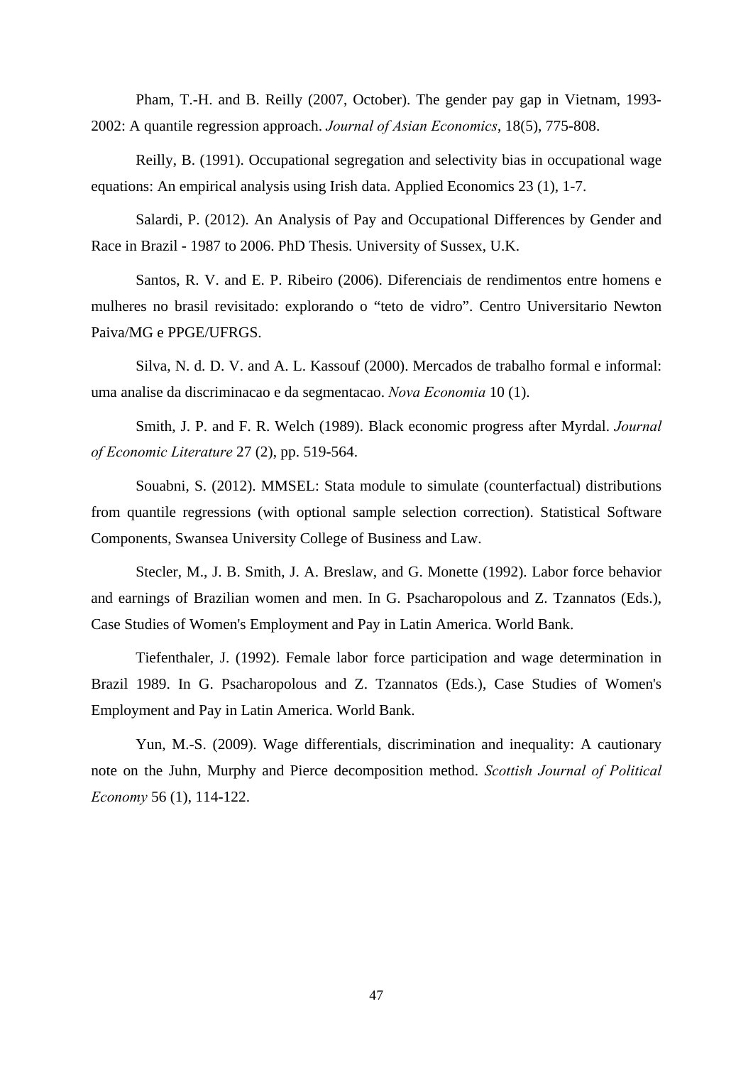Pham, T.-H. and B. Reilly (2007, October). The gender pay gap in Vietnam, 1993-2002: A quantile regression approach. *Journal of Asian Economics*, 18(5), 775-808.

Reilly, B. (1991). Occupational segregation and selectivity bias in occupational wage equations: An empirical analysis using Irish data. Applied Economics 23 (1), 1-7.

Salardi, P. (2012). An Analysis of Pay and Occupational Differences by Gender and Race in Brazil - 1987 to 2006. PhD Thesis. University of Sussex, U.K.

Santos, R. V. and E. P. Ribeiro (2006). Diferenciais de rendimentos entre homens e mulheres no brasil revisitado: explorando o "teto de vidro". Centro Universitario Newton Paiva/MG e PPGE/UFRGS.

Silva, N. d. D. V. and A. L. Kassouf (2000). Mercados de trabalho formal e informal: uma analise da discriminacao e da segmentacao. *Nova Economia* 10 (1).

Smith, J. P. and F. R. Welch (1989). Black economic progress after Myrdal. *Journal of Economic Literature* 27 (2), pp. 519-564.

Souabni, S. (2012). MMSEL: Stata module to simulate (counterfactual) distributions from quantile regressions (with optional sample selection correction). Statistical Software Components, Swansea University College of Business and Law.

Stecler, M., J. B. Smith, J. A. Breslaw, and G. Monette (1992). Labor force behavior and earnings of Brazilian women and men. In G. Psacharopolous and Z. Tzannatos (Eds.), Case Studies of Women's Employment and Pay in Latin America. World Bank.

Tiefenthaler, J. (1992). Female labor force participation and wage determination in Brazil 1989. In G. Psacharopolous and Z. Tzannatos (Eds.), Case Studies of Women's Employment and Pay in Latin America. World Bank.

Yun, M.-S. (2009). Wage differentials, discrimination and inequality: A cautionary note on the Juhn, Murphy and Pierce decomposition method. *Scottish Journal of Political Economy* 56 (1), 114-122.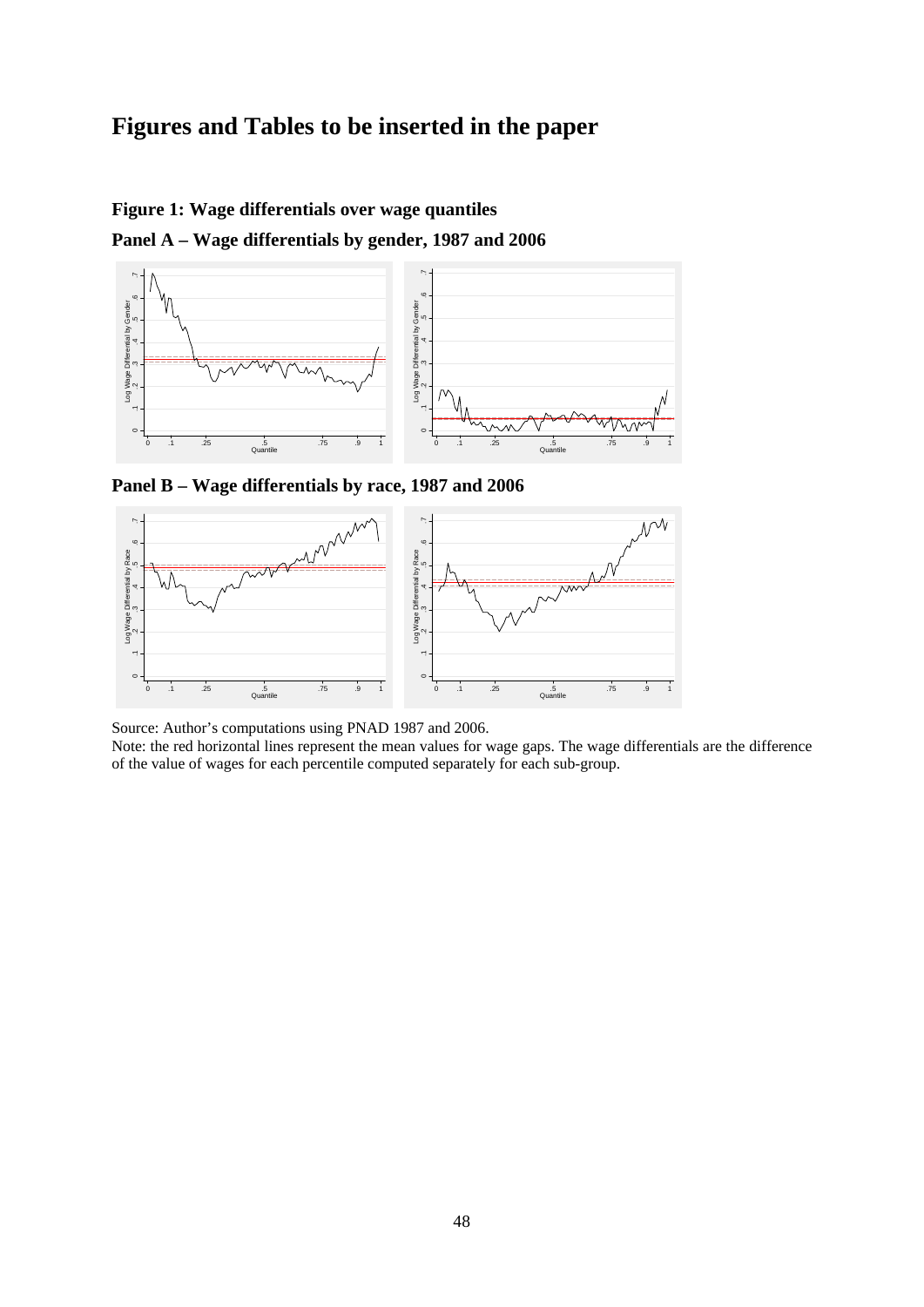# Figures and Tables to be inserted in the paper

**Figure 1: Wage differentials over wage quantiles**

**Panel A – Wage differentials by gender, 1987 and 2006**

**Panel B – Wage differentials by race, 1987 and 2006**

Source: Author's computations using PNAD 1987 and 2006.

Note: the red horizontal lines represent the mean values for wage gaps. The wage differentials are the difference of the value of wages for each percentile computed separately for each sub-group.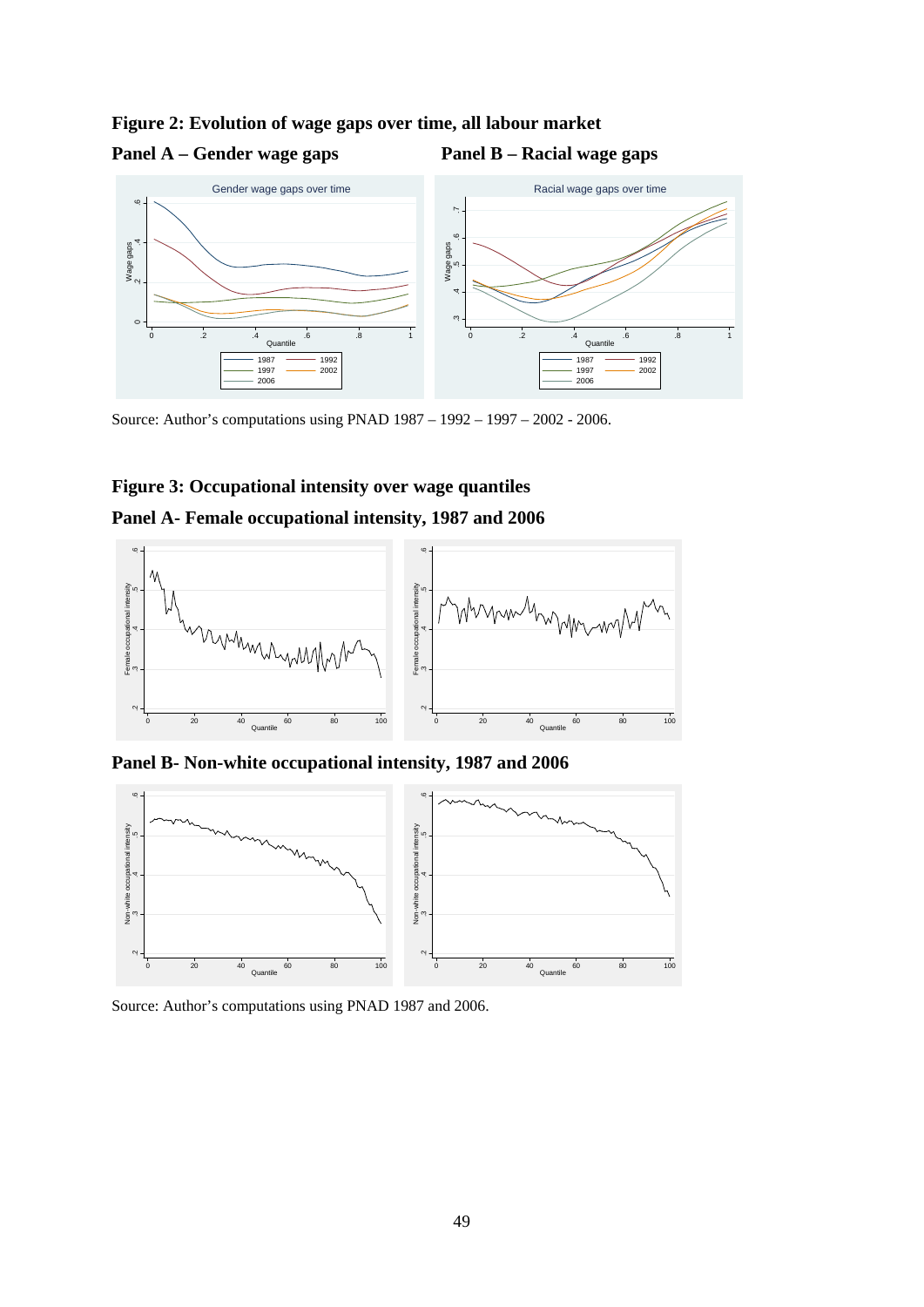**Figure 2: Evolution of wage gaps over time, all labour market**

**Panel A – Gender wage gaps**

**Panel B – Racial wage gaps**

Source: Author's computations using PNAD 1987 – 1992 – 1997 – 2002 - 2006.

**Figure 3: Occupational intensity over wage quantiles**

**Panel A- Female occupational intensity, 1987 and 2006**

**Panel B- Non-white occupational intensity, 1987 and 2006**

Source: Author's computations using PNAD 1987 and 2006.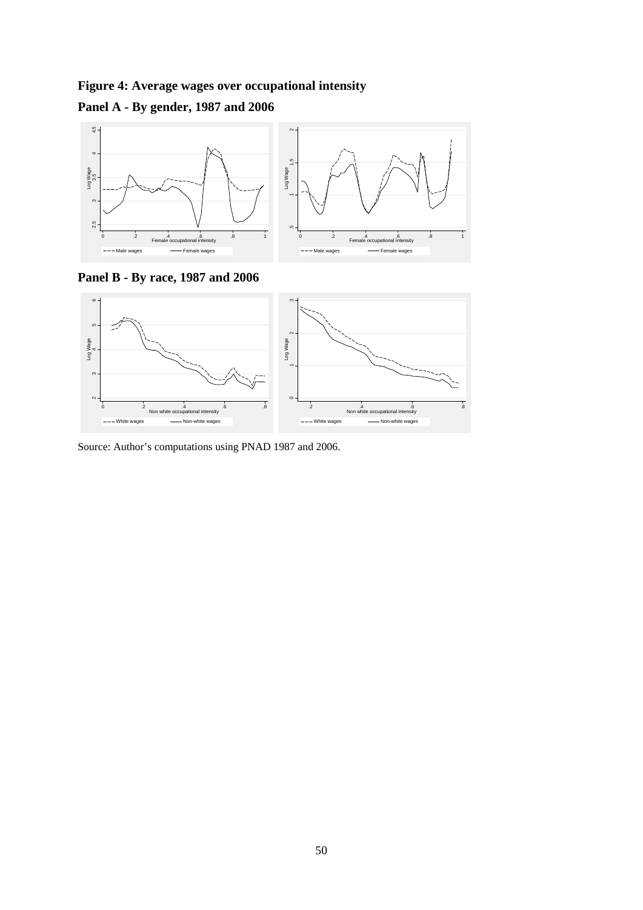**Figure 4: Average wages over occupational intensity**

**Panel A - By gender, 1987 and 2006**

**Panel B - By race, 1987 and 2006**

Source: Author's computations using PNAD 1987 and 2006.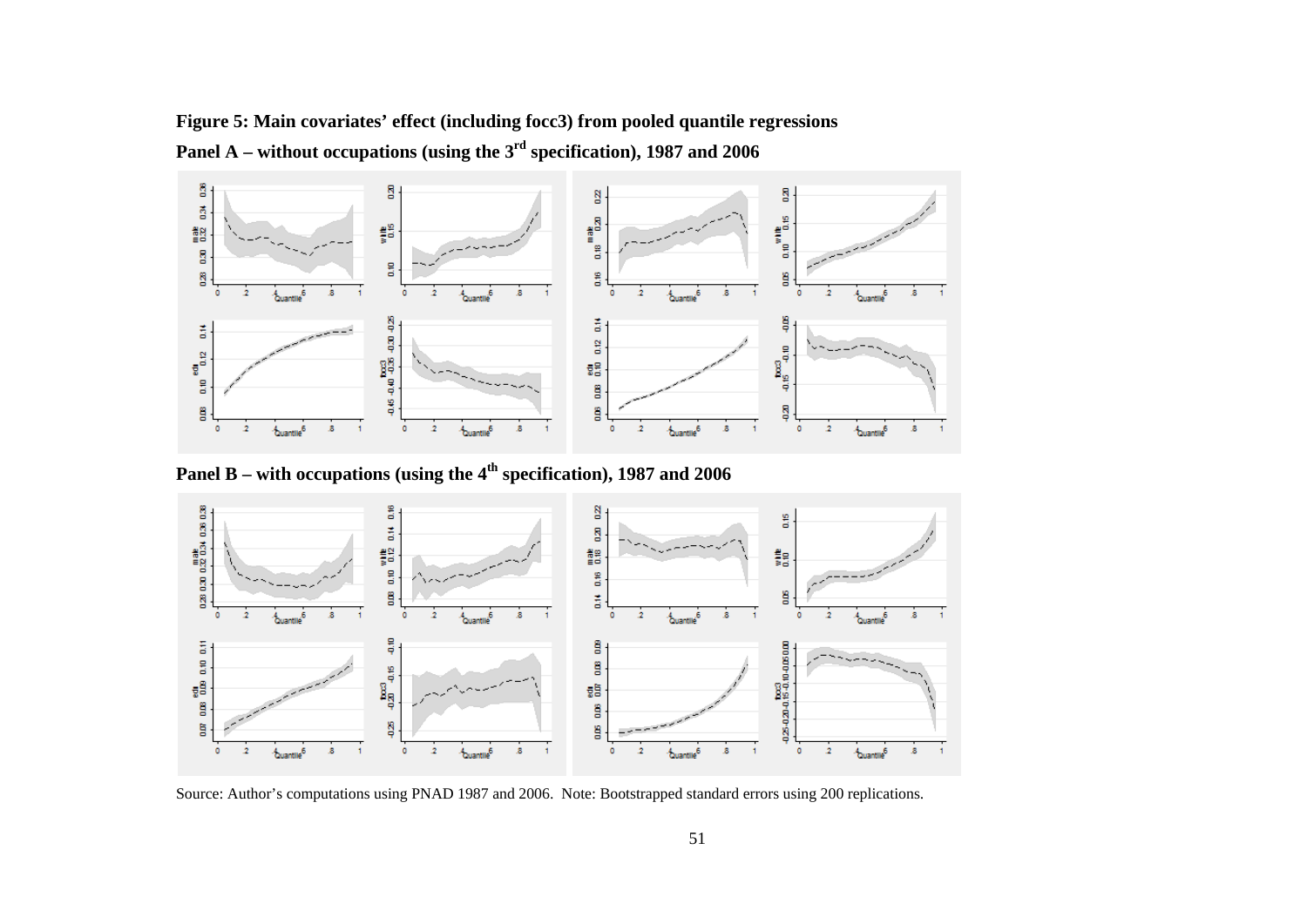**Figure 5: Main covariates' effect (including focc3) from pooled quantile regressions**

**Panel A – without occupations (using the 3rd specification), 1987 and 2006**

**Panel B – with occupations (using the 4th specification), 1987 and 2006**

Source: Author's computations using PNAD 1987 and 2006. Note: Bootstrapped standard errors using 200 replications.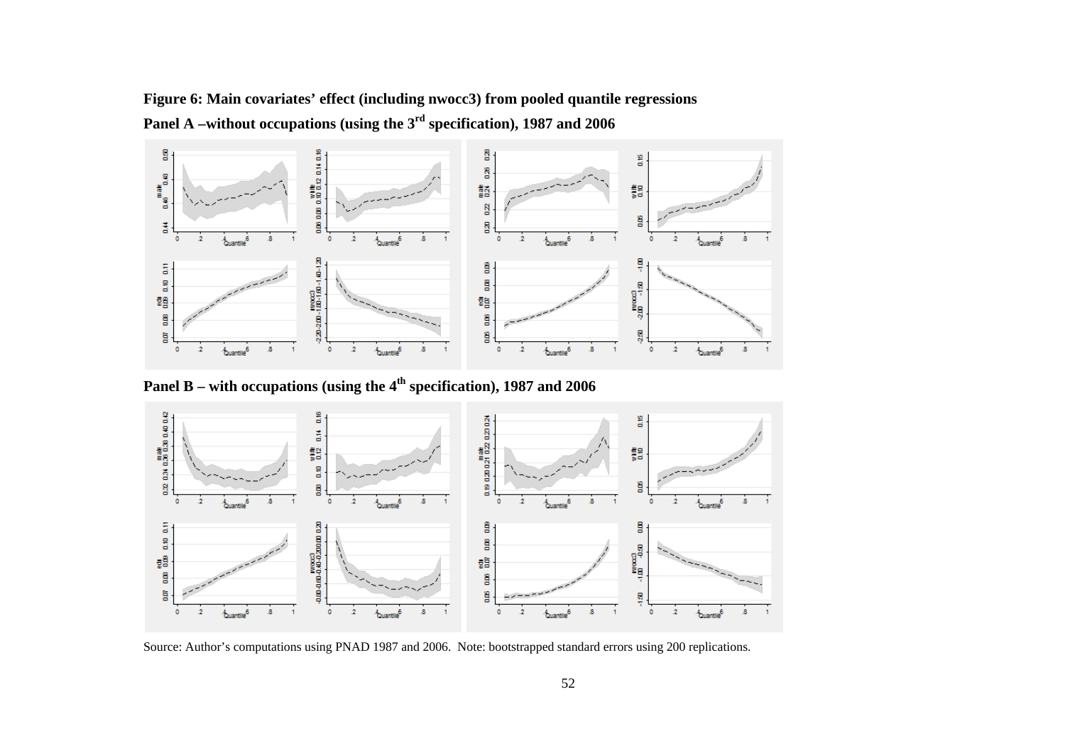**Figure 6: Main covariates' effect (including nwocc3) from pooled quantile regressions**

**Panel A –without occupations (using the 3rd specification), 1987 and 2006**

**Panel B – with occupations (using the 4th specification), 1987 and 2006**

Source: Author's computations using PNAD 1987 and 2006. Note: bootstrapped standard errors using 200 replications.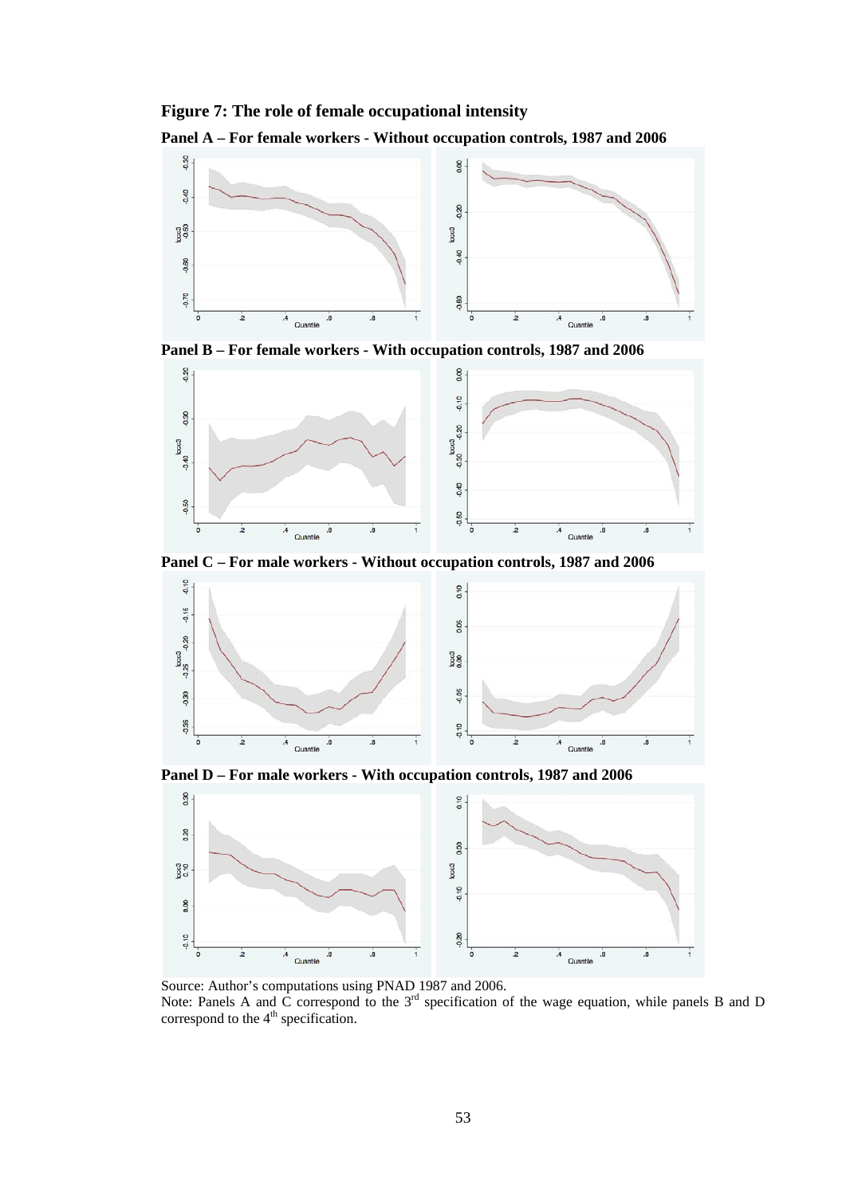**Figure 7: The role of female occupational intensity**

**Panel A – For female workers - Without occupation controls, 1987 and 2006**

**Panel B – For female workers - With occupation controls, 1987 and 2006**

**Panel C – For male workers - Without occupation controls, 1987 and 2006**

**Panel D – For male workers - With occupation controls, 1987 and 2006**

Source: Author's computations using PNAD 1987 and 2006.

Note: Panels A and C correspond to the 3rd specification of the wage equation, while panels B and D correspond to the 4th specification.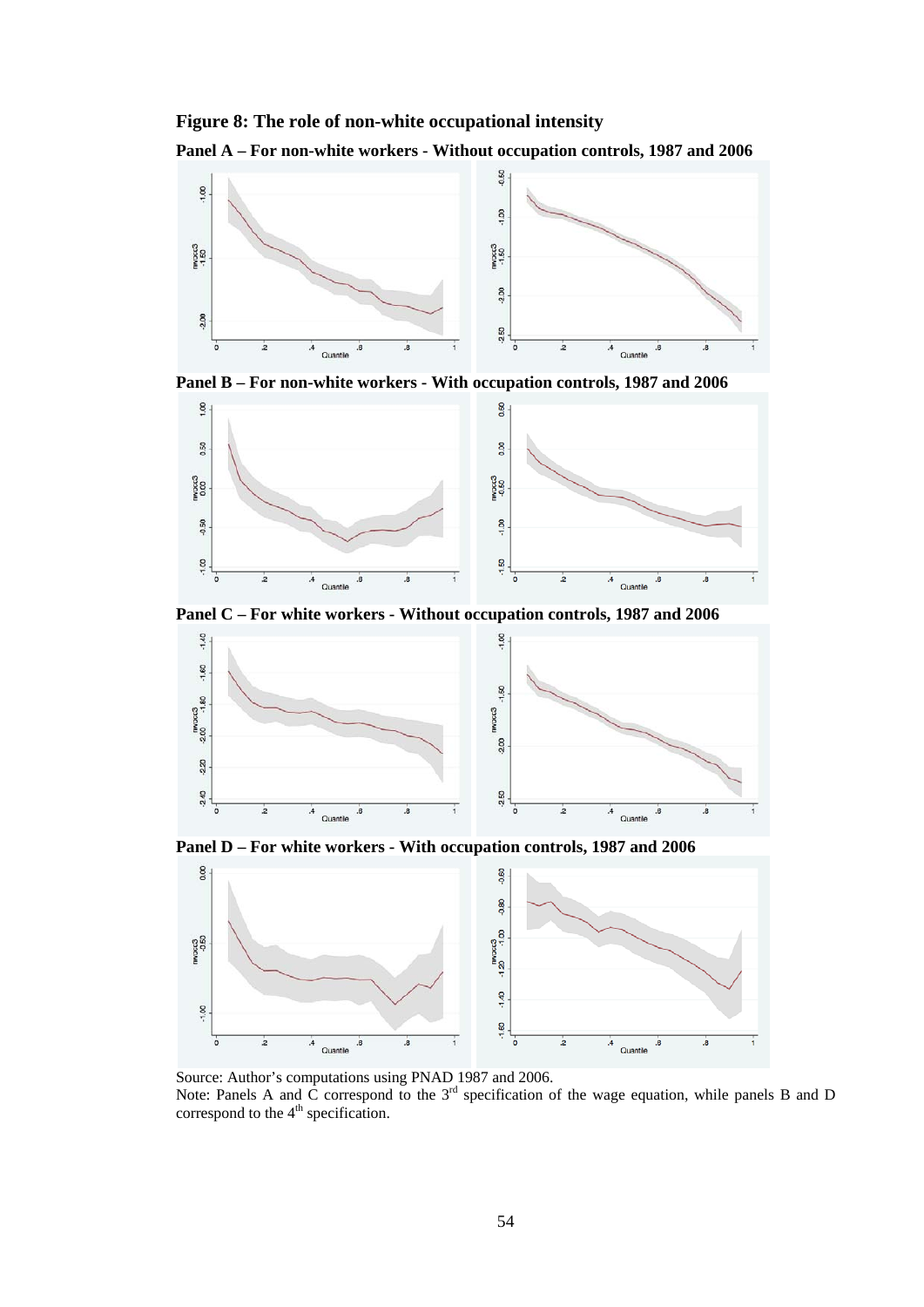**Figure 8: The role of non-white occupational intensity**

**Panel A – For non-white workers - Without occupation controls, 1987 and 2006**

**Panel B – For non-white workers - With occupation controls, 1987 and 2006**

**Panel C – For white workers - Without occupation controls, 1987 and 2006**

**Panel D – For white workers - With occupation controls, 1987 and 2006**

Source: Author's computations using PNAD 1987 and 2006.

Note: Panels A and C correspond to the 3rd specification of the wage equation, while panels B and D correspond to the 4th specification.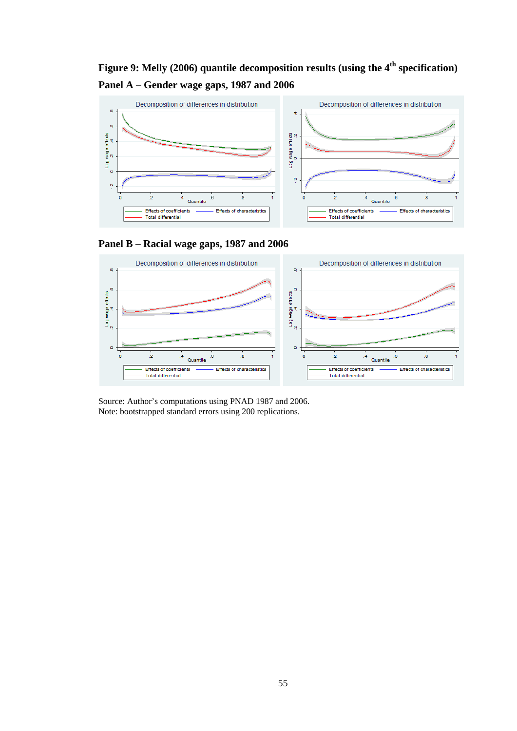**Figure 9: Melly (2006) quantile decomposition results (using the 4th specification)**

**Panel A – Gender wage gaps, 1987 and 2006**

**Panel B – Racial wage gaps, 1987 and 2006**

Source: Author's computations using PNAD 1987 and 2006.
Note: bootstrapped standard errors using 200 replications.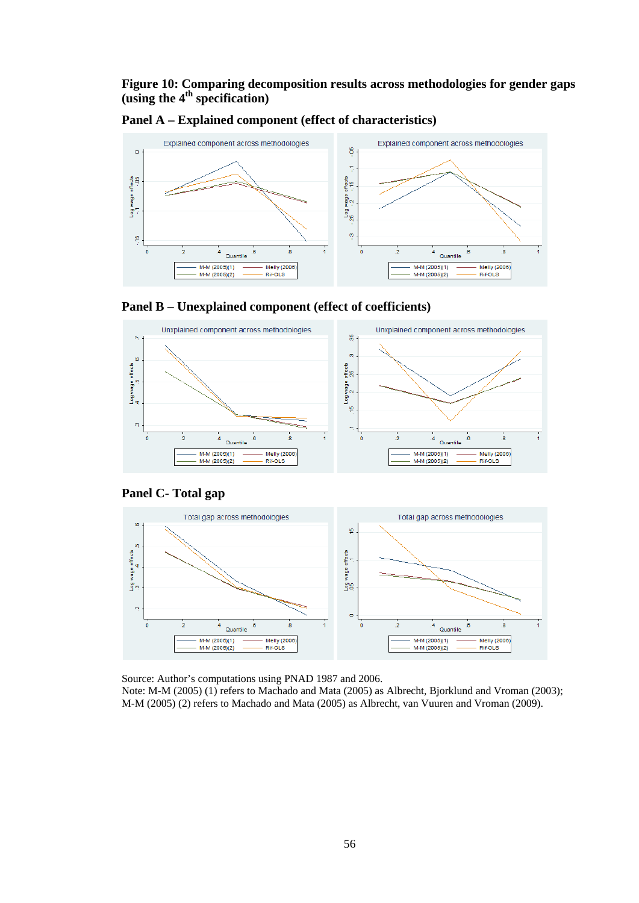**Figure 10: Comparing decomposition results across methodologies for gender gaps (using the 4th specification)**

**Panel A – Explained component (effect of characteristics)**

**Panel B – Unexplained component (effect of coefficients)**

**Panel C- Total gap**

Source: Author's computations using PNAD 1987 and 2006.
Note: M-M (2005) (1) refers to Machado and Mata (2005) as Albrecht, Bjorklund and Vroman (2003); M-M (2005) (2) refers to Machado and Mata (2005) as Albrecht, van Vuuren and Vroman (2009).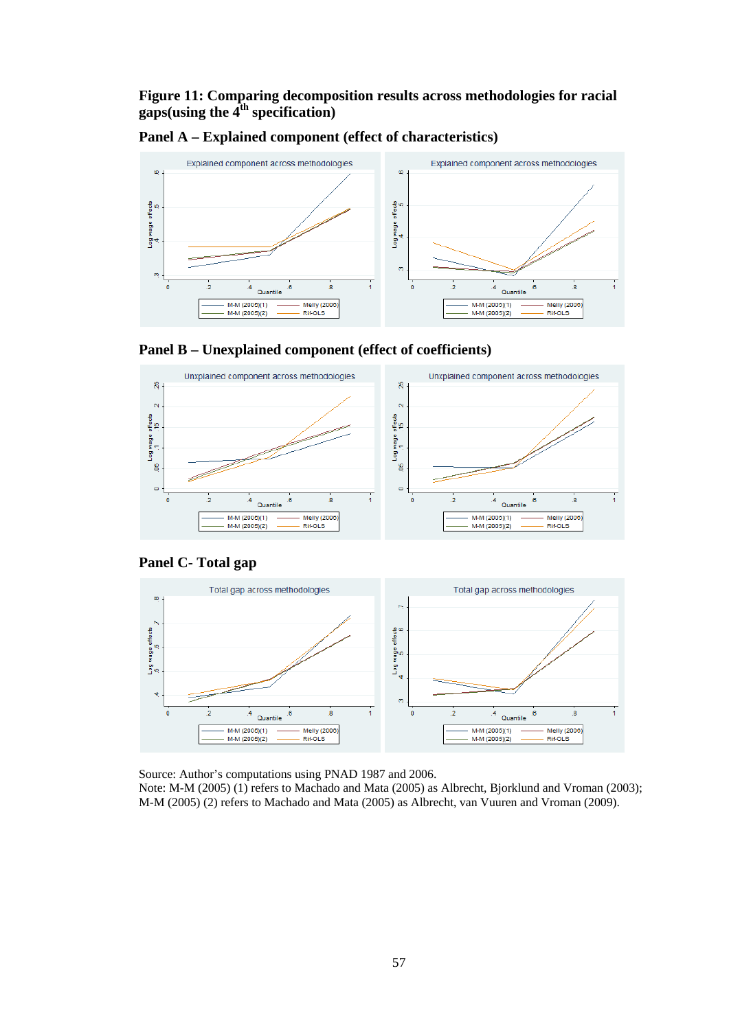**Figure 11: Comparing decomposition results across methodologies for racial gaps(using the 4th specification)**

**Panel A – Explained component (effect of characteristics)**

**Panel B – Unexplained component (effect of coefficients)**

**Panel C- Total gap**

Source: Author's computations using PNAD 1987 and 2006.
Note: M-M (2005) (1) refers to Machado and Mata (2005) as Albrecht, Bjorklund and Vroman (2003); M-M (2005) (2) refers to Machado and Mata (2005) as Albrecht, van Vuuren and Vroman (2009).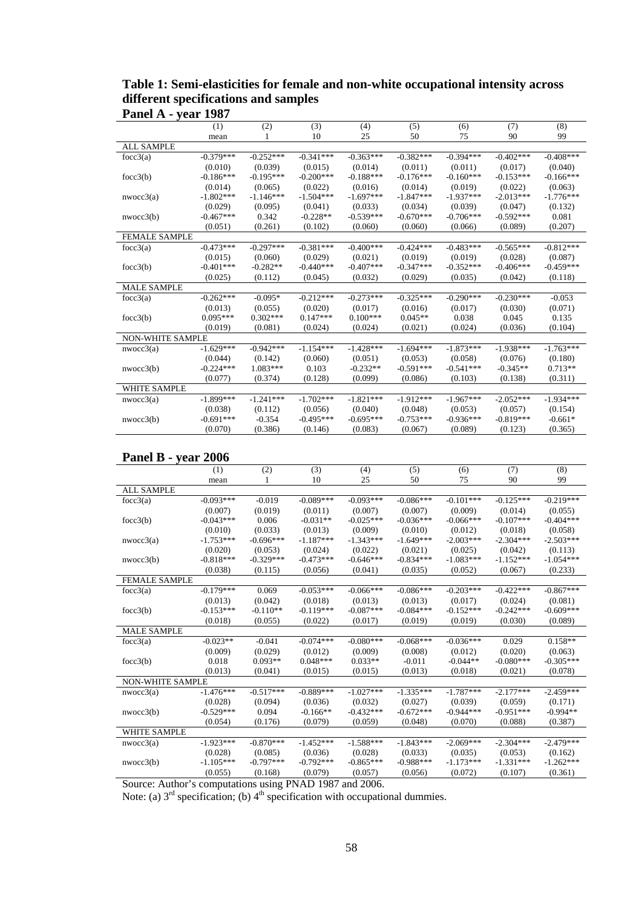**Table 1: Semi-elasticities for female and non-white occupational intensity across different specifications and samples**

**Panel A - year 1987**

| | (1) | (2) | (3) | (4) | (5) | (6) | (7) | (8) |
|---|---|---|---|---|---|---|---|---|
| | mean | 1 | 10 | 25 | 50 | 75 | 90 | 99 |
| ALL SAMPLE | | | | | | | | |
| focc3(a) | -0.379*** | -0.252*** | -0.341*** | -0.363*** | -0.382*** | -0.394*** | -0.402*** | -0.408*** |
| | (0.010) | (0.039) | (0.015) | (0.014) | (0.011) | (0.011) | (0.017) | (0.040) |
| focc3(b) | -0.186*** | -0.195*** | -0.200*** | -0.188*** | -0.176*** | -0.160*** | -0.153*** | -0.166*** |
| | (0.014) | (0.065) | (0.022) | (0.016) | (0.014) | (0.019) | (0.022) | (0.063) |
| nwocc3(a) | -1.802*** | -1.146*** | -1.504*** | -1.697*** | -1.847*** | -1.937*** | -2.013*** | -1.776*** |
| | (0.029) | (0.095) | (0.041) | (0.033) | (0.034) | (0.039) | (0.047) | (0.132) |
| nwocc3(b) | -0.467*** | 0.342 | -0.228** | -0.539*** | -0.670*** | -0.706*** | -0.592*** | 0.081 |
| | (0.051) | (0.261) | (0.102) | (0.060) | (0.060) | (0.066) | (0.089) | (0.207) |
| FEMALE SAMPLE | | | | | | | | |
| focc3(a) | -0.473*** | -0.297*** | -0.381*** | -0.400*** | -0.424*** | -0.483*** | -0.565*** | -0.812*** |
| | (0.015) | (0.060) | (0.029) | (0.021) | (0.019) | (0.019) | (0.028) | (0.087) |
| focc3(b) | -0.401*** | -0.282** | -0.440*** | -0.407*** | -0.347*** | -0.352*** | -0.406*** | -0.459*** |
| | (0.025) | (0.112) | (0.045) | (0.032) | (0.029) | (0.035) | (0.042) | (0.118) |
| MALE SAMPLE | | | | | | | | |
| focc3(a) | -0.262*** | -0.095* | -0.212*** | -0.273*** | -0.325*** | -0.290*** | -0.230*** | -0.053 |
| | (0.013) | (0.055) | (0.020) | (0.017) | (0.016) | (0.017) | (0.030) | (0.071) |
| focc3(b) | 0.095*** | 0.302*** | 0.147*** | 0.100*** | 0.045** | 0.038 | 0.045 | 0.135 |
| | (0.019) | (0.081) | (0.024) | (0.024) | (0.021) | (0.024) | (0.036) | (0.104) |
| NON-WHITE SAMPLE | | | | | | | | |
| nwocc3(a) | -1.629*** | -0.942*** | -1.154*** | -1.428*** | -1.694*** | -1.873*** | -1.938*** | -1.763*** |
| | (0.044) | (0.142) | (0.060) | (0.051) | (0.053) | (0.058) | (0.076) | (0.180) |
| nwocc3(b) | -0.224*** | 1.083*** | 0.103 | -0.232** | -0.591*** | -0.541*** | -0.345** | 0.713** |
| | (0.077) | (0.374) | (0.128) | (0.099) | (0.086) | (0.103) | (0.138) | (0.311) |
| WHITE SAMPLE | | | | | | | | |
| nwocc3(a) | -1.899*** | -1.241*** | -1.702*** | -1.821*** | -1.912*** | -1.967*** | -2.052*** | -1.934*** |
| | (0.038) | (0.112) | (0.056) | (0.040) | (0.048) | (0.053) | (0.057) | (0.154) |
| nwocc3(b) | -0.691*** | -0.354 | -0.495*** | -0.695*** | -0.753*** | -0.936*** | -0.819*** | -0.661* |
| | (0.070) | (0.386) | (0.146) | (0.083) | (0.067) | (0.089) | (0.123) | (0.365) |

**Panel B - year 2006**

| | (1) | (2) | (3) | (4) | (5) | (6) | (7) | (8) |
|---|---|---|---|---|---|---|---|---|
| | mean | 1 | 10 | 25 | 50 | 75 | 90 | 99 |
| ALL SAMPLE | | | | | | | | |
| focc3(a) | -0.093*** | -0.019 | -0.089*** | -0.093*** | -0.086*** | -0.101*** | -0.125*** | -0.219*** |
| | (0.007) | (0.019) | (0.011) | (0.007) | (0.007) | (0.009) | (0.014) | (0.055) |
| focc3(b) | -0.043*** | 0.006 | -0.031** | -0.025*** | -0.036*** | -0.066*** | -0.107*** | -0.404*** |
| | (0.010) | (0.033) | (0.013) | (0.009) | (0.010) | (0.012) | (0.018) | (0.058) |
| nwocc3(a) | -1.753*** | -0.696*** | -1.187*** | -1.343*** | -1.649*** | -2.003*** | -2.304*** | -2.503*** |
| | (0.020) | (0.053) | (0.024) | (0.022) | (0.021) | (0.025) | (0.042) | (0.113) |
| nwocc3(b) | -0.818*** | -0.329*** | -0.473*** | -0.646*** | -0.834*** | -1.083*** | -1.152*** | -1.054*** |
| | (0.038) | (0.115) | (0.056) | (0.041) | (0.035) | (0.052) | (0.067) | (0.233) |
| FEMALE SAMPLE | | | | | | | | |
| focc3(a) | -0.179*** | 0.069 | -0.053*** | -0.066*** | -0.086*** | -0.203*** | -0.422*** | -0.867*** |
| | (0.013) | (0.042) | (0.018) | (0.013) | (0.013) | (0.017) | (0.024) | (0.081) |
| focc3(b) | -0.153*** | -0.110** | -0.119*** | -0.087*** | -0.084*** | -0.152*** | -0.242*** | -0.609*** |
| | (0.018) | (0.055) | (0.022) | (0.017) | (0.019) | (0.019) | (0.030) | (0.089) |
| MALE SAMPLE | | | | | | | | |
| focc3(a) | -0.023** | -0.041 | -0.074*** | -0.080*** | -0.068*** | -0.036*** | 0.029 | 0.158** |
| | (0.009) | (0.029) | (0.012) | (0.009) | (0.008) | (0.012) | (0.020) | (0.063) |
| focc3(b) | 0.018 | 0.093** | 0.048*** | 0.033** | -0.011 | -0.044** | -0.080*** | -0.305*** |
| | (0.013) | (0.041) | (0.015) | (0.015) | (0.013) | (0.018) | (0.021) | (0.078) |
| NON-WHITE SAMPLE | | | | | | | | |
| nwocc3(a) | -1.476*** | -0.517*** | -0.889*** | -1.027*** | -1.335*** | -1.787*** | -2.177*** | -2.459*** |
| | (0.028) | (0.094) | (0.036) | (0.032) | (0.027) | (0.039) | (0.059) | (0.171) |
| nwocc3(b) | -0.529*** | 0.094 | -0.166** | -0.432*** | -0.672*** | -0.944*** | -0.951*** | -0.994** |
| | (0.054) | (0.176) | (0.079) | (0.059) | (0.048) | (0.070) | (0.088) | (0.387) |
| WHITE SAMPLE | | | | | | | | |
| nwocc3(a) | -1.923*** | -0.870*** | -1.452*** | -1.588*** | -1.843*** | -2.069*** | -2.304*** | -2.479*** |
| | (0.028) | (0.085) | (0.036) | (0.028) | (0.033) | (0.035) | (0.053) | (0.162) |
| nwocc3(b) | -1.105*** | -0.797*** | -0.792*** | -0.865*** | -0.988*** | -1.173*** | -1.331*** | -1.262*** |
| | (0.055) | (0.168) | (0.079) | (0.057) | (0.056) | (0.072) | (0.107) | (0.361) |

Source: Author's computations using PNAD 1987 and 2006.

Note: (a) 3rd specification; (b) 4th specification with occupational dummies.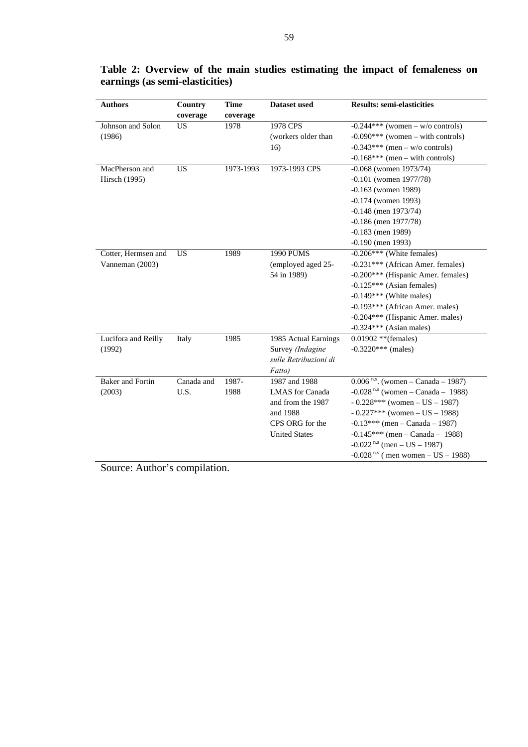**Table 2: Overview of the main studies estimating the impact of femaleness on earnings (as semi-elasticities)**

| Authors | Country coverage | Time coverage | Dataset used | Results: semi-elasticities |
|---|---|---|---|---|
| Johnson and Solon (1986) | US | 1978 | 1978 CPS (workers older than 16) | -0.244*** (women – w/o controls)<br>-0.090*** (women – with controls)<br>-0.343*** (men – w/o controls)<br>-0.168*** (men – with controls) |
| MacPherson and Hirsch (1995) | US | 1973-1993 | 1973-1993 CPS | -0.068 (women 1973/74)<br>-0.101 (women 1977/78)<br>-0.163 (women 1989)<br>-0.174 (women 1993)<br>-0.148 (men 1973/74)<br>-0.186 (men 1977/78)<br>-0.183 (men 1989)<br>-0.190 (men 1993) |
| Cotter, Hermsen and Vanneman (2003) | US | 1989 | 1990 PUMS (employed aged 25-54 in 1989) | -0.206*** (White females)<br>-0.231*** (African Amer. females)<br>-0.200*** (Hispanic Amer. females)<br>-0.125*** (Asian females)<br>-0.149*** (White males)<br>-0.193*** (African Amer. males)<br>-0.204*** (Hispanic Amer. males)<br>-0.324*** (Asian males) |
| Lucifora and Reilly (1992) | Italy | 1985 | 1985 Actual Earnings Survey *(Indagine sulle Retribuzioni di Fatto)* | 0.01902 **(females)<br>-0.3220*** (males) |
| Baker and Fortin (2003) | Canada and U.S. | 1987-1988 | 1987 and 1988 LMAS for Canada and from the 1987 and 1988 CPS ORG for the United States | 0.006 [n.s.]. (women – Canada – 1987)<br>-0.028 [n.s] (women – Canada – 1988)<br>- 0.228*** (women – US – 1987)<br>- 0.227*** (women – US – 1988)<br>-0.13*** (men – Canada – 1987)<br>-0.145*** (men – Canada – 1988)<br>-0.022 [n.s] (men – US – 1987)<br>-0.028 [n.s] ( men women – US – 1988) |

Source: Author's compilation.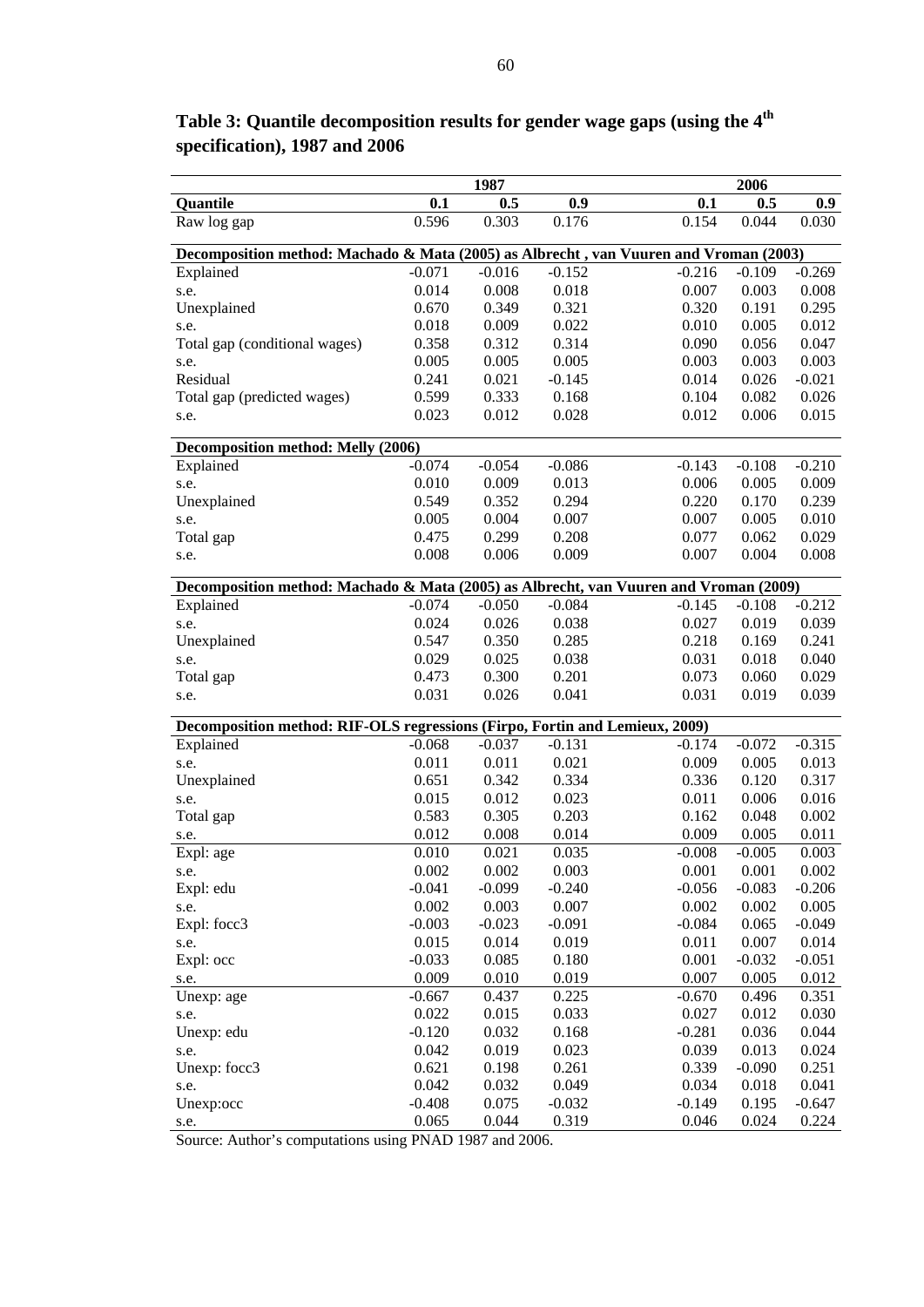**Table 3: Quantile decomposition results for gender wage gaps (using the 4th specification), 1987 and 2006**

| | 1987 | | | 2006 | | |
|---|---|---|---|---|---|---|
| **Quantile** | **0.1** | **0.5** | **0.9** | **0.1** | **0.5** | **0.9** |
| Raw log gap | 0.596 | 0.303 | 0.176 | 0.154 | 0.044 | 0.030 |
| **Decomposition method: Machado & Mata (2005) as Albrecht , van Vuuren and Vroman (2003)** | | | | | | |
| Explained | -0.071 | -0.016 | -0.152 | -0.216 | -0.109 | -0.269 |
| s.e. | 0.014 | 0.008 | 0.018 | 0.007 | 0.003 | 0.008 |
| Unexplained | 0.670 | 0.349 | 0.321 | 0.320 | 0.191 | 0.295 |
| s.e. | 0.018 | 0.009 | 0.022 | 0.010 | 0.005 | 0.012 |
| Total gap (conditional wages) | 0.358 | 0.312 | 0.314 | 0.090 | 0.056 | 0.047 |
| s.e. | 0.005 | 0.005 | 0.005 | 0.003 | 0.003 | 0.003 |
| Residual | 0.241 | 0.021 | -0.145 | 0.014 | 0.026 | -0.021 |
| Total gap (predicted wages) | 0.599 | 0.333 | 0.168 | 0.104 | 0.082 | 0.026 |
| s.e. | 0.023 | 0.012 | 0.028 | 0.012 | 0.006 | 0.015 |
| **Decomposition method: Melly (2006)** | | | | | | |
| Explained | -0.074 | -0.054 | -0.086 | -0.143 | -0.108 | -0.210 |
| s.e. | 0.010 | 0.009 | 0.013 | 0.006 | 0.005 | 0.009 |
| Unexplained | 0.549 | 0.352 | 0.294 | 0.220 | 0.170 | 0.239 |
| s.e. | 0.005 | 0.004 | 0.007 | 0.007 | 0.005 | 0.010 |
| Total gap | 0.475 | 0.299 | 0.208 | 0.077 | 0.062 | 0.029 |
| s.e. | 0.008 | 0.006 | 0.009 | 0.007 | 0.004 | 0.008 |
| **Decomposition method: Machado & Mata (2005) as Albrecht, van Vuuren and Vroman (2009)** | | | | | | |
| Explained | -0.074 | -0.050 | -0.084 | -0.145 | -0.108 | -0.212 |
| s.e. | 0.024 | 0.026 | 0.038 | 0.027 | 0.019 | 0.039 |
| Unexplained | 0.547 | 0.350 | 0.285 | 0.218 | 0.169 | 0.241 |
| s.e. | 0.029 | 0.025 | 0.038 | 0.031 | 0.018 | 0.040 |
| Total gap | 0.473 | 0.300 | 0.201 | 0.073 | 0.060 | 0.029 |
| s.e. | 0.031 | 0.026 | 0.041 | 0.031 | 0.019 | 0.039 |
| **Decomposition method: RIF-OLS regressions (Firpo, Fortin and Lemieux, 2009)** | | | | | | |
| Explained | -0.068 | -0.037 | -0.131 | -0.174 | -0.072 | -0.315 |
| s.e. | 0.011 | 0.011 | 0.021 | 0.009 | 0.005 | 0.013 |
| Unexplained | 0.651 | 0.342 | 0.334 | 0.336 | 0.120 | 0.317 |
| s.e. | 0.015 | 0.012 | 0.023 | 0.011 | 0.006 | 0.016 |
| Total gap | 0.583 | 0.305 | 0.203 | 0.162 | 0.048 | 0.002 |
| s.e. | 0.012 | 0.008 | 0.014 | 0.009 | 0.005 | 0.011 |
| Expl: age | 0.010 | 0.021 | 0.035 | -0.008 | -0.005 | 0.003 |
| s.e. | 0.002 | 0.002 | 0.003 | 0.001 | 0.001 | 0.002 |
| Expl: edu | -0.041 | -0.099 | -0.240 | -0.056 | -0.083 | -0.206 |
| s.e. | 0.002 | 0.003 | 0.007 | 0.002 | 0.002 | 0.005 |
| Expl: focc3 | -0.003 | -0.023 | -0.091 | -0.084 | 0.065 | -0.049 |
| s.e. | 0.015 | 0.014 | 0.019 | 0.011 | 0.007 | 0.014 |
| Expl: occ | -0.033 | 0.085 | 0.180 | 0.001 | -0.032 | -0.051 |
| s.e. | 0.009 | 0.010 | 0.019 | 0.007 | 0.005 | 0.012 |
| Unexp: age | -0.667 | 0.437 | 0.225 | -0.670 | 0.496 | 0.351 |
| s.e. | 0.022 | 0.015 | 0.033 | 0.027 | 0.012 | 0.030 |
| Unexp: edu | -0.120 | 0.032 | 0.168 | -0.281 | 0.036 | 0.044 |
| s.e. | 0.042 | 0.019 | 0.023 | 0.039 | 0.013 | 0.024 |
| Unexp: focc3 | 0.621 | 0.198 | 0.261 | 0.339 | -0.090 | 0.251 |
| s.e. | 0.042 | 0.032 | 0.049 | 0.034 | 0.018 | 0.041 |
| Unexp:occ | -0.408 | 0.075 | -0.032 | -0.149 | 0.195 | -0.647 |
| s.e. | 0.065 | 0.044 | 0.319 | 0.046 | 0.024 | 0.224 |

Source: Author's computations using PNAD 1987 and 2006.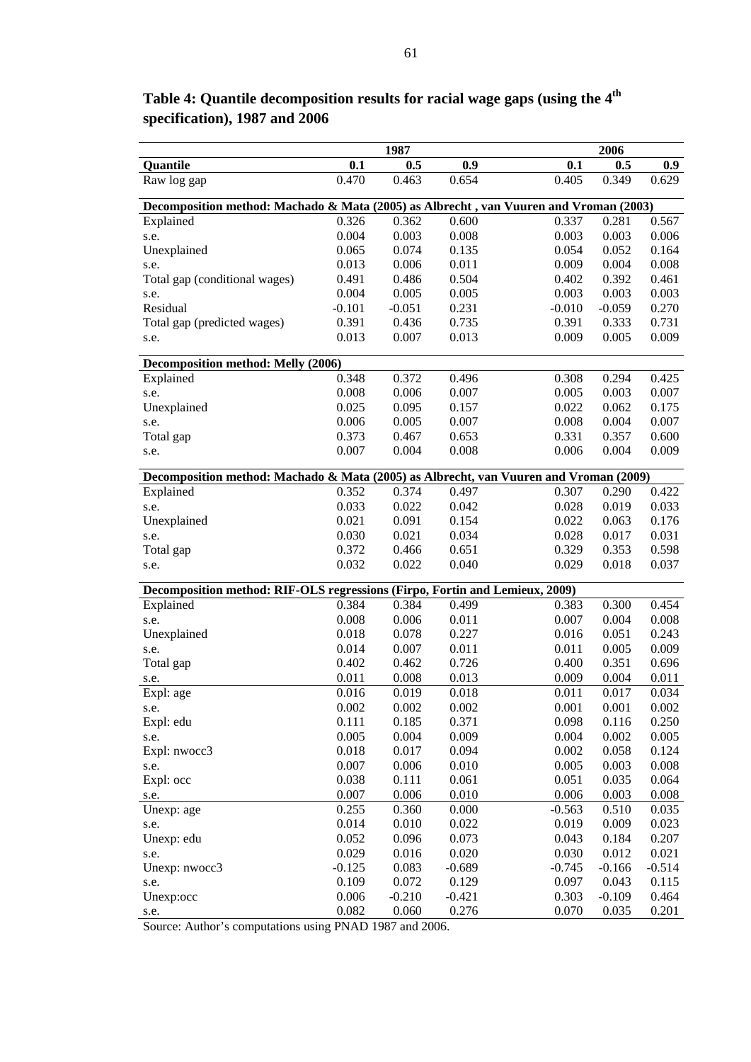**Table 4: Quantile decomposition results for racial wage gaps (using the 4th specification), 1987 and 2006**

| | 1987 | | | 2006 | | |
|---|---|---|---|---|---|---|
| **Quantile** | **0.1** | **0.5** | **0.9** | **0.1** | **0.5** | **0.9** |
| Raw log gap | 0.470 | 0.463 | 0.654 | 0.405 | 0.349 | 0.629 |
| **Decomposition method: Machado & Mata (2005) as Albrecht , van Vuuren and Vroman (2003)** | | | | | | |
| Explained | 0.326 | 0.362 | 0.600 | 0.337 | 0.281 | 0.567 |
| s.e. | 0.004 | 0.003 | 0.008 | 0.003 | 0.003 | 0.006 |
| Unexplained | 0.065 | 0.074 | 0.135 | 0.054 | 0.052 | 0.164 |
| s.e. | 0.013 | 0.006 | 0.011 | 0.009 | 0.004 | 0.008 |
| Total gap (conditional wages) | 0.491 | 0.486 | 0.504 | 0.402 | 0.392 | 0.461 |
| s.e. | 0.004 | 0.005 | 0.005 | 0.003 | 0.003 | 0.003 |
| Residual | -0.101 | -0.051 | 0.231 | -0.010 | -0.059 | 0.270 |
| Total gap (predicted wages) | 0.391 | 0.436 | 0.735 | 0.391 | 0.333 | 0.731 |
| s.e. | 0.013 | 0.007 | 0.013 | 0.009 | 0.005 | 0.009 |
| **Decomposition method: Melly (2006)** | | | | | | |
| Explained | 0.348 | 0.372 | 0.496 | 0.308 | 0.294 | 0.425 |
| s.e. | 0.008 | 0.006 | 0.007 | 0.005 | 0.003 | 0.007 |
| Unexplained | 0.025 | 0.095 | 0.157 | 0.022 | 0.062 | 0.175 |
| s.e. | 0.006 | 0.005 | 0.007 | 0.008 | 0.004 | 0.007 |
| Total gap | 0.373 | 0.467 | 0.653 | 0.331 | 0.357 | 0.600 |
| s.e. | 0.007 | 0.004 | 0.008 | 0.006 | 0.004 | 0.009 |
| **Decomposition method: Machado & Mata (2005) as Albrecht, van Vuuren and Vroman (2009)** | | | | | | |
| Explained | 0.352 | 0.374 | 0.497 | 0.307 | 0.290 | 0.422 |
| s.e. | 0.033 | 0.022 | 0.042 | 0.028 | 0.019 | 0.033 |
| Unexplained | 0.021 | 0.091 | 0.154 | 0.022 | 0.063 | 0.176 |
| s.e. | 0.030 | 0.021 | 0.034 | 0.028 | 0.017 | 0.031 |
| Total gap | 0.372 | 0.466 | 0.651 | 0.329 | 0.353 | 0.598 |
| s.e. | 0.032 | 0.022 | 0.040 | 0.029 | 0.018 | 0.037 |
| **Decomposition method: RIF-OLS regressions (Firpo, Fortin and Lemieux, 2009)** | | | | | | |
| Explained | 0.384 | 0.384 | 0.499 | 0.383 | 0.300 | 0.454 |
| s.e. | 0.008 | 0.006 | 0.011 | 0.007 | 0.004 | 0.008 |
| Unexplained | 0.018 | 0.078 | 0.227 | 0.016 | 0.051 | 0.243 |
| s.e. | 0.014 | 0.007 | 0.011 | 0.011 | 0.005 | 0.009 |
| Total gap | 0.402 | 0.462 | 0.726 | 0.400 | 0.351 | 0.696 |
| s.e. | 0.011 | 0.008 | 0.013 | 0.009 | 0.004 | 0.011 |
| Expl: age | 0.016 | 0.019 | 0.018 | 0.011 | 0.017 | 0.034 |
| s.e. | 0.002 | 0.002 | 0.002 | 0.001 | 0.001 | 0.002 |
| Expl: edu | 0.111 | 0.185 | 0.371 | 0.098 | 0.116 | 0.250 |
| s.e. | 0.005 | 0.004 | 0.009 | 0.004 | 0.002 | 0.005 |
| Expl: nwocc3 | 0.018 | 0.017 | 0.094 | 0.002 | 0.058 | 0.124 |
| s.e. | 0.007 | 0.006 | 0.010 | 0.005 | 0.003 | 0.008 |
| Expl: occ | 0.038 | 0.111 | 0.061 | 0.051 | 0.035 | 0.064 |
| s.e. | 0.007 | 0.006 | 0.010 | 0.006 | 0.003 | 0.008 |
| Unexp: age | 0.255 | 0.360 | 0.000 | -0.563 | 0.510 | 0.035 |
| s.e. | 0.014 | 0.010 | 0.022 | 0.019 | 0.009 | 0.023 |
| Unexp: edu | 0.052 | 0.096 | 0.073 | 0.043 | 0.184 | 0.207 |
| s.e. | 0.029 | 0.016 | 0.020 | 0.030 | 0.012 | 0.021 |
| Unexp: nwocc3 | -0.125 | 0.083 | -0.689 | -0.745 | -0.166 | -0.514 |
| s.e. | 0.109 | 0.072 | 0.129 | 0.097 | 0.043 | 0.115 |
| Unexp:occ | 0.006 | -0.210 | -0.421 | 0.303 | -0.109 | 0.464 |
| s.e. | 0.082 | 0.060 | 0.276 | 0.070 | 0.035 | 0.201 |

Source: Author's computations using PNAD 1987 and 2006.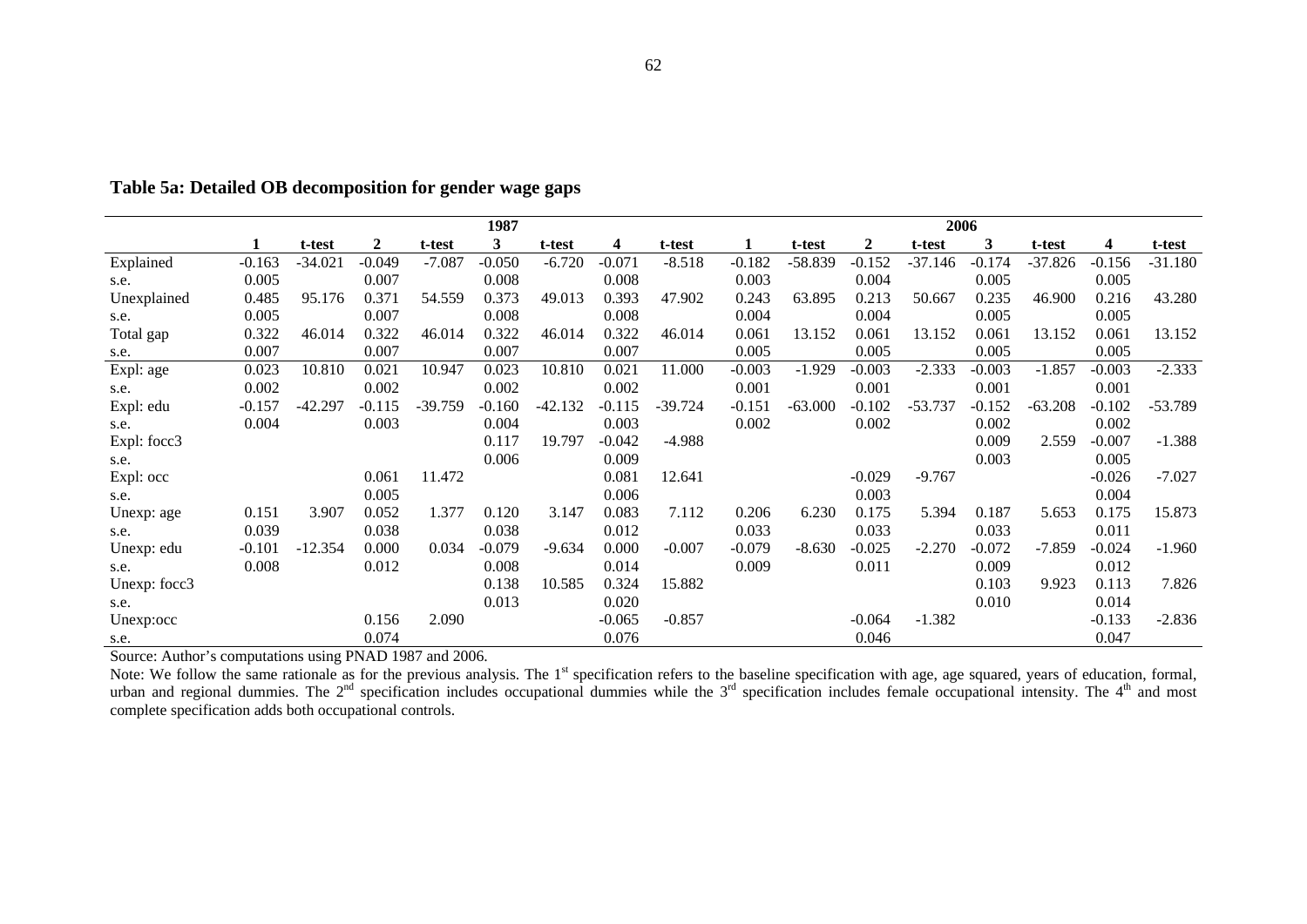**Table 5a: Detailed OB decomposition for gender wage gaps**

| | 1987 | | | | | | | | 2006 | | | | | | | |
|---|---|---|---|---|---|---|---|---|---|---|---|---|---|---|---|---|
| | **1** | **t-test** | **2** | **t-test** | **3** | **t-test** | **4** | **t-test** | **1** | **t-test** | **2** | **t-test** | **3** | **t-test** | **4** | **t-test** |
| Explained | -0.163 | -34.021 | -0.049 | -7.087 | -0.050 | -6.720 | -0.071 | -8.518 | -0.182 | -58.839 | -0.152 | -37.146 | -0.174 | -37.826 | -0.156 | -31.180 |
| s.e. | 0.005 | | 0.007 | | 0.008 | | 0.008 | | 0.003 | | 0.004 | | 0.005 | | 0.005 | |
| Unexplained | 0.485 | 95.176 | 0.371 | 54.559 | 0.373 | 49.013 | 0.393 | 47.902 | 0.243 | 63.895 | 0.213 | 50.667 | 0.235 | 46.900 | 0.216 | 43.280 |
| s.e. | 0.005 | | 0.007 | | 0.008 | | 0.008 | | 0.004 | | 0.004 | | 0.005 | | 0.005 | |
| Total gap | 0.322 | 46.014 | 0.322 | 46.014 | 0.322 | 46.014 | 0.322 | 46.014 | 0.061 | 13.152 | 0.061 | 13.152 | 0.061 | 13.152 | 0.061 | 13.152 |
| s.e. | 0.007 | | 0.007 | | 0.007 | | 0.007 | | 0.005 | | 0.005 | | 0.005 | | 0.005 | |
| Expl: age | 0.023 | 10.810 | 0.021 | 10.947 | 0.023 | 10.810 | 0.021 | 11.000 | -0.003 | -1.929 | -0.003 | -2.333 | -0.003 | -1.857 | -0.003 | -2.333 |
| s.e. | 0.002 | | 0.002 | | 0.002 | | 0.002 | | 0.001 | | 0.001 | | 0.001 | | 0.001 | |
| Expl: edu | -0.157 | -42.297 | -0.115 | -39.759 | -0.160 | -42.132 | -0.115 | -39.724 | -0.151 | -63.000 | -0.102 | -53.737 | -0.152 | -63.208 | -0.102 | -53.789 |
| s.e. | 0.004 | | 0.003 | | 0.004 | | 0.003 | | 0.002 | | 0.002 | | 0.002 | | 0.002 | |
| Expl: focc3 | | | | | 0.117 | 19.797 | -0.042 | -4.988 | | | | | 0.009 | 2.559 | -0.007 | -1.388 |
| s.e. | | | | | 0.006 | | 0.009 | | | | | | 0.003 | | 0.005 | |
| Expl: occ | | | 0.061 | 11.472 | | | 0.081 | 12.641 | | | -0.029 | -9.767 | | | -0.026 | -7.027 |
| s.e. | | | 0.005 | | | | 0.006 | | | | 0.003 | | | | 0.004 | |
| Unexp: age | 0.151 | 3.907 | 0.052 | 1.377 | 0.120 | 3.147 | 0.083 | 7.112 | 0.206 | 6.230 | 0.175 | 5.394 | 0.187 | 5.653 | 0.175 | 15.873 |
| s.e. | 0.039 | | 0.038 | | 0.038 | | 0.012 | | 0.033 | | 0.033 | | 0.033 | | 0.011 | |
| Unexp: edu | -0.101 | -12.354 | 0.000 | 0.034 | -0.079 | -9.634 | 0.000 | -0.007 | -0.079 | -8.630 | -0.025 | -2.270 | -0.072 | -7.859 | -0.024 | -1.960 |
| s.e. | 0.008 | | 0.012 | | 0.008 | | 0.014 | | 0.009 | | 0.011 | | 0.009 | | 0.012 | |
| Unexp: focc3 | | | | | 0.138 | 10.585 | 0.324 | 15.882 | | | | | 0.103 | 9.923 | 0.113 | 7.826 |
| s.e. | | | | | 0.013 | | 0.020 | | | | | | 0.010 | | 0.014 | |
| Unexp:occ | | | 0.156 | 2.090 | | | -0.065 | -0.857 | | | -0.064 | -1.382 | | | -0.133 | -2.836 |
| s.e. | | | 0.074 | | | | 0.076 | | | | 0.046 | | | | 0.047 | |

Source: Author's computations using PNAD 1987 and 2006.

Note: We follow the same rationale as for the previous analysis. The 1st specification refers to the baseline specification with age, age squared, years of education, formal, urban and regional dummies. The 2nd specification includes occupational dummies while the 3rd specification includes female occupational intensity. The 4th and most complete specification adds both occupational controls.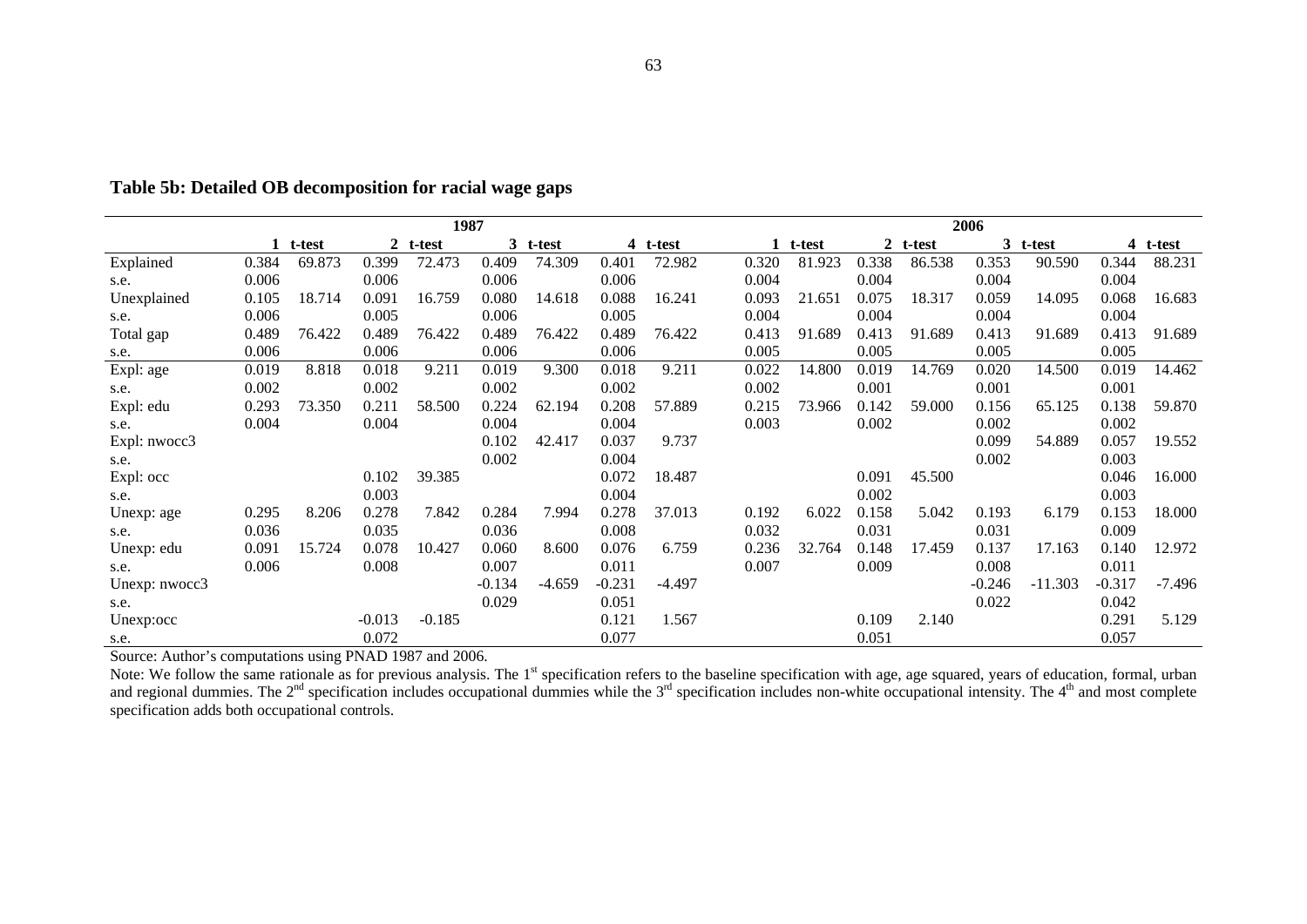**Table 5b: Detailed OB decomposition for racial wage gaps**

| | 1987 | | | | | | | | 2006 | | | | | | | |
|---|---|---|---|---|---|---|---|---|---|---|---|---|---|---|---|---|
| | 1 | t-test | 2 | t-test | 3 | t-test | 4 | t-test | 1 | t-test | 2 | t-test | 3 | t-test | 4 | t-test |
| Explained | 0.384 | 69.873 | 0.399 | 72.473 | 0.409 | 74.309 | 0.401 | 72.982 | 0.320 | 81.923 | 0.338 | 86.538 | 0.353 | 90.590 | 0.344 | 88.231 |
| s.e. | 0.006 | | 0.006 | | 0.006 | | 0.006 | | 0.004 | | 0.004 | | 0.004 | | 0.004 | |
| Unexplained | 0.105 | 18.714 | 0.091 | 16.759 | 0.080 | 14.618 | 0.088 | 16.241 | 0.093 | 21.651 | 0.075 | 18.317 | 0.059 | 14.095 | 0.068 | 16.683 |
| s.e. | 0.006 | | 0.005 | | 0.006 | | 0.005 | | 0.004 | | 0.004 | | 0.004 | | 0.004 | |
| Total gap | 0.489 | 76.422 | 0.489 | 76.422 | 0.489 | 76.422 | 0.489 | 76.422 | 0.413 | 91.689 | 0.413 | 91.689 | 0.413 | 91.689 | 0.413 | 91.689 |
| s.e. | 0.006 | | 0.006 | | 0.006 | | 0.006 | | 0.005 | | 0.005 | | 0.005 | | 0.005 | |
| Expl: age | 0.019 | 8.818 | 0.018 | 9.211 | 0.019 | 9.300 | 0.018 | 9.211 | 0.022 | 14.800 | 0.019 | 14.769 | 0.020 | 14.500 | 0.019 | 14.462 |
| s.e. | 0.002 | | 0.002 | | 0.002 | | 0.002 | | 0.002 | | 0.001 | | 0.001 | | 0.001 | |
| Expl: edu | 0.293 | 73.350 | 0.211 | 58.500 | 0.224 | 62.194 | 0.208 | 57.889 | 0.215 | 73.966 | 0.142 | 59.000 | 0.156 | 65.125 | 0.138 | 59.870 |
| s.e. | 0.004 | | 0.004 | | 0.004 | | 0.004 | | 0.003 | | 0.002 | | 0.002 | | 0.002 | |
| Expl: nwocc3 | | | | | 0.102 | 42.417 | 0.037 | 9.737 | | | | | 0.099 | 54.889 | 0.057 | 19.552 |
| s.e. | | | | | 0.002 | | 0.004 | | | | | | 0.002 | | 0.003 | |
| Expl: occ | | | 0.102 | 39.385 | | | 0.072 | 18.487 | | | 0.091 | 45.500 | | | 0.046 | 16.000 |
| s.e. | | | 0.003 | | | | 0.004 | | | | 0.002 | | | | 0.003 | |
| Unexp: age | 0.295 | 8.206 | 0.278 | 7.842 | 0.284 | 7.994 | 0.278 | 37.013 | 0.192 | 6.022 | 0.158 | 5.042 | 0.193 | 6.179 | 0.153 | 18.000 |
| s.e. | 0.036 | | 0.035 | | 0.036 | | 0.008 | | 0.032 | | 0.031 | | 0.031 | | 0.009 | |
| Unexp: edu | 0.091 | 15.724 | 0.078 | 10.427 | 0.060 | 8.600 | 0.076 | 6.759 | 0.236 | 32.764 | 0.148 | 17.459 | 0.137 | 17.163 | 0.140 | 12.972 |
| s.e. | 0.006 | | 0.008 | | 0.007 | | 0.011 | | 0.007 | | 0.009 | | 0.008 | | 0.011 | |
| Unexp: nwocc3 | | | | | -0.134 | -4.659 | -0.231 | -4.497 | | | | | -0.246 | -11.303 | -0.317 | -7.496 |
| s.e. | | | | | 0.029 | | 0.051 | | | | | | 0.022 | | 0.042 | |
| Unexp:occ | | | -0.013 | -0.185 | | | 0.121 | 1.567 | | | 0.109 | 2.140 | | | 0.291 | 5.129 |
| s.e. | | | 0.072 | | | | 0.077 | | | | 0.051 | | | | 0.057 | |

Source: Author's computations using PNAD 1987 and 2006.

Note: We follow the same rationale as for previous analysis. The 1st specification refers to the baseline specification with age, age squared, years of education, formal, urban and regional dummies. The 2nd specification includes occupational dummies while the 3rd specification includes non-white occupational intensity. The 4th and most complete specification adds both occupational controls.